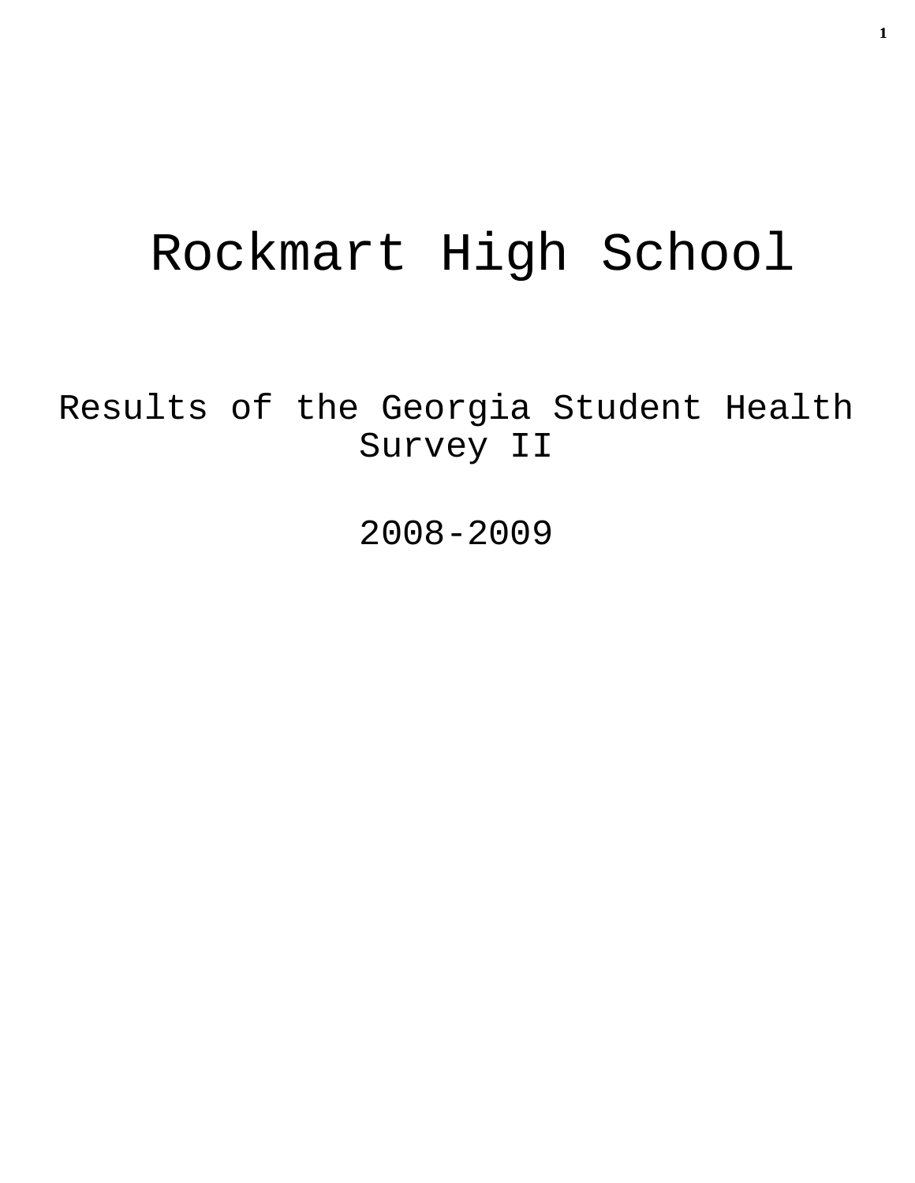# Rockmart High School

## Results of the Georgia Student Health Survey II

## 2008-2009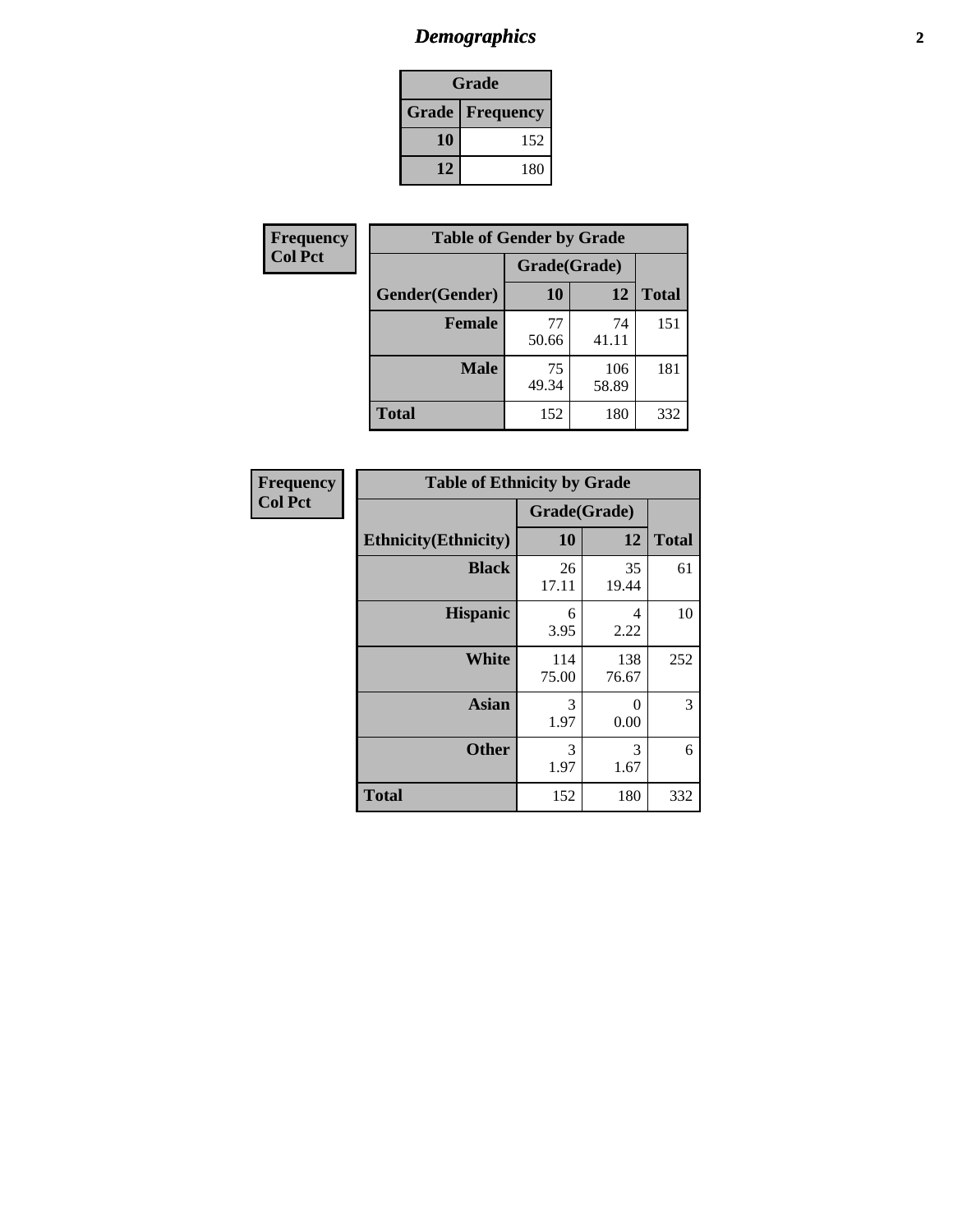# *Demographics*

| Grade | |
|---|---|
| **Grade** | **Frequency** |
| **10** | 152 |
| **12** | 180 |

**Frequency**
**Col Pct**

| Table of Gender by Grade | | | |
|---|---|---|---|
| | Grade(Grade) | | |
| **Gender(Gender)** | **10** | **12** | **Total** |
| **Female** | 77<br>50.66 | 74<br>41.11 | 151 |
| **Male** | 75<br>49.34 | 106<br>58.89 | 181 |
| **Total** | 152 | 180 | 332 |

**Frequency**
**Col Pct**

| Table of Ethnicity by Grade | | | |
|---|---|---|---|
| | Grade(Grade) | | |
| **Ethnicity(Ethnicity)** | **10** | **12** | **Total** |
| **Black** | 26<br>17.11 | 35<br>19.44 | 61 |
| **Hispanic** | 6<br>3.95 | 4<br>2.22 | 10 |
| **White** | 114<br>75.00 | 138<br>76.67 | 252 |
| **Asian** | 3<br>1.97 | 0<br>0.00 | 3 |
| **Other** | 3<br>1.97 | 3<br>1.67 | 6 |
| **Total** | 152 | 180 | 332 |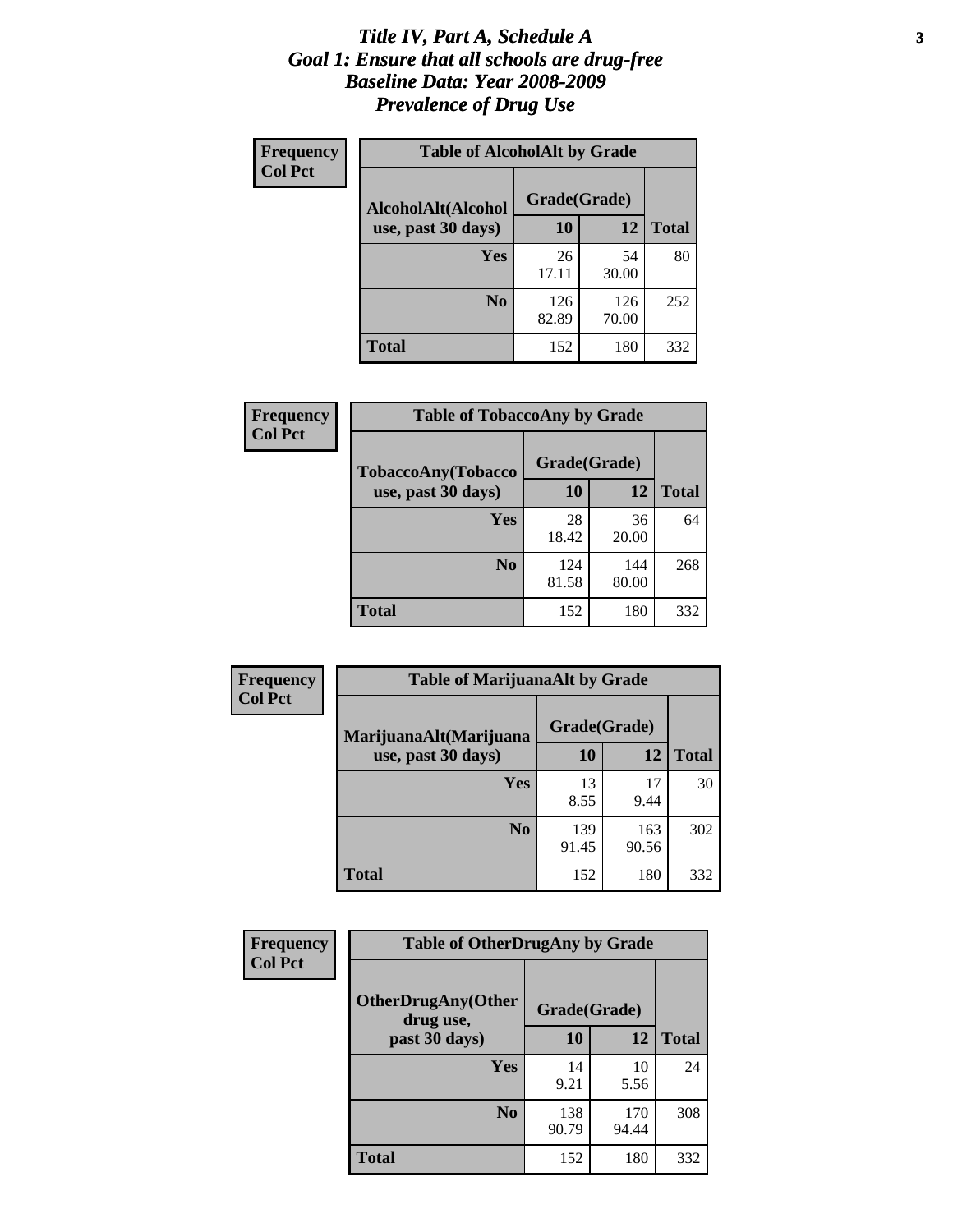# *Title IV, Part A, Schedule A*
# *Goal 1: Ensure that all schools are drug-free*
# *Baseline Data: Year 2008-2009*
# *Prevalence of Drug Use*

**Frequency**
**Col Pct**

**Table of AlcoholAlt by Grade**

| AlcoholAlt(Alcohol use, past 30 days) | Grade(Grade) | | Total |
|---|---|---|---|
| | 10 | 12 | |
| Yes | 26<br>17.11 | 54<br>30.00 | 80 |
| No | 126<br>82.89 | 126<br>70.00 | 252 |
| Total | 152 | 180 | 332 |

**Frequency**
**Col Pct**

**Table of TobaccoAny by Grade**

| TobaccoAny(Tobacco use, past 30 days) | Grade(Grade) | | Total |
|---|---|---|---|
| | 10 | 12 | |
| Yes | 28<br>18.42 | 36<br>20.00 | 64 |
| No | 124<br>81.58 | 144<br>80.00 | 268 |
| Total | 152 | 180 | 332 |

**Frequency**
**Col Pct**

**Table of MarijuanaAlt by Grade**

| MarijuanaAlt(Marijuana use, past 30 days) | Grade(Grade) | | Total |
|---|---|---|---|
| | 10 | 12 | |
| Yes | 13<br>8.55 | 17<br>9.44 | 30 |
| No | 139<br>91.45 | 163<br>90.56 | 302 |
| Total | 152 | 180 | 332 |

**Frequency**
**Col Pct**

**Table of OtherDrugAny by Grade**

| OtherDrugAny(Other drug use, past 30 days) | Grade(Grade) | | Total |
|---|---|---|---|
| | 10 | 12 | |
| Yes | 14<br>9.21 | 10<br>5.56 | 24 |
| No | 138<br>90.79 | 170<br>94.44 | 308 |
| Total | 152 | 180 | 332 |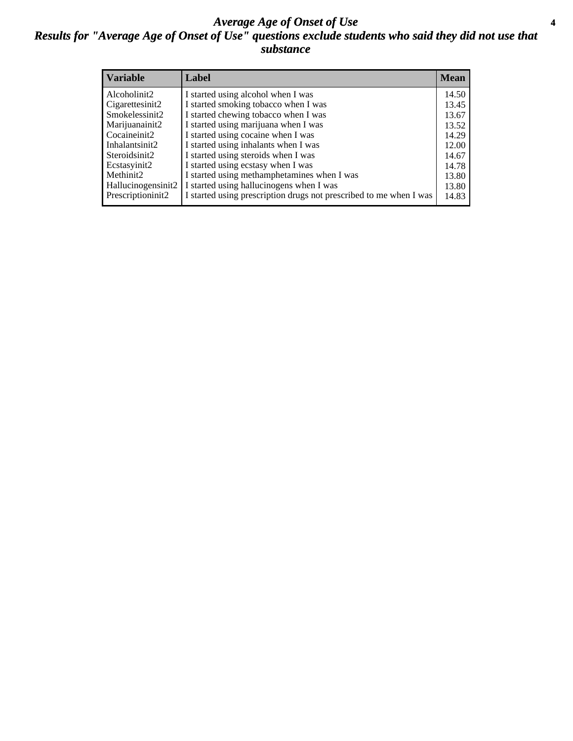# *Average Age of Onset of Use*

## *Results for "Average Age of Onset of Use" questions exclude students who said they did not use that substance*

| Variable | Label | Mean |
|---|---|---|
| Alcoholinit2 | I started using alcohol when I was | 14.50 |
| Cigarettesinit2 | I started smoking tobacco when I was | 13.45 |
| Smokelessinit2 | I started chewing tobacco when I was | 13.67 |
| Marijuanainit2 | I started using marijuana when I was | 13.52 |
| Cocaineinit2 | I started using cocaine when I was | 14.29 |
| Inhalantsinit2 | I started using inhalants when I was | 12.00 |
| Steroidsinit2 | I started using steroids when I was | 14.67 |
| Ecstasyinit2 | I started using ecstasy when I was | 14.78 |
| Methinit2 | I started using methamphetamines when I was | 13.80 |
| Hallucinogensinit2 | I started using hallucinogens when I was | 13.80 |
| Prescriptioninit2 | I started using prescription drugs not prescribed to me when I was | 14.83 |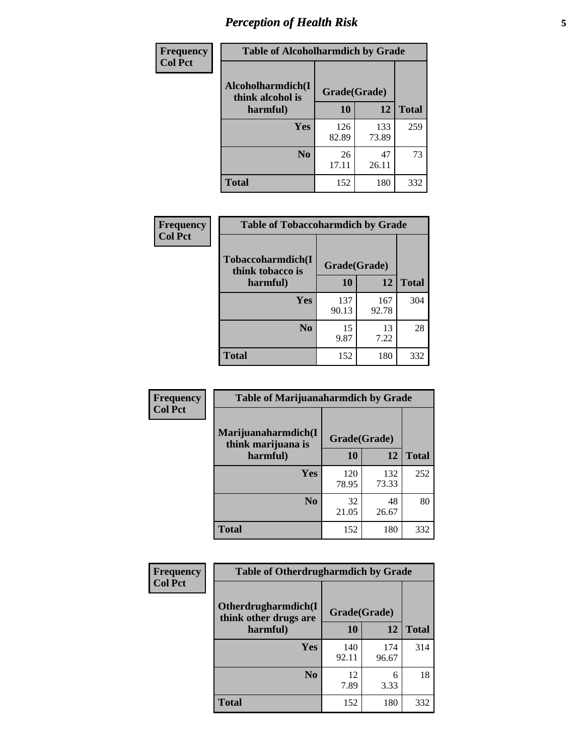# Perception of Health Risk

**Frequency**
**Col Pct**

| Table of Alcoholharmdich by Grade | | | |
|---|---|---|---|
| Alcoholharmdich(I think alcohol is harmful) | Grade(Grade) | | Total |
| | 10 | 12 | |
| Yes | 126<br>82.89 | 133<br>73.89 | 259 |
| No | 26<br>17.11 | 47<br>26.11 | 73 |
| Total | 152 | 180 | 332 |

**Frequency**
**Col Pct**

| Table of Tobaccoharmdich by Grade | | | |
|---|---|---|---|
| Tobaccoharmdich(I think tobacco is harmful) | Grade(Grade) | | Total |
| | 10 | 12 | |
| Yes | 137<br>90.13 | 167<br>92.78 | 304 |
| No | 15<br>9.87 | 13<br>7.22 | 28 |
| Total | 152 | 180 | 332 |

**Frequency**
**Col Pct**

| Table of Marijuanaharmdich by Grade | | | |
|---|---|---|---|
| Marijuanaharmdich(I think marijuana is harmful) | Grade(Grade) | | Total |
| | 10 | 12 | |
| Yes | 120<br>78.95 | 132<br>73.33 | 252 |
| No | 32<br>21.05 | 48<br>26.67 | 80 |
| Total | 152 | 180 | 332 |

**Frequency**
**Col Pct**

| Table of Otherdrugharmdich by Grade | | | |
|---|---|---|---|
| Otherdrugharmdich(I think other drugs are harmful) | Grade(Grade) | | Total |
| | 10 | 12 | |
| Yes | 140<br>92.11 | 174<br>96.67 | 314 |
| No | 12<br>7.89 | 6<br>3.33 | 18 |
| Total | 152 | 180 | 332 |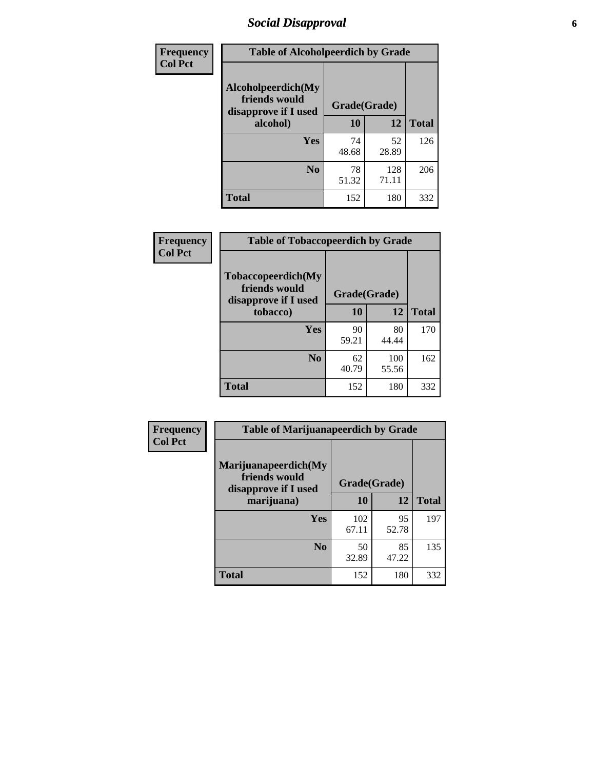## Social Disapproval

| Frequency Col Pct | Table of Alcoholpeerdich by Grade | | |
|---|---|---|---|
| Alcoholpeerdich(My friends would disapprove if I used alcohol) | Grade(Grade) | | |
| | 10 | 12 | Total |
| Yes | 74<br>48.68 | 52<br>28.89 | 126 |
| No | 78<br>51.32 | 128<br>71.11 | 206 |
| Total | 152 | 180 | 332 |

| Frequency Col Pct | Table of Tobaccopeerdich by Grade | | |
|---|---|---|---|
| Tobaccopeerdich(My friends would disapprove if I used tobacco) | Grade(Grade) | | |
| | 10 | 12 | Total |
| Yes | 90<br>59.21 | 80<br>44.44 | 170 |
| No | 62<br>40.79 | 100<br>55.56 | 162 |
| Total | 152 | 180 | 332 |

| Frequency Col Pct | Table of Marijuanapeerdich by Grade | | |
|---|---|---|---|
| Marijuanapeerdich(My friends would disapprove if I used marijuana) | Grade(Grade) | | |
| | 10 | 12 | Total |
| Yes | 102<br>67.11 | 95<br>52.78 | 197 |
| No | 50<br>32.89 | 85<br>47.22 | 135 |
| Total | 152 | 180 | 332 |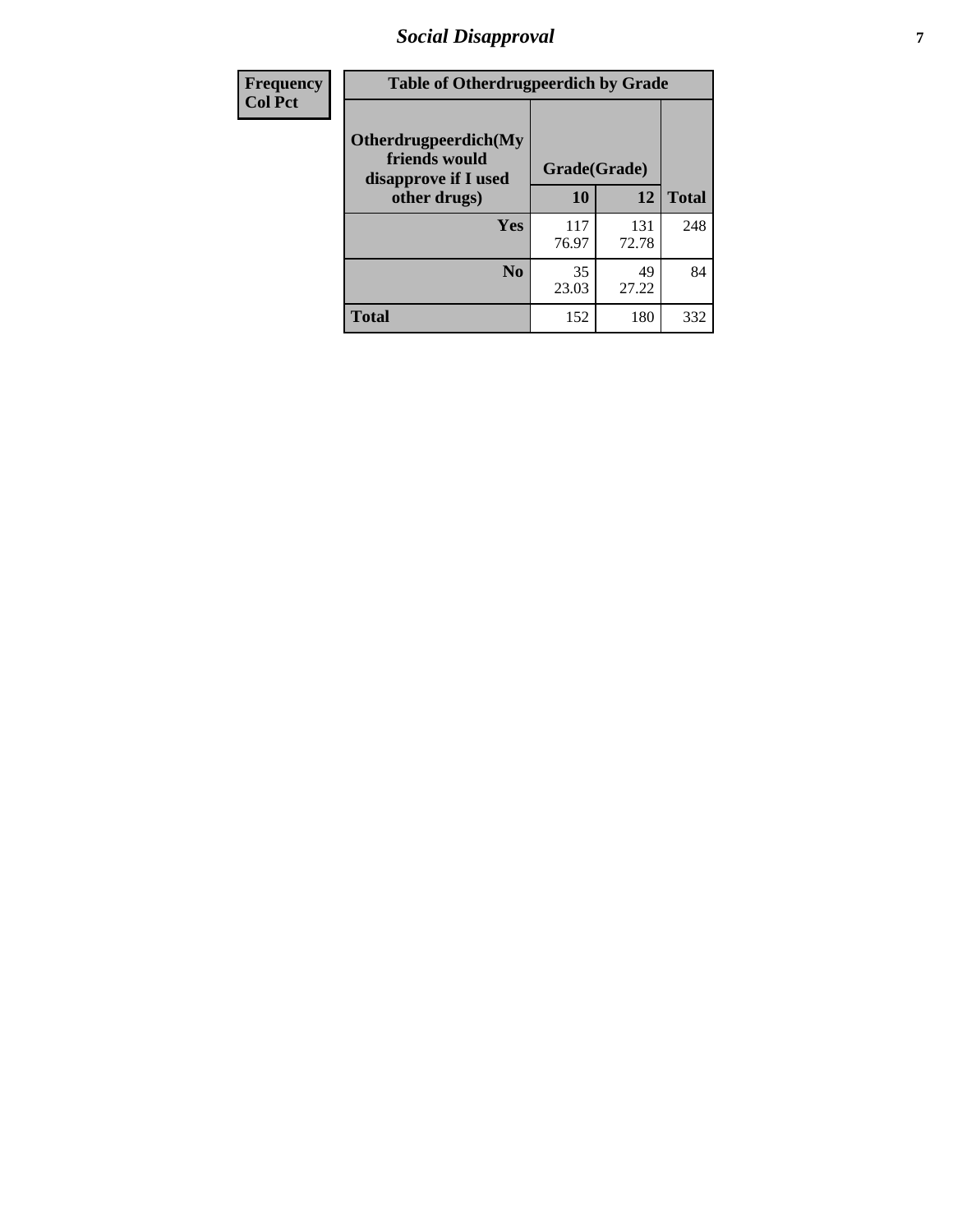| Frequency<br>Col Pct | Table of Otherdrugpeerdich by Grade | | | |
|---|---|---|---|---|
| | Otherdrugpeerdich(My friends would disapprove if I used other drugs) | Grade(Grade) | | Total |
| | | 10 | 12 | |
| | Yes | 117<br>76.97 | 131<br>72.78 | 248 |
| | No | 35<br>23.03 | 49<br>27.22 | 84 |
| | Total | 152 | 180 | 332 |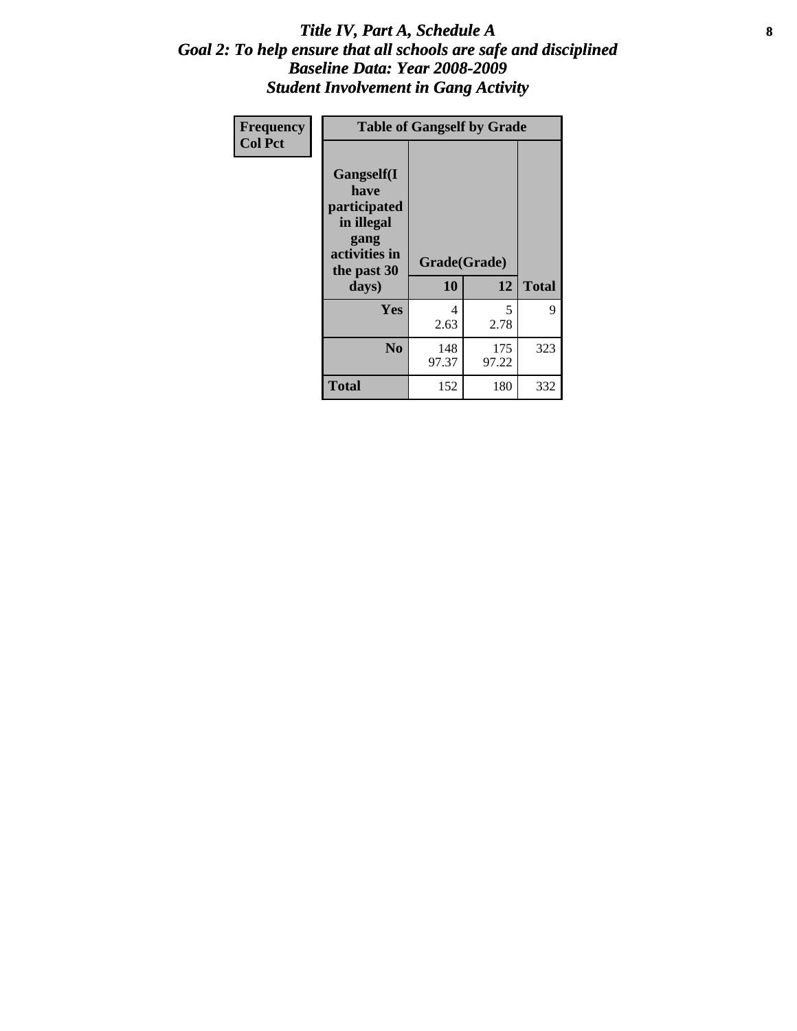# *Title IV, Part A, Schedule A*
## *Goal 2: To help ensure that all schools are safe and disciplined*
## *Baseline Data: Year 2008-2009*
## *Student Involvement in Gang Activity*

| Frequency<br>Col Pct | Table of Gangself by Grade | | | |
|---|---|---|---|---|
| | Gangself(I have participated in illegal gang activities in the past 30 days) | Grade(Grade) | | |
| | | 10 | 12 | Total |
| | Yes | 4<br>2.63 | 5<br>2.78 | 9 |
| | No | 148<br>97.37 | 175<br>97.22 | 323 |
| | Total | 152 | 180 | 332 |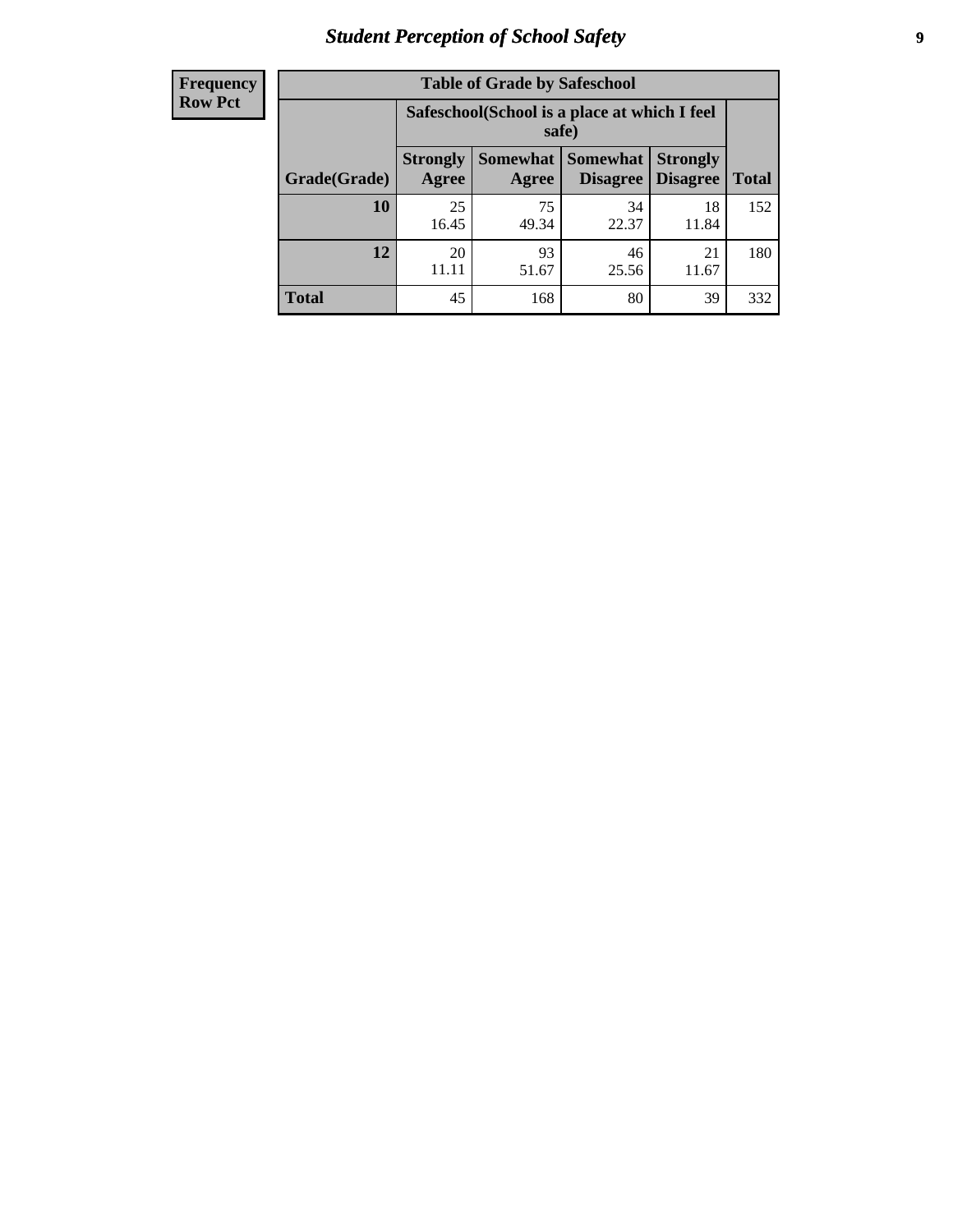# *Student Perception of School Safety*

| Frequency<br>Row Pct |
|---|

**Table of Grade by Safeschool**

| Grade(Grade) | Safeschool(School is a place at which I feel safe) | | | | Total |
|---|---|---|---|---|---|
| | Strongly Agree | Somewhat Agree | Somewhat Disagree | Strongly Disagree | |
| **10** | 25<br>16.45 | 75<br>49.34 | 34<br>22.37 | 18<br>11.84 | 152 |
| **12** | 20<br>11.11 | 93<br>51.67 | 46<br>25.56 | 21<br>11.67 | 180 |
| **Total** | 45 | 168 | 80 | 39 | 332 |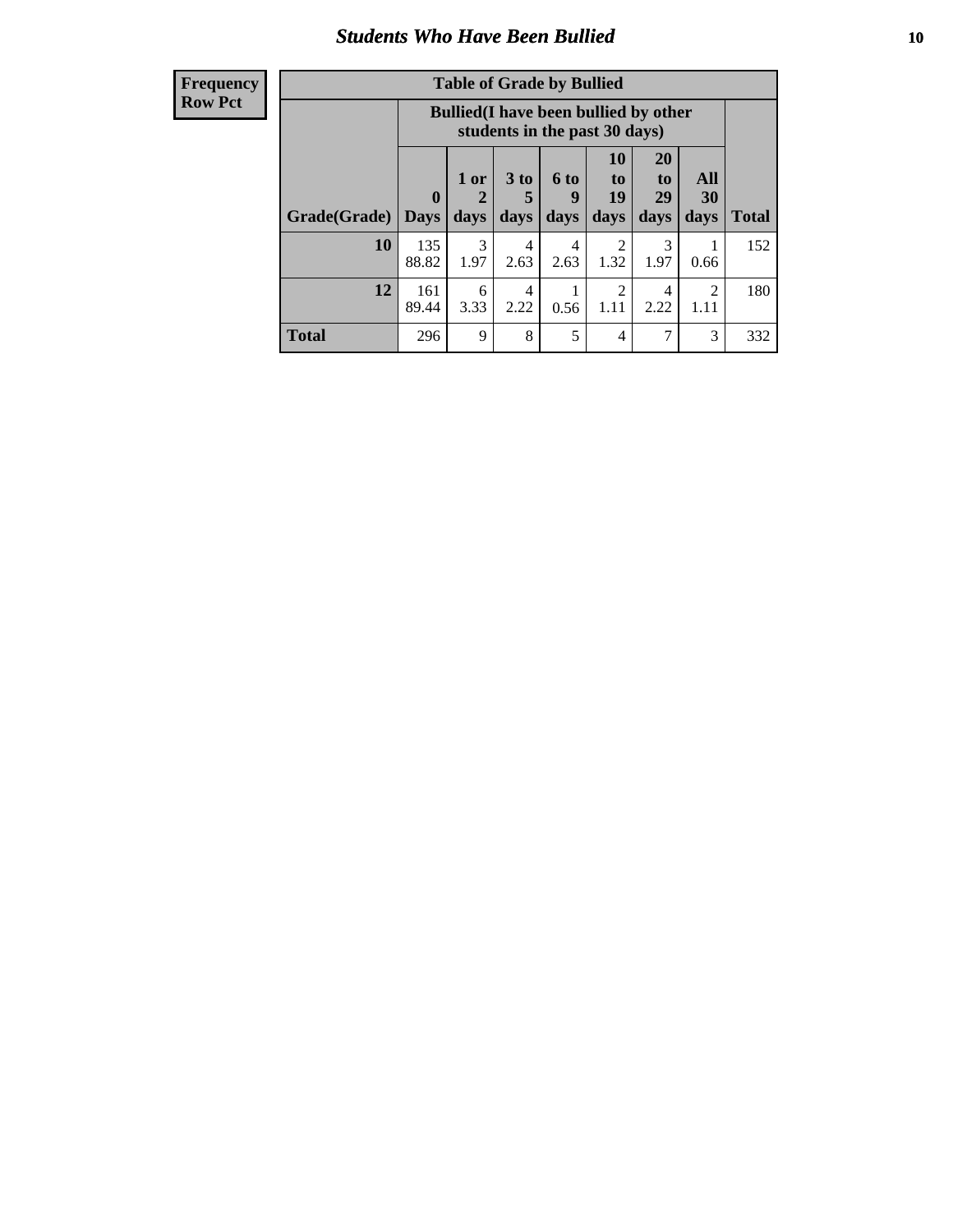## Students Who Have Been Bullied

| Frequency<br>Row Pct |
|---|

**Table of Grade by Bullied**

| Grade(Grade) | Bullied(I have been bullied by other students in the past 30 days) | | | | | | | Total |
|---|---|---|---|---|---|---|---|---|
| | 0 Days | 1 or 2 days | 3 to 5 days | 6 to 9 days | 10 to 19 days | 20 to 29 days | All 30 days | |
| 10 | 135<br>88.82 | 3<br>1.97 | 4<br>2.63 | 4<br>2.63 | 2<br>1.32 | 3<br>1.97 | 1<br>0.66 | 152 |
| 12 | 161<br>89.44 | 6<br>3.33 | 4<br>2.22 | 1<br>0.56 | 2<br>1.11 | 4<br>2.22 | 2<br>1.11 | 180 |
| Total | 296 | 9 | 8 | 5 | 4 | 7 | 3 | 332 |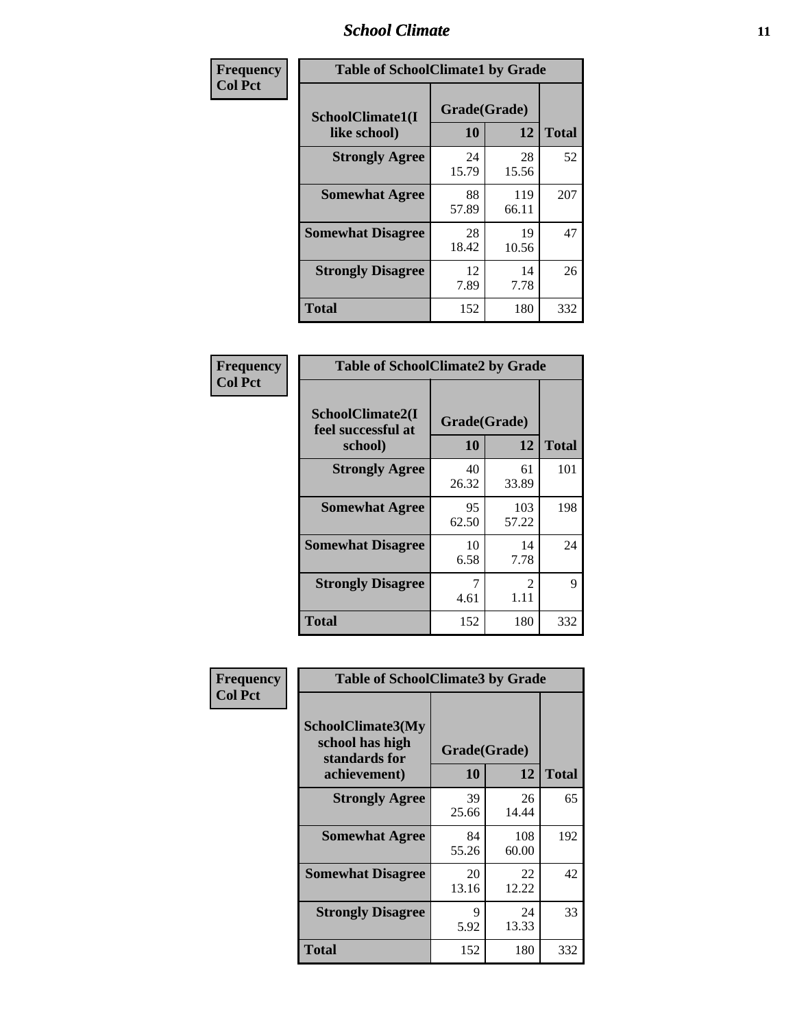| Frequency Col Pct |
|---|

| Table of SchoolClimate1 by Grade | | | |
|---|---|---|---|
| SchoolClimate1(I like school) | Grade(Grade) | | Total |
| | 10 | 12 | |
| Strongly Agree | 24<br>15.79 | 28<br>15.56 | 52 |
| Somewhat Agree | 88<br>57.89 | 119<br>66.11 | 207 |
| Somewhat Disagree | 28<br>18.42 | 19<br>10.56 | 47 |
| Strongly Disagree | 12<br>7.89 | 14<br>7.78 | 26 |
| Total | 152 | 180 | 332 |

| Frequency Col Pct |
|---|

| Table of SchoolClimate2 by Grade | | | |
|---|---|---|---|
| SchoolClimate2(I feel successful at school) | Grade(Grade) | | Total |
| | 10 | 12 | |
| Strongly Agree | 40<br>26.32 | 61<br>33.89 | 101 |
| Somewhat Agree | 95<br>62.50 | 103<br>57.22 | 198 |
| Somewhat Disagree | 10<br>6.58 | 14<br>7.78 | 24 |
| Strongly Disagree | 7<br>4.61 | 2<br>1.11 | 9 |
| Total | 152 | 180 | 332 |

| Frequency Col Pct |
|---|

| Table of SchoolClimate3 by Grade | | | |
|---|---|---|---|
| SchoolClimate3(My school has high standards for achievement) | Grade(Grade) | | Total |
| | 10 | 12 | |
| Strongly Agree | 39<br>25.66 | 26<br>14.44 | 65 |
| Somewhat Agree | 84<br>55.26 | 108<br>60.00 | 192 |
| Somewhat Disagree | 20<br>13.16 | 22<br>12.22 | 42 |
| Strongly Disagree | 9<br>5.92 | 24<br>13.33 | 33 |
| Total | 152 | 180 | 332 |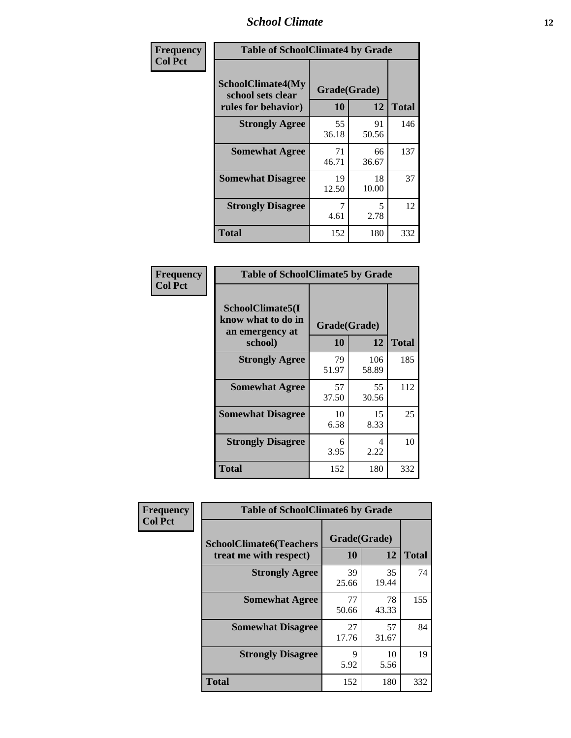| Frequency Col Pct | Table of SchoolClimate4 by Grade | | |
|---|---|---|---|
| SchoolClimate4(My school sets clear rules for behavior) | Grade(Grade) | | |
| | 10 | 12 | Total |
| Strongly Agree | 55<br>36.18 | 91<br>50.56 | 146 |
| Somewhat Agree | 71<br>46.71 | 66<br>36.67 | 137 |
| Somewhat Disagree | 19<br>12.50 | 18<br>10.00 | 37 |
| Strongly Disagree | 7<br>4.61 | 5<br>2.78 | 12 |
| Total | 152 | 180 | 332 |

| Frequency Col Pct | Table of SchoolClimate5 by Grade | | |
|---|---|---|---|
| SchoolClimate5(I know what to do in an emergency at school) | Grade(Grade) | | |
| | 10 | 12 | Total |
| Strongly Agree | 79<br>51.97 | 106<br>58.89 | 185 |
| Somewhat Agree | 57<br>37.50 | 55<br>30.56 | 112 |
| Somewhat Disagree | 10<br>6.58 | 15<br>8.33 | 25 |
| Strongly Disagree | 6<br>3.95 | 4<br>2.22 | 10 |
| Total | 152 | 180 | 332 |

| Frequency Col Pct | Table of SchoolClimate6 by Grade | | |
|---|---|---|---|
| SchoolClimate6(Teachers treat me with respect) | Grade(Grade) | | |
| | 10 | 12 | Total |
| Strongly Agree | 39<br>25.66 | 35<br>19.44 | 74 |
| Somewhat Agree | 77<br>50.66 | 78<br>43.33 | 155 |
| Somewhat Disagree | 27<br>17.76 | 57<br>31.67 | 84 |
| Strongly Disagree | 9<br>5.92 | 10<br>5.56 | 19 |
| Total | 152 | 180 | 332 |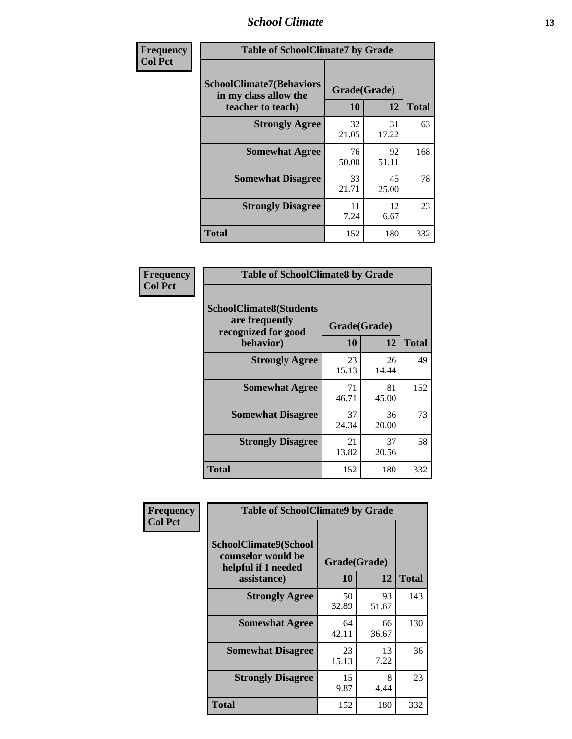| Frequency<br>Col Pct |
|---|

**Table of SchoolClimate7 by Grade**

| SchoolClimate7(Behaviors in my class allow the teacher to teach) | Grade(Grade) | | Total |
|---|---|---|---|
| | 10 | 12 | |
| Strongly Agree | 32<br>21.05 | 31<br>17.22 | 63 |
| Somewhat Agree | 76<br>50.00 | 92<br>51.11 | 168 |
| Somewhat Disagree | 33<br>21.71 | 45<br>25.00 | 78 |
| Strongly Disagree | 11<br>7.24 | 12<br>6.67 | 23 |
| Total | 152 | 180 | 332 |

| Frequency<br>Col Pct |
|---|

**Table of SchoolClimate8 by Grade**

| SchoolClimate8(Students are frequently recognized for good behavior) | Grade(Grade) | | Total |
|---|---|---|---|
| | 10 | 12 | |
| Strongly Agree | 23<br>15.13 | 26<br>14.44 | 49 |
| Somewhat Agree | 71<br>46.71 | 81<br>45.00 | 152 |
| Somewhat Disagree | 37<br>24.34 | 36<br>20.00 | 73 |
| Strongly Disagree | 21<br>13.82 | 37<br>20.56 | 58 |
| Total | 152 | 180 | 332 |

| Frequency<br>Col Pct |
|---|

**Table of SchoolClimate9 by Grade**

| SchoolClimate9(School counselor would be helpful if I needed assistance) | Grade(Grade) | | Total |
|---|---|---|---|
| | 10 | 12 | |
| Strongly Agree | 50<br>32.89 | 93<br>51.67 | 143 |
| Somewhat Agree | 64<br>42.11 | 66<br>36.67 | 130 |
| Somewhat Disagree | 23<br>15.13 | 13<br>7.22 | 36 |
| Strongly Disagree | 15<br>9.87 | 8<br>4.44 | 23 |
| Total | 152 | 180 | 332 |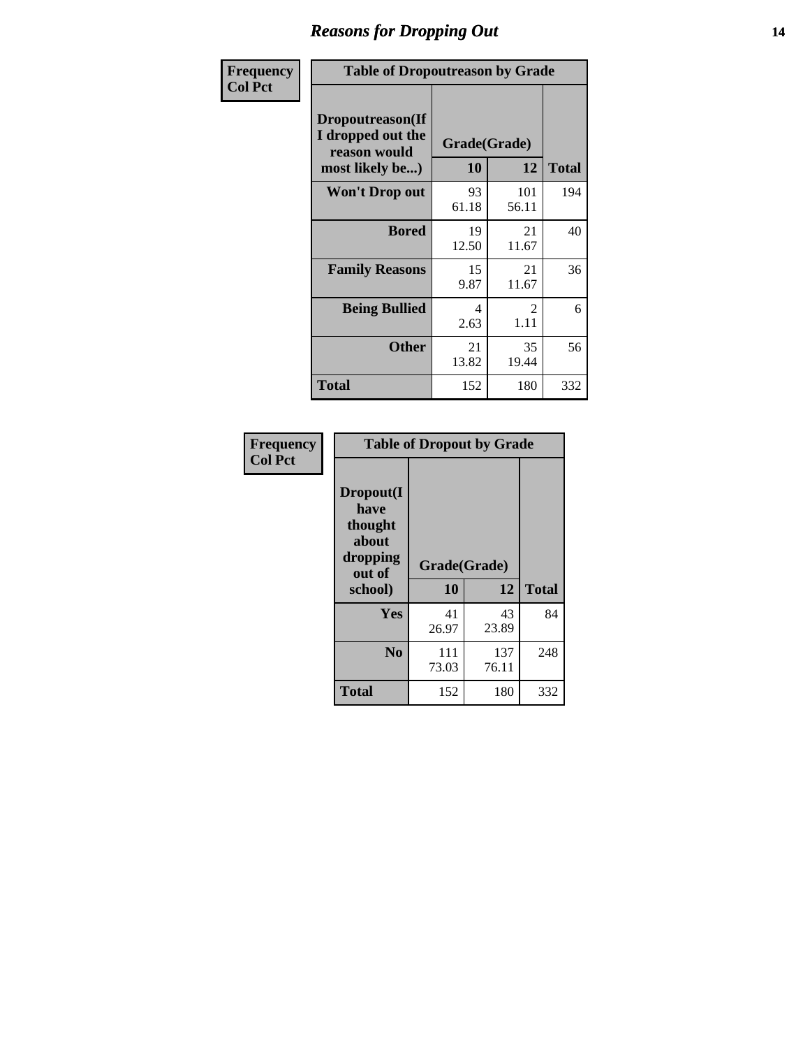## Reasons for Dropping Out

| Frequency<br>Col Pct | Table of Dropoutreason by Grade | | |
|---|---|---|---|
| **Dropoutreason(If I dropped out the reason would most likely be...)** | **Grade(Grade)** | | |
| | **10** | **12** | **Total** |
| **Won't Drop out** | 93<br>61.18 | 101<br>56.11 | 194 |
| **Bored** | 19<br>12.50 | 21<br>11.67 | 40 |
| **Family Reasons** | 15<br>9.87 | 21<br>11.67 | 36 |
| **Being Bullied** | 4<br>2.63 | 2<br>1.11 | 6 |
| **Other** | 21<br>13.82 | 35<br>19.44 | 56 |
| **Total** | 152 | 180 | 332 |

| Frequency<br>Col Pct | Table of Dropout by Grade | | |
|---|---|---|---|
| **Dropout(I have thought about dropping out of school)** | **Grade(Grade)** | | |
| | **10** | **12** | **Total** |
| **Yes** | 41<br>26.97 | 43<br>23.89 | 84 |
| **No** | 111<br>73.03 | 137<br>76.11 | 248 |
| **Total** | 152 | 180 | 332 |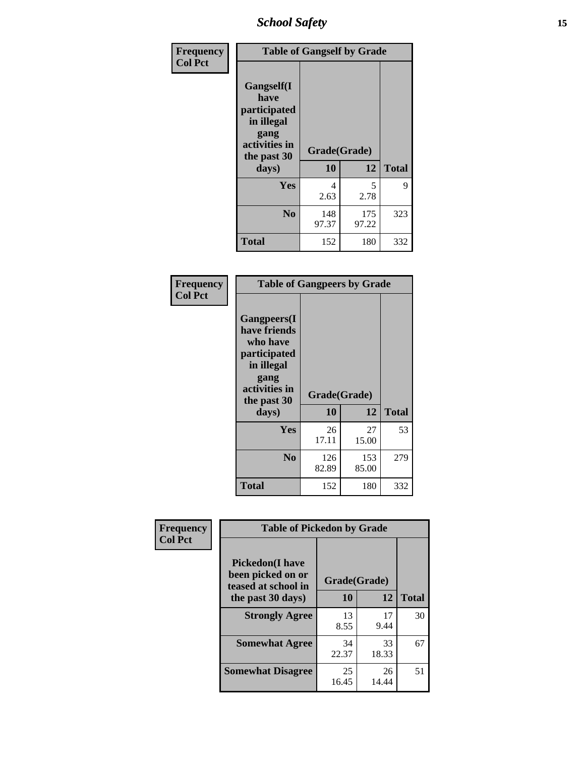| Frequency Col Pct | Table of Gangself by Grade | | |
|---|---|---|---|
| Gangself(I have participated in illegal gang activities in the past 30 days) | Grade(Grade) | | |
| | 10 | 12 | Total |
| Yes | 4<br>2.63 | 5<br>2.78 | 9 |
| No | 148<br>97.37 | 175<br>97.22 | 323 |
| Total | 152 | 180 | 332 |

| Frequency Col Pct | Table of Gangpeers by Grade | | |
|---|---|---|---|
| Gangpeers(I have friends who have participated in illegal gang activities in the past 30 days) | Grade(Grade) | | |
| | 10 | 12 | Total |
| Yes | 26<br>17.11 | 27<br>15.00 | 53 |
| No | 126<br>82.89 | 153<br>85.00 | 279 |
| Total | 152 | 180 | 332 |

| Frequency Col Pct | Table of Pickedon by Grade | | |
|---|---|---|---|
| Pickedon(I have been picked on or teased at school in the past 30 days) | Grade(Grade) | | |
| | 10 | 12 | Total |
| Strongly Agree | 13<br>8.55 | 17<br>9.44 | 30 |
| Somewhat Agree | 34<br>22.37 | 33<br>18.33 | 67 |
| Somewhat Disagree | 25<br>16.45 | 26<br>14.44 | 51 |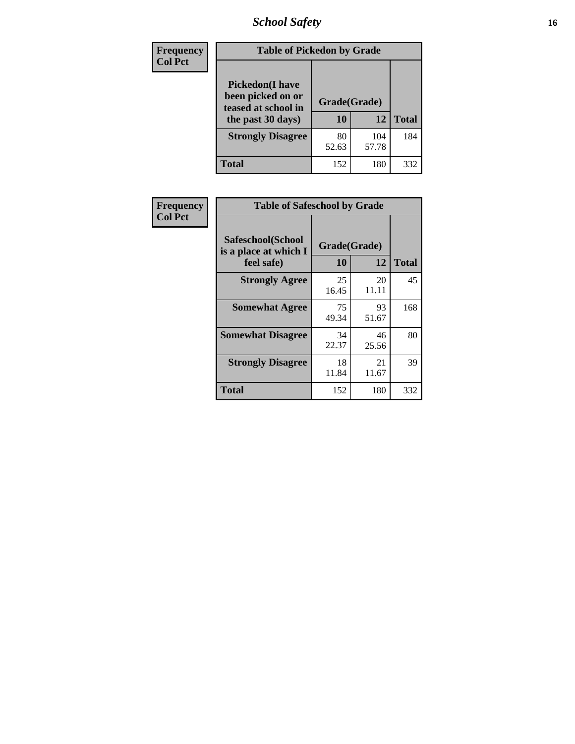| Frequency<br>Col Pct | Table of Pickedon by Grade | | |
|---|---|---|---|
| **Pickedon(I have been picked on or teased at school in the past 30 days)** | **Grade(Grade)** | | |
| | **10** | **12** | **Total** |
| **Strongly Disagree** | 80<br>52.63 | 104<br>57.78 | 184 |
| **Total** | 152 | 180 | 332 |

| Frequency<br>Col Pct | Table of Safeschool by Grade | | |
|---|---|---|---|
| **Safeschool(School is a place at which I feel safe)** | **Grade(Grade)** | | |
| | **10** | **12** | **Total** |
| **Strongly Agree** | 25<br>16.45 | 20<br>11.11 | 45 |
| **Somewhat Agree** | 75<br>49.34 | 93<br>51.67 | 168 |
| **Somewhat Disagree** | 34<br>22.37 | 46<br>25.56 | 80 |
| **Strongly Disagree** | 18<br>11.84 | 21<br>11.67 | 39 |
| **Total** | 152 | 180 | 332 |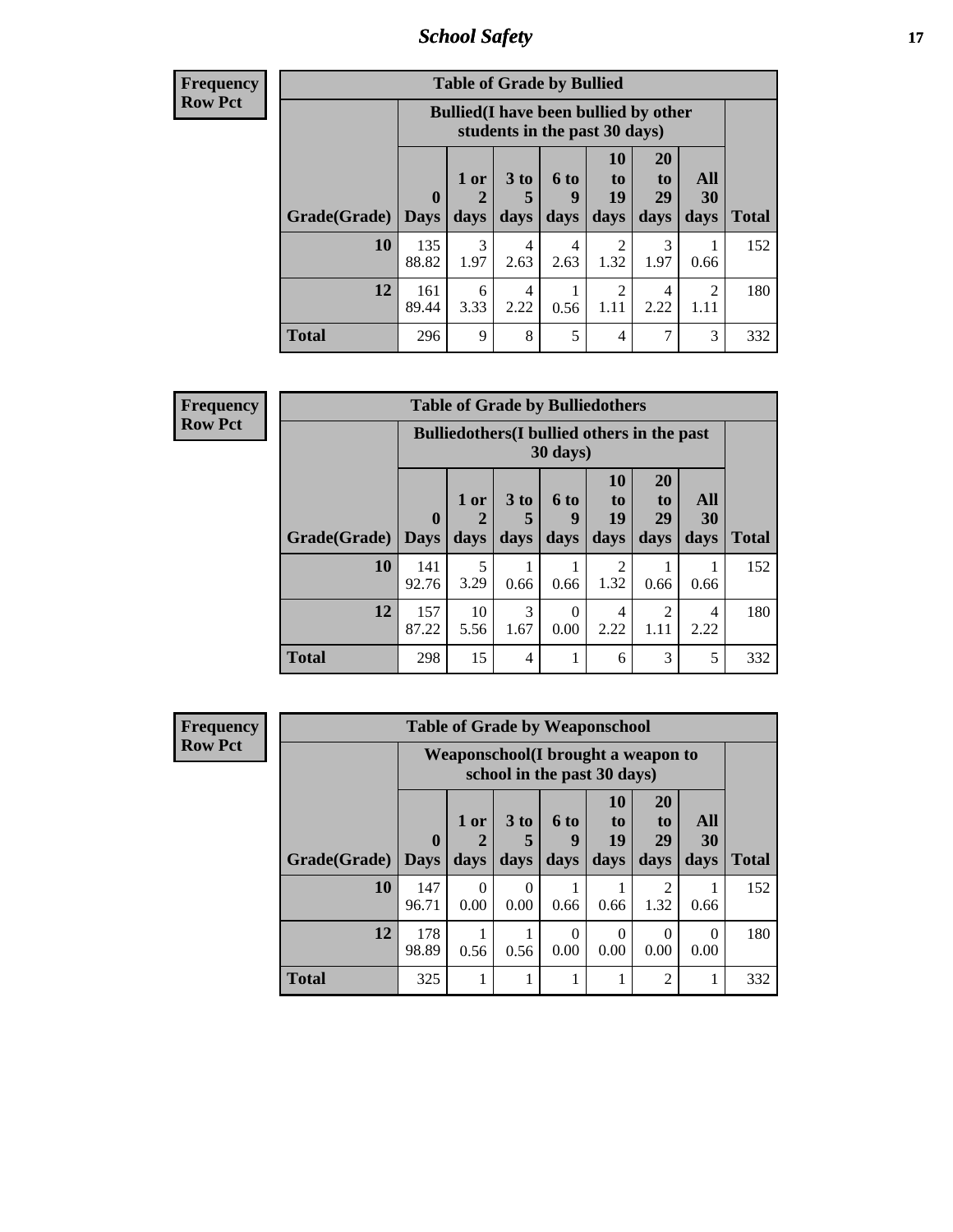## School Safety

**Frequency**
**Row Pct**

| Table of Grade by Bullied | | | | | | | | |
|---|---|---|---|---|---|---|---|---|
| | Bullied(I have been bullied by other students in the past 30 days) | | | | | | | |
| Grade(Grade) | 0 Days | 1 or 2 days | 3 to 5 days | 6 to 9 days | 10 to 19 days | 20 to 29 days | All 30 days | Total |
| 10 | 135<br>88.82 | 3<br>1.97 | 4<br>2.63 | 4<br>2.63 | 2<br>1.32 | 3<br>1.97 | 1<br>0.66 | 152 |
| 12 | 161<br>89.44 | 6<br>3.33 | 4<br>2.22 | 1<br>0.56 | 2<br>1.11 | 4<br>2.22 | 2<br>1.11 | 180 |
| Total | 296 | 9 | 8 | 5 | 4 | 7 | 3 | 332 |

**Frequency**
**Row Pct**

| Table of Grade by Bulliedothers | | | | | | | | |
|---|---|---|---|---|---|---|---|---|
| | Bulliedothers(I bullied others in the past 30 days) | | | | | | | |
| Grade(Grade) | 0 Days | 1 or 2 days | 3 to 5 days | 6 to 9 days | 10 to 19 days | 20 to 29 days | All 30 days | Total |
| 10 | 141<br>92.76 | 5<br>3.29 | 1<br>0.66 | 1<br>0.66 | 2<br>1.32 | 1<br>0.66 | 1<br>0.66 | 152 |
| 12 | 157<br>87.22 | 10<br>5.56 | 3<br>1.67 | 0<br>0.00 | 4<br>2.22 | 2<br>1.11 | 4<br>2.22 | 180 |
| Total | 298 | 15 | 4 | 1 | 6 | 3 | 5 | 332 |

**Frequency**
**Row Pct**

| Table of Grade by Weaponschool | | | | | | | | |
|---|---|---|---|---|---|---|---|---|
| | Weaponschool(I brought a weapon to school in the past 30 days) | | | | | | | |
| Grade(Grade) | 0 Days | 1 or 2 days | 3 to 5 days | 6 to 9 days | 10 to 19 days | 20 to 29 days | All 30 days | Total |
| 10 | 147<br>96.71 | 0<br>0.00 | 0<br>0.00 | 1<br>0.66 | 1<br>0.66 | 2<br>1.32 | 1<br>0.66 | 152 |
| 12 | 178<br>98.89 | 1<br>0.56 | 1<br>0.56 | 0<br>0.00 | 0<br>0.00 | 0<br>0.00 | 0<br>0.00 | 180 |
| Total | 325 | 1 | 1 | 1 | 1 | 2 | 1 | 332 |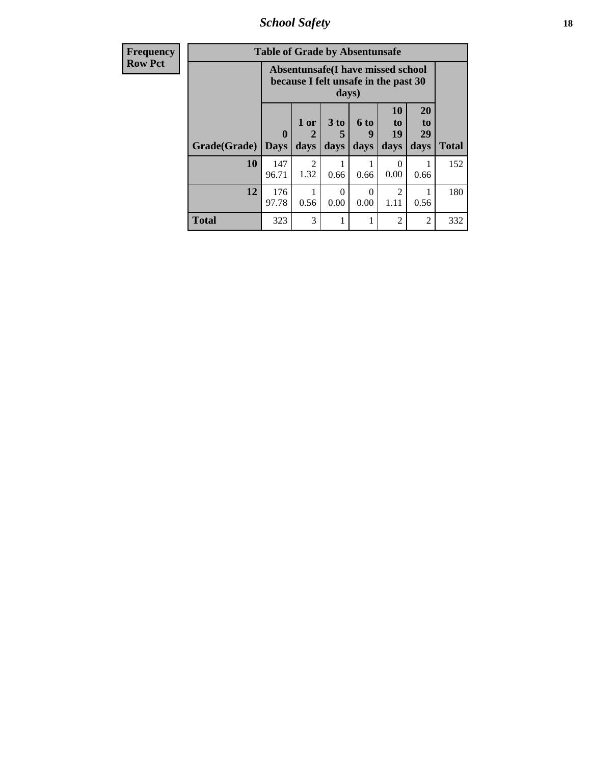| Frequency<br>Row Pct |
|---|

**Table of Grade by Absentunsafe**

| Grade(Grade) | Absentunsafe(I have missed school because I felt unsafe in the past 30 days) | | | | | | Total |
|---|---|---|---|---|---|---|---|
| | 0 Days | 1 or 2 days | 3 to 5 days | 6 to 9 days | 10 to 19 days | 20 to 29 days | Total |
| 10 | 147<br>96.71 | 2<br>1.32 | 1<br>0.66 | 1<br>0.66 | 0<br>0.00 | 1<br>0.66 | 152 |
| 12 | 176<br>97.78 | 1<br>0.56 | 0<br>0.00 | 0<br>0.00 | 2<br>1.11 | 1<br>0.56 | 180 |
| Total | 323 | 3 | 1 | 1 | 2 | 2 | 332 |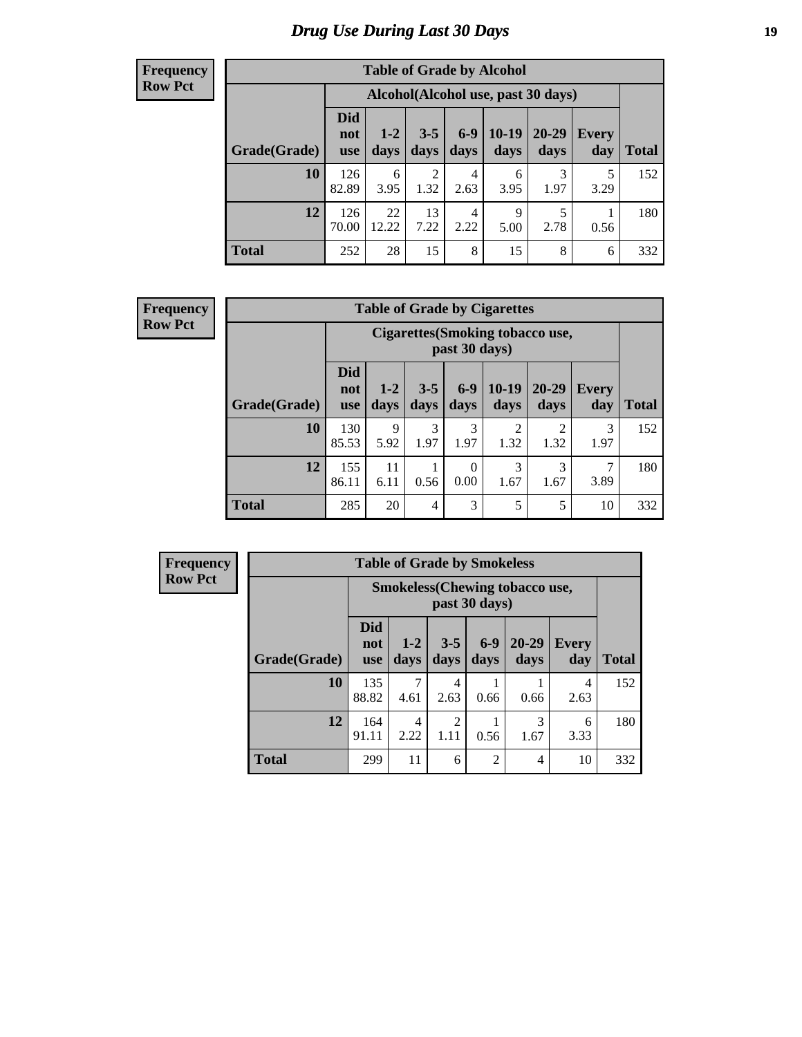# Drug Use During Last 30 Days

**Frequency**
**Row Pct**

| Table of Grade by Alcohol | | | | | | | | |
|---|---|---|---|---|---|---|---|---|
| | Alcohol(Alcohol use, past 30 days) | | | | | | | |
| Grade(Grade) | Did not use | 1-2 days | 3-5 days | 6-9 days | 10-19 days | 20-29 days | Every day | Total |
| 10 | 126<br>82.89 | 6<br>3.95 | 2<br>1.32 | 4<br>2.63 | 6<br>3.95 | 3<br>1.97 | 5<br>3.29 | 152 |
| 12 | 126<br>70.00 | 22<br>12.22 | 13<br>7.22 | 4<br>2.22 | 9<br>5.00 | 5<br>2.78 | 1<br>0.56 | 180 |
| Total | 252 | 28 | 15 | 8 | 15 | 8 | 6 | 332 |

**Frequency**
**Row Pct**

| Table of Grade by Cigarettes | | | | | | | | |
|---|---|---|---|---|---|---|---|---|
| | Cigarettes(Smoking tobacco use, past 30 days) | | | | | | | |
| Grade(Grade) | Did not use | 1-2 days | 3-5 days | 6-9 days | 10-19 days | 20-29 days | Every day | Total |
| 10 | 130<br>85.53 | 9<br>5.92 | 3<br>1.97 | 3<br>1.97 | 2<br>1.32 | 2<br>1.32 | 3<br>1.97 | 152 |
| 12 | 155<br>86.11 | 11<br>6.11 | 1<br>0.56 | 0<br>0.00 | 3<br>1.67 | 3<br>1.67 | 7<br>3.89 | 180 |
| Total | 285 | 20 | 4 | 3 | 5 | 5 | 10 | 332 |

**Frequency**
**Row Pct**

| Table of Grade by Smokeless | | | | | | | |
|---|---|---|---|---|---|---|---|
| | Smokeless(Chewing tobacco use, past 30 days) | | | | | | |
| Grade(Grade) | Did not use | 1-2 days | 3-5 days | 6-9 days | 20-29 days | Every day | Total |
| 10 | 135<br>88.82 | 7<br>4.61 | 4<br>2.63 | 1<br>0.66 | 1<br>0.66 | 4<br>2.63 | 152 |
| 12 | 164<br>91.11 | 4<br>2.22 | 2<br>1.11 | 1<br>0.56 | 3<br>1.67 | 6<br>3.33 | 180 |
| Total | 299 | 11 | 6 | 2 | 4 | 10 | 332 |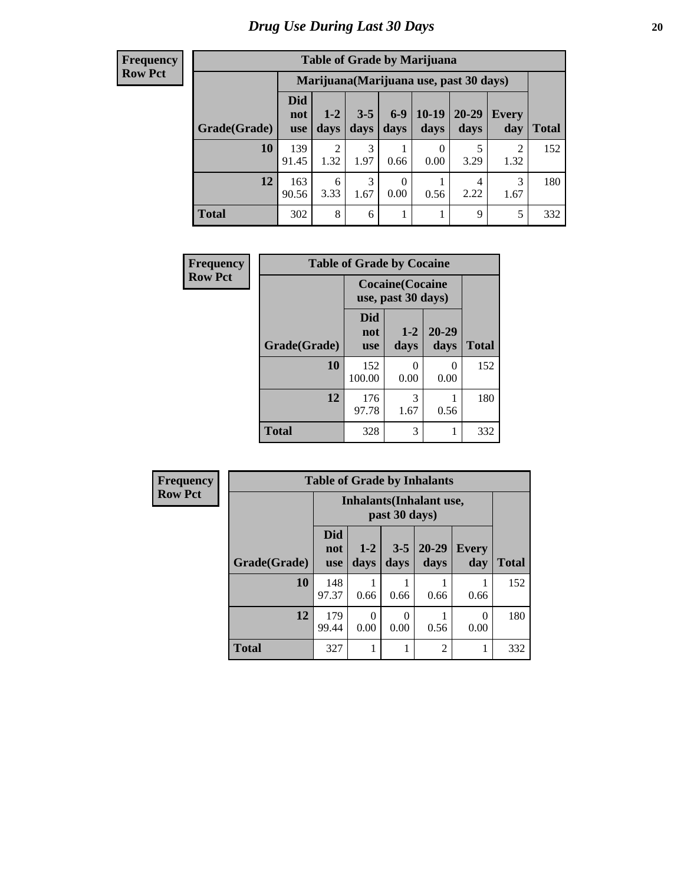# Drug Use During Last 30 Days

| Frequency<br>Row Pct |
|---|

**Table of Grade by Marijuana**

| Grade(Grade) | Marijuana(Marijuana use, past 30 days) | | | | | | | Total |
|---|---|---|---|---|---|---|---|---|
| | Did not use | 1-2 days | 3-5 days | 6-9 days | 10-19 days | 20-29 days | Every day | |
| 10 | 139<br>91.45 | 2<br>1.32 | 3<br>1.97 | 1<br>0.66 | 0<br>0.00 | 5<br>3.29 | 2<br>1.32 | 152 |
| 12 | 163<br>90.56 | 6<br>3.33 | 3<br>1.67 | 0<br>0.00 | 1<br>0.56 | 4<br>2.22 | 3<br>1.67 | 180 |
| Total | 302 | 8 | 6 | 1 | 1 | 9 | 5 | 332 |

| Frequency<br>Row Pct |
|---|

**Table of Grade by Cocaine**

| Grade(Grade) | Cocaine(Cocaine use, past 30 days) | | | Total |
|---|---|---|---|---|
| | Did not use | 1-2 days | 20-29 days | |
| 10 | 152<br>100.00 | 0<br>0.00 | 0<br>0.00 | 152 |
| 12 | 176<br>97.78 | 3<br>1.67 | 1<br>0.56 | 180 |
| Total | 328 | 3 | 1 | 332 |

| Frequency<br>Row Pct |
|---|

**Table of Grade by Inhalants**

| Grade(Grade) | Inhalants(Inhalant use, past 30 days) | | | | | Total |
|---|---|---|---|---|---|---|
| | Did not use | 1-2 days | 3-5 days | 20-29 days | Every day | |
| 10 | 148<br>97.37 | 1<br>0.66 | 1<br>0.66 | 1<br>0.66 | 1<br>0.66 | 152 |
| 12 | 179<br>99.44 | 0<br>0.00 | 0<br>0.00 | 1<br>0.56 | 0<br>0.00 | 180 |
| Total | 327 | 1 | 1 | 2 | 1 | 332 |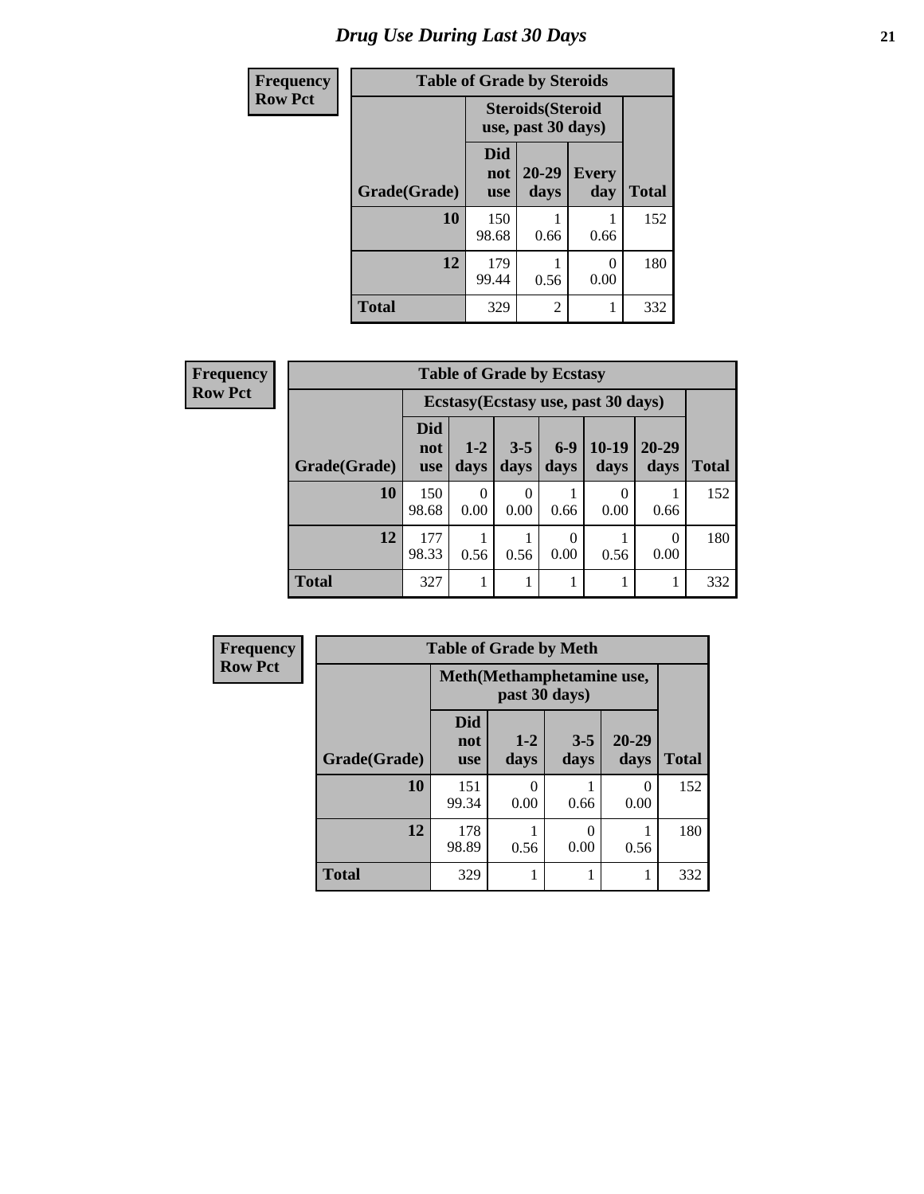# Drug Use During Last 30 Days

**Frequency Row Pct**

| Table of Grade by Steroids | | | | |
|---|---|---|---|---|
| | Steroids(Steroid use, past 30 days) | | | |
| Grade(Grade) | Did not use | 20-29 days | Every day | Total |
| 10 | 150<br>98.68 | 1<br>0.66 | 1<br>0.66 | 152 |
| 12 | 179<br>99.44 | 1<br>0.56 | 0<br>0.00 | 180 |
| Total | 329 | 2 | 1 | 332 |

**Frequency Row Pct**

| Table of Grade by Ecstasy | | | | | | | |
|---|---|---|---|---|---|---|---|
| | Ecstasy(Ecstasy use, past 30 days) | | | | | | |
| Grade(Grade) | Did not use | 1-2 days | 3-5 days | 6-9 days | 10-19 days | 20-29 days | Total |
| 10 | 150<br>98.68 | 0<br>0.00 | 0<br>0.00 | 1<br>0.66 | 0<br>0.00 | 1<br>0.66 | 152 |
| 12 | 177<br>98.33 | 1<br>0.56 | 1<br>0.56 | 0<br>0.00 | 1<br>0.56 | 0<br>0.00 | 180 |
| Total | 327 | 1 | 1 | 1 | 1 | 1 | 332 |

**Frequency Row Pct**

| Table of Grade by Meth | | | | | |
|---|---|---|---|---|---|
| | Meth(Methamphetamine use, past 30 days) | | | | |
| Grade(Grade) | Did not use | 1-2 days | 3-5 days | 20-29 days | Total |
| 10 | 151<br>99.34 | 0<br>0.00 | 1<br>0.66 | 0<br>0.00 | 152 |
| 12 | 178<br>98.89 | 1<br>0.56 | 0<br>0.00 | 1<br>0.56 | 180 |
| Total | 329 | 1 | 1 | 1 | 332 |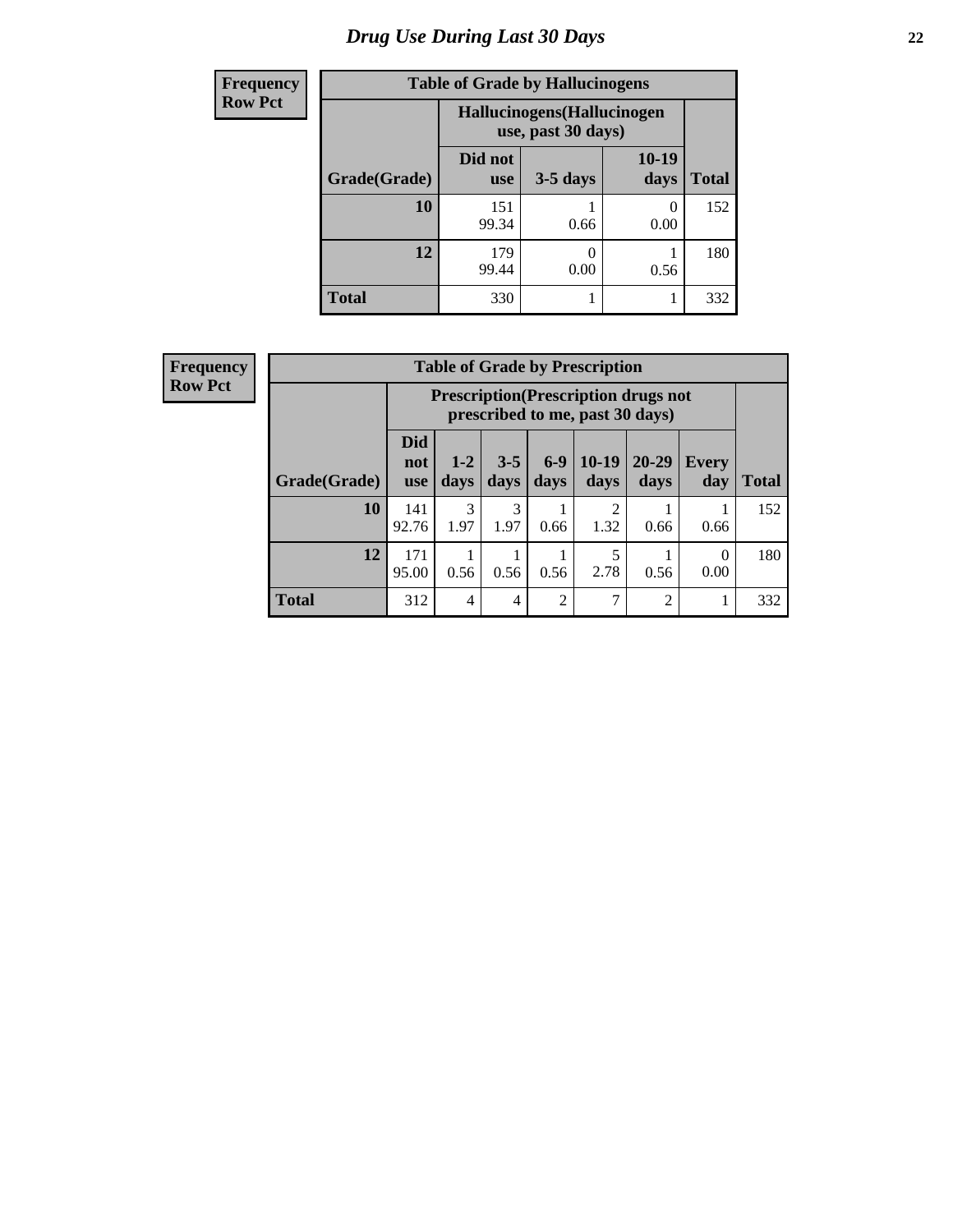# Drug Use During Last 30 Days

Frequency
Row Pct

| Table of Grade by Hallucinogens | | | | |
|---|---|---|---|---|
| | Hallucinogens(Hallucinogen use, past 30 days) | | | |
| Grade(Grade) | Did not use | 3-5 days | 10-19 days | Total |
| 10 | 151<br>99.34 | 1<br>0.66 | 0<br>0.00 | 152 |
| 12 | 179<br>99.44 | 0<br>0.00 | 1<br>0.56 | 180 |
| Total | 330 | 1 | 1 | 332 |

Frequency
Row Pct

| Table of Grade by Prescription | | | | | | | | |
|---|---|---|---|---|---|---|---|---|
| | Prescription(Prescription drugs not prescribed to me, past 30 days) | | | | | | | |
| Grade(Grade) | Did not use | 1-2 days | 3-5 days | 6-9 days | 10-19 days | 20-29 days | Every day | Total |
| 10 | 141<br>92.76 | 3<br>1.97 | 3<br>1.97 | 1<br>0.66 | 2<br>1.32 | 1<br>0.66 | 1<br>0.66 | 152 |
| 12 | 171<br>95.00 | 1<br>0.56 | 1<br>0.56 | 1<br>0.56 | 5<br>2.78 | 1<br>0.56 | 0<br>0.00 | 180 |
| Total | 312 | 4 | 4 | 2 | 7 | 2 | 1 | 332 |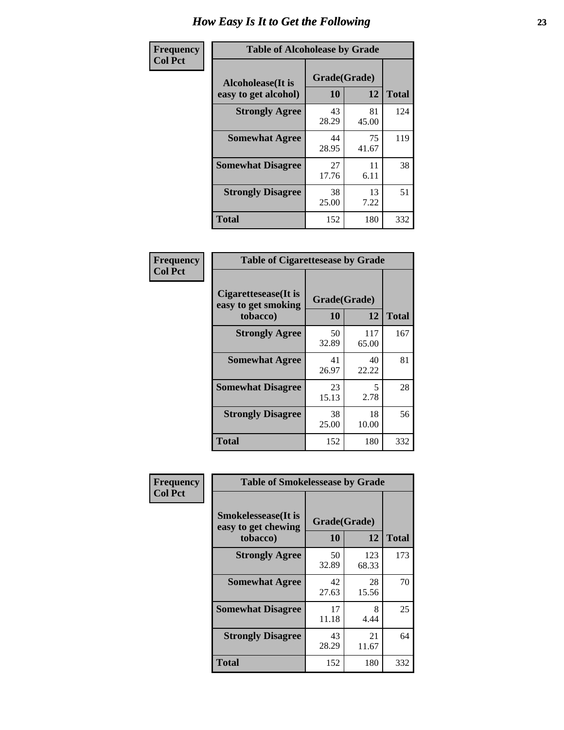# How Easy Is It to Get the Following

**Frequency Col Pct**

| Alcoholease(It is easy to get alcohol) | Grade(Grade) 10 | 12 | Total |
|---|---|---|---|
| **Strongly Agree** | 43<br>28.29 | 81<br>45.00 | 124 |
| **Somewhat Agree** | 44<br>28.95 | 75<br>41.67 | 119 |
| **Somewhat Disagree** | 27<br>17.76 | 11<br>6.11 | 38 |
| **Strongly Disagree** | 38<br>25.00 | 13<br>7.22 | 51 |
| **Total** | 152 | 180 | 332 |

Table of Alcoholease by Grade

**Frequency Col Pct**

| Cigarettesease(It is easy to get smoking tobacco) | Grade(Grade) 10 | 12 | Total |
|---|---|---|---|
| **Strongly Agree** | 50<br>32.89 | 117<br>65.00 | 167 |
| **Somewhat Agree** | 41<br>26.97 | 40<br>22.22 | 81 |
| **Somewhat Disagree** | 23<br>15.13 | 5<br>2.78 | 28 |
| **Strongly Disagree** | 38<br>25.00 | 18<br>10.00 | 56 |
| **Total** | 152 | 180 | 332 |

Table of Cigarettesease by Grade

**Frequency Col Pct**

| Smokelessease(It is easy to get chewing tobacco) | Grade(Grade) 10 | 12 | Total |
|---|---|---|---|
| **Strongly Agree** | 50<br>32.89 | 123<br>68.33 | 173 |
| **Somewhat Agree** | 42<br>27.63 | 28<br>15.56 | 70 |
| **Somewhat Disagree** | 17<br>11.18 | 8<br>4.44 | 25 |
| **Strongly Disagree** | 43<br>28.29 | 21<br>11.67 | 64 |
| **Total** | 152 | 180 | 332 |

Table of Smokelessease by Grade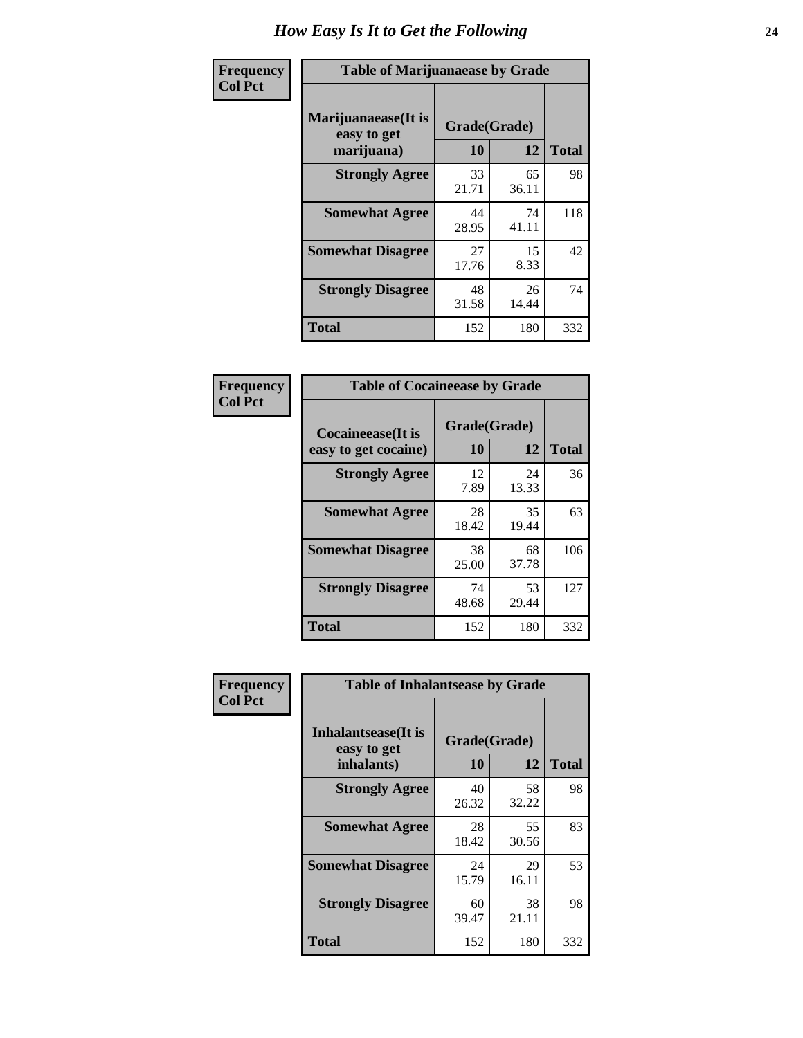# How Easy Is It to Get the Following

**Frequency**
**Col Pct**

**Table of Marijuanaease by Grade**

| Marijuanaease(It is easy to get marijuana) | Grade(Grade) | | Total |
|---|---|---|---|
| | 10 | 12 | |
| Strongly Agree | 33<br>21.71 | 65<br>36.11 | 98 |
| Somewhat Agree | 44<br>28.95 | 74<br>41.11 | 118 |
| Somewhat Disagree | 27<br>17.76 | 15<br>8.33 | 42 |
| Strongly Disagree | 48<br>31.58 | 26<br>14.44 | 74 |
| Total | 152 | 180 | 332 |

**Frequency**
**Col Pct**

**Table of Cocaineease by Grade**

| Cocaineease(It is easy to get cocaine) | Grade(Grade) | | Total |
|---|---|---|---|
| | 10 | 12 | |
| Strongly Agree | 12<br>7.89 | 24<br>13.33 | 36 |
| Somewhat Agree | 28<br>18.42 | 35<br>19.44 | 63 |
| Somewhat Disagree | 38<br>25.00 | 68<br>37.78 | 106 |
| Strongly Disagree | 74<br>48.68 | 53<br>29.44 | 127 |
| Total | 152 | 180 | 332 |

**Frequency**
**Col Pct**

**Table of Inhalantsease by Grade**

| Inhalantsease(It is easy to get inhalants) | Grade(Grade) | | Total |
|---|---|---|---|
| | 10 | 12 | |
| Strongly Agree | 40<br>26.32 | 58<br>32.22 | 98 |
| Somewhat Agree | 28<br>18.42 | 55<br>30.56 | 83 |
| Somewhat Disagree | 24<br>15.79 | 29<br>16.11 | 53 |
| Strongly Disagree | 60<br>39.47 | 38<br>21.11 | 98 |
| Total | 152 | 180 | 332 |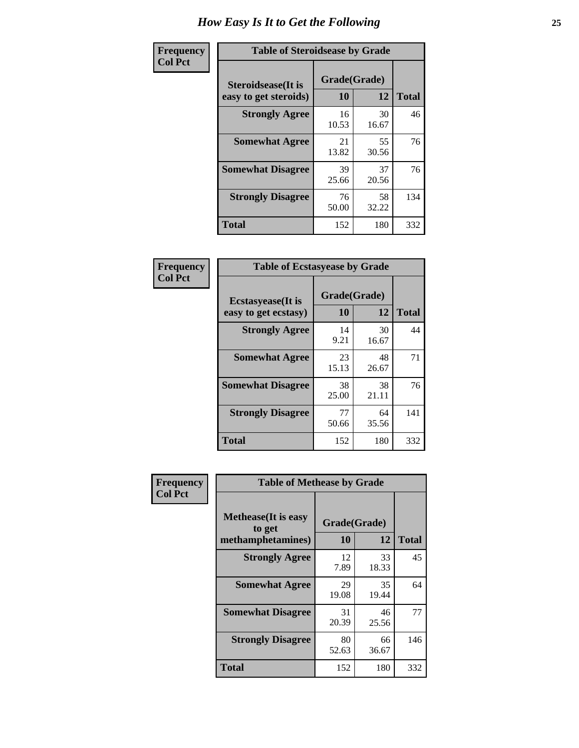# How Easy Is It to Get the Following

**Frequency**
**Col Pct**

| Table of Steroidsease by Grade | | | |
|---|---|---|---|
| Steroidsease(It is easy to get steroids) | Grade(Grade) | | Total |
| | 10 | 12 | |
| **Strongly Agree** | 16<br>10.53 | 30<br>16.67 | 46 |
| **Somewhat Agree** | 21<br>13.82 | 55<br>30.56 | 76 |
| **Somewhat Disagree** | 39<br>25.66 | 37<br>20.56 | 76 |
| **Strongly Disagree** | 76<br>50.00 | 58<br>32.22 | 134 |
| **Total** | 152 | 180 | 332 |

**Frequency**
**Col Pct**

| Table of Ecstasyease by Grade | | | |
|---|---|---|---|
| Ecstasyease(It is easy to get ecstasy) | Grade(Grade) | | Total |
| | 10 | 12 | |
| **Strongly Agree** | 14<br>9.21 | 30<br>16.67 | 44 |
| **Somewhat Agree** | 23<br>15.13 | 48<br>26.67 | 71 |
| **Somewhat Disagree** | 38<br>25.00 | 38<br>21.11 | 76 |
| **Strongly Disagree** | 77<br>50.66 | 64<br>35.56 | 141 |
| **Total** | 152 | 180 | 332 |

**Frequency**
**Col Pct**

| Table of Methease by Grade | | | |
|---|---|---|---|
| Methease(It is easy to get methamphetamines) | Grade(Grade) | | Total |
| | 10 | 12 | |
| **Strongly Agree** | 12<br>7.89 | 33<br>18.33 | 45 |
| **Somewhat Agree** | 29<br>19.08 | 35<br>19.44 | 64 |
| **Somewhat Disagree** | 31<br>20.39 | 46<br>25.56 | 77 |
| **Strongly Disagree** | 80<br>52.63 | 66<br>36.67 | 146 |
| **Total** | 152 | 180 | 332 |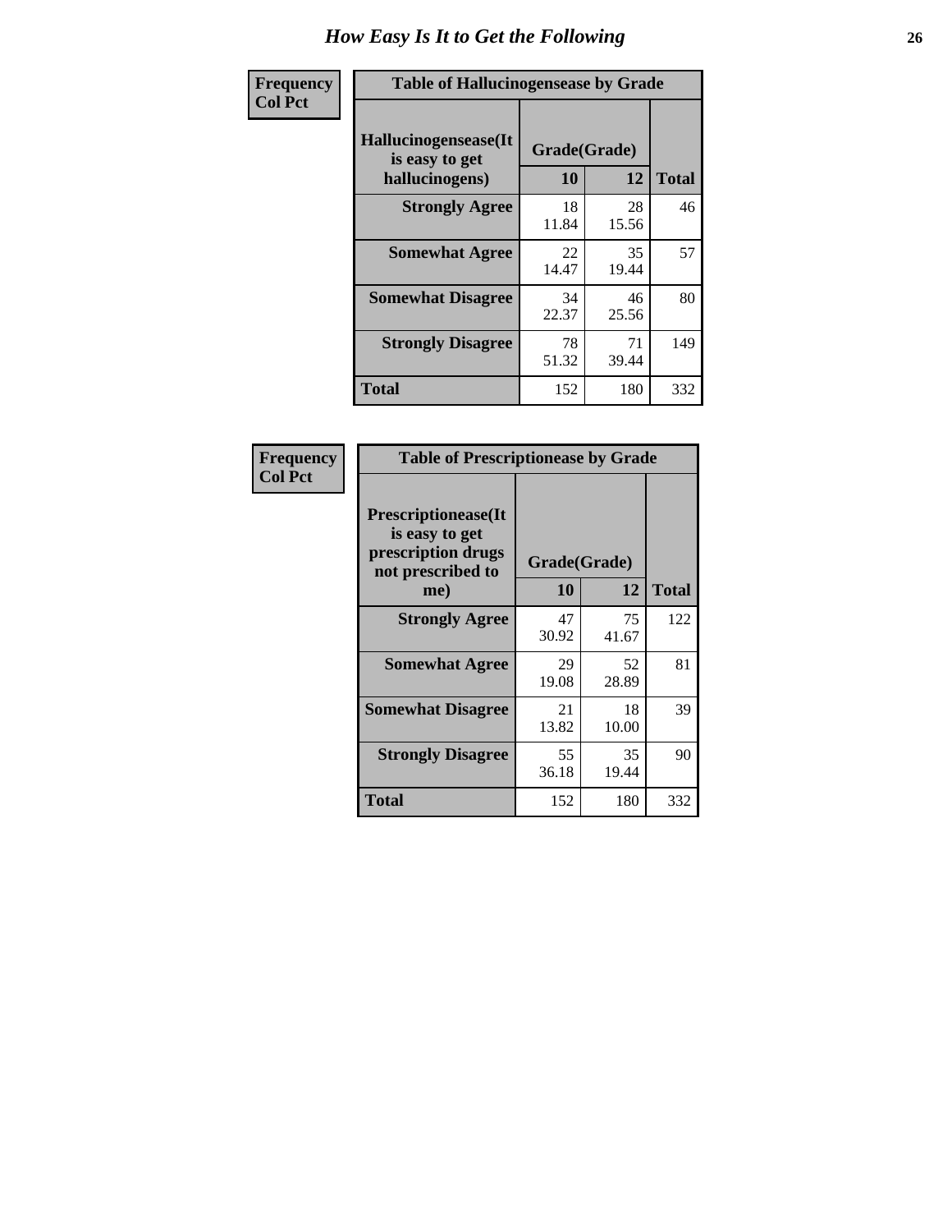# How Easy Is It to Get the Following

**Frequency**
**Col Pct**

| Table of Hallucinogensease by Grade | | | |
|---|---|---|---|
| **Hallucinogensease(It is easy to get hallucinogens)** | **Grade(Grade)** | | |
| | **10** | **12** | **Total** |
| **Strongly Agree** | 18<br>11.84 | 28<br>15.56 | 46 |
| **Somewhat Agree** | 22<br>14.47 | 35<br>19.44 | 57 |
| **Somewhat Disagree** | 34<br>22.37 | 46<br>25.56 | 80 |
| **Strongly Disagree** | 78<br>51.32 | 71<br>39.44 | 149 |
| **Total** | 152 | 180 | 332 |

**Frequency**
**Col Pct**

| Table of Prescriptionease by Grade | | | |
|---|---|---|---|
| **Prescriptionease(It is easy to get prescription drugs not prescribed to me)** | **Grade(Grade)** | | |
| | **10** | **12** | **Total** |
| **Strongly Agree** | 47<br>30.92 | 75<br>41.67 | 122 |
| **Somewhat Agree** | 29<br>19.08 | 52<br>28.89 | 81 |
| **Somewhat Disagree** | 21<br>13.82 | 18<br>10.00 | 39 |
| **Strongly Disagree** | 55<br>36.18 | 35<br>19.44 | 90 |
| **Total** | 152 | 180 | 332 |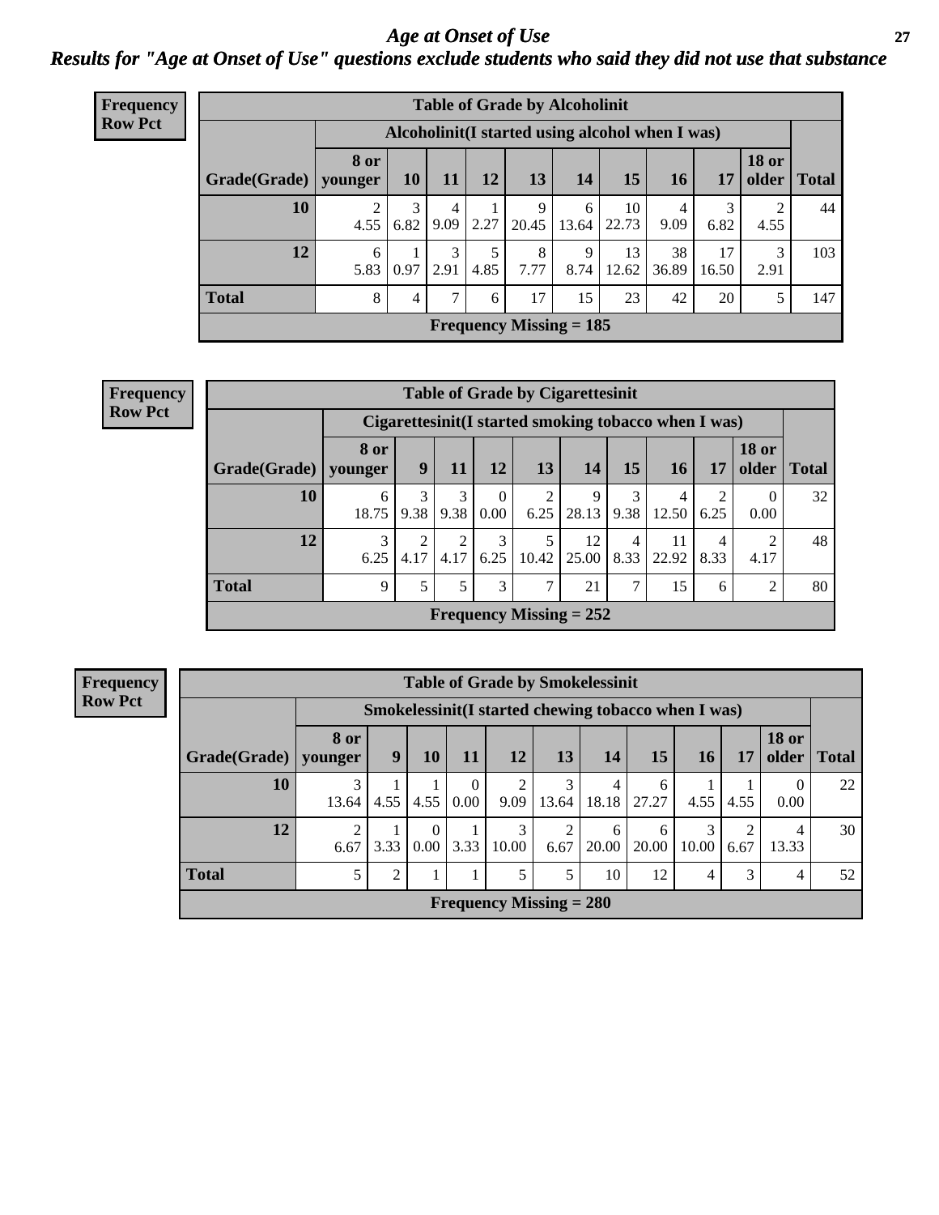# Age at Onset of Use

## Results for "Age at Onset of Use" questions exclude students who said they did not use that substance

**Frequency**
**Row Pct**

**Table of Grade by Alcoholinit**

| Grade(Grade) | Alcoholinit(I started using alcohol when I was) | | | | | | | | | | Total |
|---|---|---|---|---|---|---|---|---|---|---|---|
| | 8 or younger | 10 | 11 | 12 | 13 | 14 | 15 | 16 | 17 | 18 or older | |
| 10 | 2<br>4.55 | 3<br>6.82 | 4<br>9.09 | 1<br>2.27 | 9<br>20.45 | 6<br>13.64 | 10<br>22.73 | 4<br>9.09 | 3<br>6.82 | 2<br>4.55 | 44 |
| 12 | 6<br>5.83 | 1<br>0.97 | 3<br>2.91 | 5<br>4.85 | 8<br>7.77 | 9<br>8.74 | 13<br>12.62 | 38<br>36.89 | 17<br>16.50 | 3<br>2.91 | 103 |
| Total | 8 | 4 | 7 | 6 | 17 | 15 | 23 | 42 | 20 | 5 | 147 |

Frequency Missing = 185

**Frequency**
**Row Pct**

**Table of Grade by Cigarettesinit**

| Grade(Grade) | Cigarettesinit(I started smoking tobacco when I was) | | | | | | | | | | Total |
|---|---|---|---|---|---|---|---|---|---|---|---|
| | 8 or younger | 9 | 11 | 12 | 13 | 14 | 15 | 16 | 17 | 18 or older | |
| 10 | 6<br>18.75 | 3<br>9.38 | 3<br>9.38 | 0<br>0.00 | 2<br>6.25 | 9<br>28.13 | 3<br>9.38 | 4<br>12.50 | 2<br>6.25 | 0<br>0.00 | 32 |
| 12 | 3<br>6.25 | 2<br>4.17 | 2<br>4.17 | 3<br>6.25 | 5<br>10.42 | 12<br>25.00 | 4<br>8.33 | 11<br>22.92 | 4<br>8.33 | 2<br>4.17 | 48 |
| Total | 9 | 5 | 5 | 3 | 7 | 21 | 7 | 15 | 6 | 2 | 80 |

Frequency Missing = 252

**Frequency**
**Row Pct**

**Table of Grade by Smokelessinit**

| Grade(Grade) | Smokelessinit(I started chewing tobacco when I was) | | | | | | | | | | | Total |
|---|---|---|---|---|---|---|---|---|---|---|---|---|
| | 8 or younger | 9 | 10 | 11 | 12 | 13 | 14 | 15 | 16 | 17 | 18 or older | |
| 10 | 3<br>13.64 | 1<br>4.55 | 1<br>4.55 | 0<br>0.00 | 2<br>9.09 | 3<br>13.64 | 4<br>18.18 | 6<br>27.27 | 1<br>4.55 | 1<br>4.55 | 0<br>0.00 | 22 |
| 12 | 2<br>6.67 | 1<br>3.33 | 0<br>0.00 | 1<br>3.33 | 3<br>10.00 | 2<br>6.67 | 6<br>20.00 | 6<br>20.00 | 3<br>10.00 | 2<br>6.67 | 4<br>13.33 | 30 |
| Total | 5 | 2 | 1 | 1 | 5 | 5 | 10 | 12 | 4 | 3 | 4 | 52 |

Frequency Missing = 280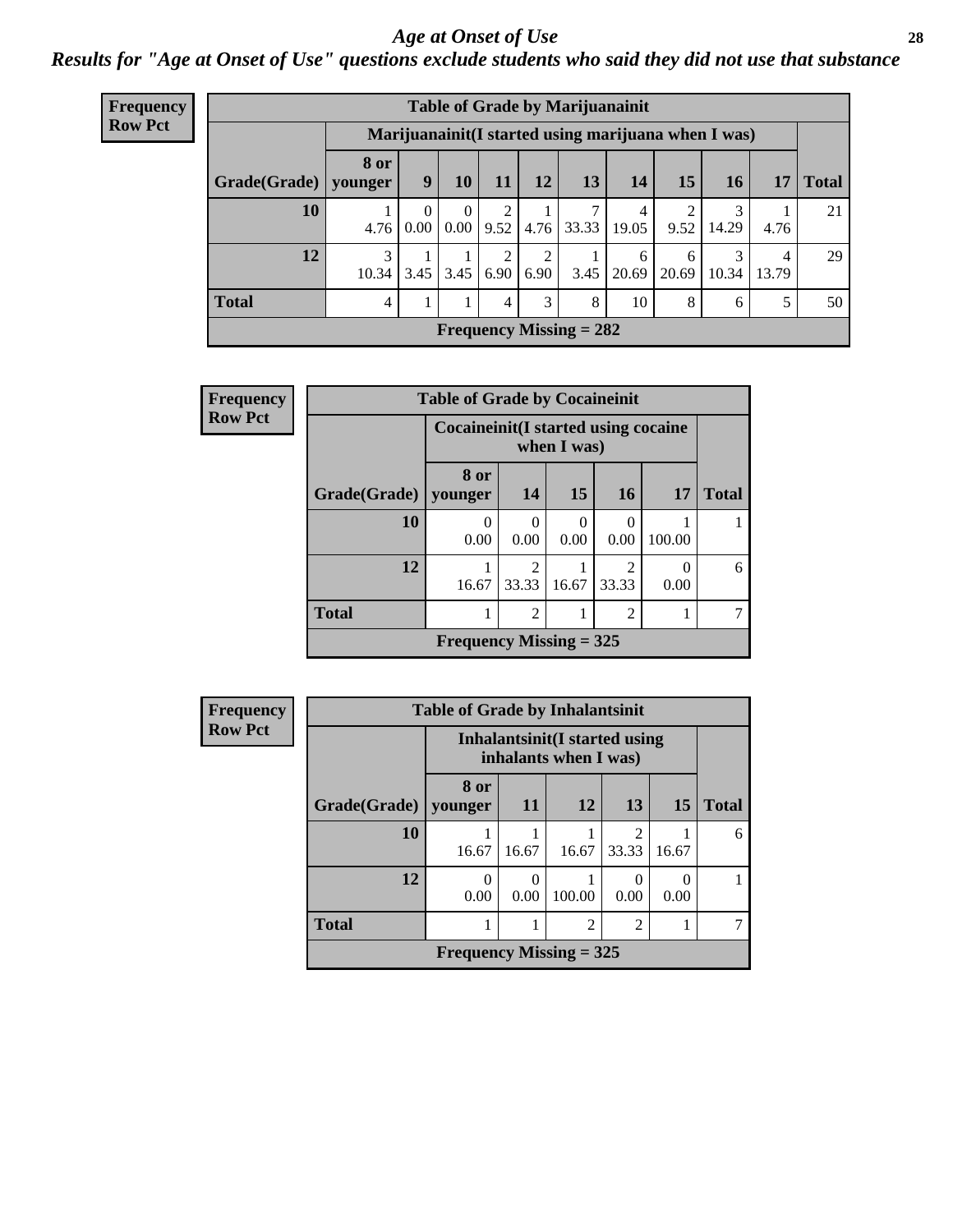## Age at Onset of Use

***Results for "Age at Onset of Use" questions exclude students who said they did not use that substance***

**Frequency Row Pct**

| Table of Grade by Marijuanainit | | | | | | | | | | | |
|---|---|---|---|---|---|---|---|---|---|---|---|
| | Marijuanainit(I started using marijuana when I was) | | | | | | | | | | |
| Grade(Grade) | 8 or younger | 9 | 10 | 11 | 12 | 13 | 14 | 15 | 16 | 17 | Total |
| 10 | 1<br>4.76 | 0<br>0.00 | 0<br>0.00 | 2<br>9.52 | 1<br>4.76 | 7<br>33.33 | 4<br>19.05 | 2<br>9.52 | 3<br>14.29 | 1<br>4.76 | 21 |
| 12 | 3<br>10.34 | 1<br>3.45 | 1<br>3.45 | 2<br>6.90 | 2<br>6.90 | 1<br>3.45 | 6<br>20.69 | 6<br>20.69 | 3<br>10.34 | 4<br>13.79 | 29 |
| Total | 4 | 1 | 1 | 4 | 3 | 8 | 10 | 8 | 6 | 5 | 50 |
| Frequency Missing = 282 | | | | | | | | | | | |

**Frequency Row Pct**

| Table of Grade by Cocaineinit | | | | | | |
|---|---|---|---|---|---|---|
| | Cocaineinit(I started using cocaine when I was) | | | | | |
| Grade(Grade) | 8 or younger | 14 | 15 | 16 | 17 | Total |
| 10 | 0<br>0.00 | 0<br>0.00 | 0<br>0.00 | 0<br>0.00 | 1<br>100.00 | 1 |
| 12 | 1<br>16.67 | 2<br>33.33 | 1<br>16.67 | 2<br>33.33 | 0<br>0.00 | 6 |
| Total | 1 | 2 | 1 | 2 | 1 | 7 |
| Frequency Missing = 325 | | | | | | |

**Frequency Row Pct**

| Table of Grade by Inhalantsinit | | | | | | |
|---|---|---|---|---|---|---|
| | Inhalantsinit(I started using inhalants when I was) | | | | | |
| Grade(Grade) | 8 or younger | 11 | 12 | 13 | 15 | Total |
| 10 | 1<br>16.67 | 1<br>16.67 | 1<br>16.67 | 2<br>33.33 | 1<br>16.67 | 6 |
| 12 | 0<br>0.00 | 0<br>0.00 | 1<br>100.00 | 0<br>0.00 | 0<br>0.00 | 1 |
| Total | 1 | 1 | 2 | 2 | 1 | 7 |
| Frequency Missing = 325 | | | | | | |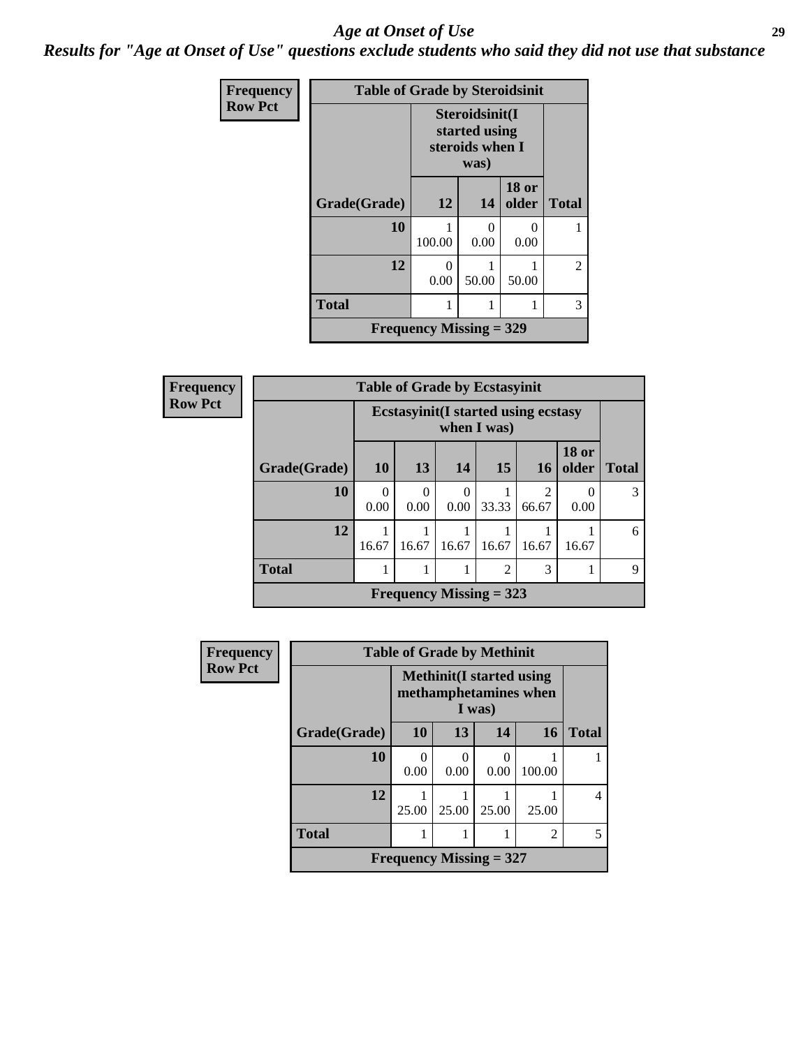## Age at Onset of Use

### Results for "Age at Onset of Use" questions exclude students who said they did not use that substance

**Frequency**
**Row Pct**

**Table of Grade by Steroidsinit**

| Grade(Grade) | Steroidsinit(I started using steroids when I was) | | | Total |
|---|---|---|---|---|
| | 12 | 14 | 18 or older | |
| 10 | 1<br>100.00 | 0<br>0.00 | 0<br>0.00 | 1 |
| 12 | 0<br>0.00 | 1<br>50.00 | 1<br>50.00 | 2 |
| Total | 1 | 1 | 1 | 3 |

Frequency Missing = 329

**Frequency**
**Row Pct**

**Table of Grade by Ecstasyinit**

| Grade(Grade) | Ecstasyinit(I started using ecstasy when I was) | | | | | | Total |
|---|---|---|---|---|---|---|---|
| | 10 | 13 | 14 | 15 | 16 | 18 or older | |
| 10 | 0<br>0.00 | 0<br>0.00 | 0<br>0.00 | 1<br>33.33 | 2<br>66.67 | 0<br>0.00 | 3 |
| 12 | 1<br>16.67 | 1<br>16.67 | 1<br>16.67 | 1<br>16.67 | 1<br>16.67 | 1<br>16.67 | 6 |
| Total | 1 | 1 | 1 | 2 | 3 | 1 | 9 |

Frequency Missing = 323

**Frequency**
**Row Pct**

**Table of Grade by Methinit**

| Grade(Grade) | Methinit(I started using methamphetamines when I was) | | | | Total |
|---|---|---|---|---|---|
| | 10 | 13 | 14 | 16 | |
| 10 | 0<br>0.00 | 0<br>0.00 | 0<br>0.00 | 1<br>100.00 | 1 |
| 12 | 1<br>25.00 | 1<br>25.00 | 1<br>25.00 | 1<br>25.00 | 4 |
| Total | 1 | 1 | 1 | 2 | 5 |

Frequency Missing = 327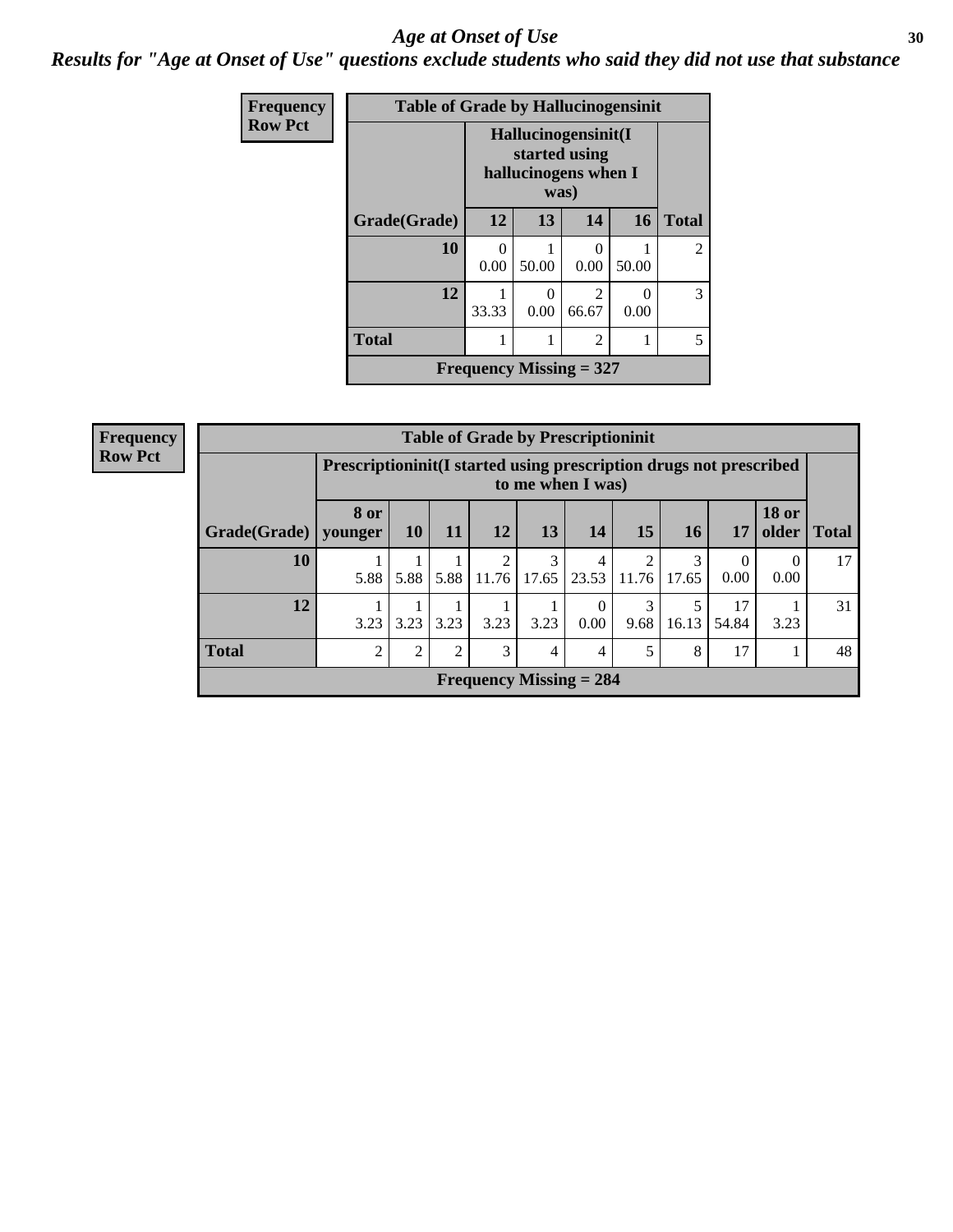# *Age at Onset of Use*

***Results for "Age at Onset of Use" questions exclude students who said they did not use that substance***

**Frequency**
**Row Pct**

| **Table of Grade by Hallucinogensinit** | | | | | |
|---|---|---|---|---|---|
| | **Hallucinogensinit(I started using hallucinogens when I was)** | | | | |
| **Grade(Grade)** | **12** | **13** | **14** | **16** | **Total** |
| **10** | 0<br>0.00 | 1<br>50.00 | 0<br>0.00 | 1<br>50.00 | 2 |
| **12** | 1<br>33.33 | 0<br>0.00 | 2<br>66.67 | 0<br>0.00 | 3 |
| **Total** | 1 | 1 | 2 | 1 | 5 |
| **Frequency Missing = 327** | | | | | |

**Frequency**
**Row Pct**

| **Table of Grade by Prescriptioninit** | | | | | | | | | | | |
|---|---|---|---|---|---|---|---|---|---|---|---|
| | **Prescriptioninit(I started using prescription drugs not prescribed to me when I was)** | | | | | | | | | | |
| **Grade(Grade)** | **8 or younger** | **10** | **11** | **12** | **13** | **14** | **15** | **16** | **17** | **18 or older** | **Total** |
| **10** | 1<br>5.88 | 1<br>5.88 | 1<br>5.88 | 2<br>11.76 | 3<br>17.65 | 4<br>23.53 | 2<br>11.76 | 3<br>17.65 | 0<br>0.00 | 0<br>0.00 | 17 |
| **12** | 1<br>3.23 | 1<br>3.23 | 1<br>3.23 | 1<br>3.23 | 1<br>3.23 | 0<br>0.00 | 3<br>9.68 | 5<br>16.13 | 17<br>54.84 | 1<br>3.23 | 31 |
| **Total** | 2 | 2 | 2 | 3 | 4 | 4 | 5 | 8 | 17 | 1 | 48 |
| **Frequency Missing = 284** | | | | | | | | | | | |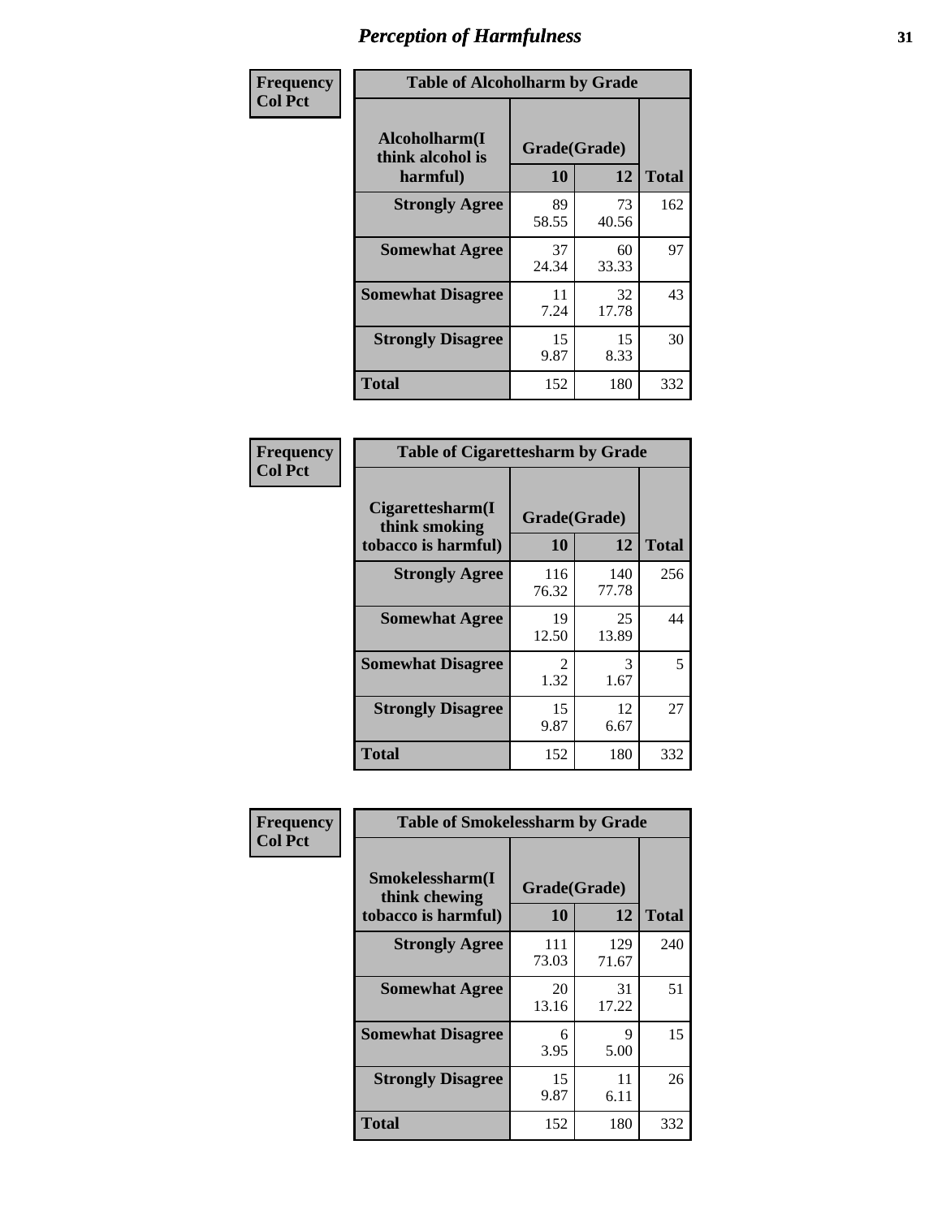# *Perception of Harmfulness*

**Frequency Col Pct**

| Table of Alcoholharm by Grade | | | |
|---|---|---|---|
| **Alcoholharm(I think alcohol is harmful)** | **Grade(Grade)** | | **Total** |
| | **10** | **12** | |
| **Strongly Agree** | 89<br>58.55 | 73<br>40.56 | 162 |
| **Somewhat Agree** | 37<br>24.34 | 60<br>33.33 | 97 |
| **Somewhat Disagree** | 11<br>7.24 | 32<br>17.78 | 43 |
| **Strongly Disagree** | 15<br>9.87 | 15<br>8.33 | 30 |
| **Total** | 152 | 180 | 332 |

**Frequency Col Pct**

| Table of Cigarettesharm by Grade | | | |
|---|---|---|---|
| **Cigarettesharm(I think smoking tobacco is harmful)** | **Grade(Grade)** | | **Total** |
| | **10** | **12** | |
| **Strongly Agree** | 116<br>76.32 | 140<br>77.78 | 256 |
| **Somewhat Agree** | 19<br>12.50 | 25<br>13.89 | 44 |
| **Somewhat Disagree** | 2<br>1.32 | 3<br>1.67 | 5 |
| **Strongly Disagree** | 15<br>9.87 | 12<br>6.67 | 27 |
| **Total** | 152 | 180 | 332 |

**Frequency Col Pct**

| Table of Smokelessharm by Grade | | | |
|---|---|---|---|
| **Smokelessharm(I think chewing tobacco is harmful)** | **Grade(Grade)** | | **Total** |
| | **10** | **12** | |
| **Strongly Agree** | 111<br>73.03 | 129<br>71.67 | 240 |
| **Somewhat Agree** | 20<br>13.16 | 31<br>17.22 | 51 |
| **Somewhat Disagree** | 6<br>3.95 | 9<br>5.00 | 15 |
| **Strongly Disagree** | 15<br>9.87 | 11<br>6.11 | 26 |
| **Total** | 152 | 180 | 332 |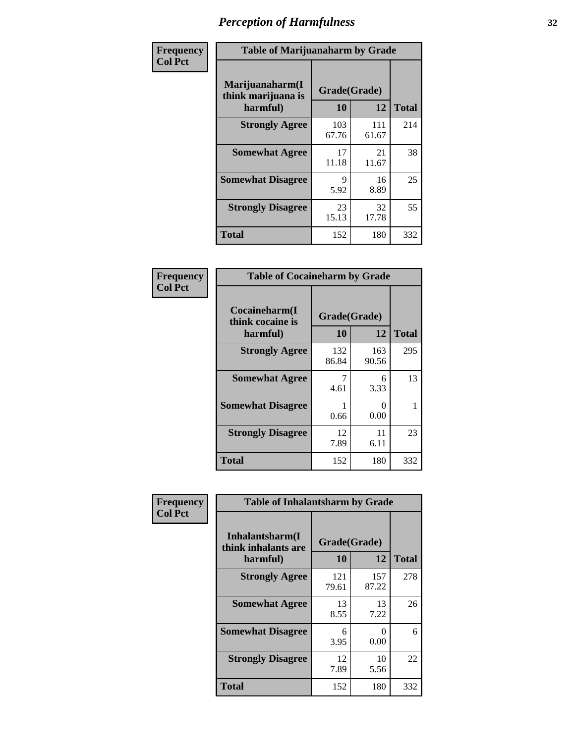# Perception of Harmfulness

| Frequency<br>Col Pct | Table of Marijuanaharm by Grade | | |
|---|---|---|---|
| **Marijuanaharm(I think marijuana is harmful)** | **Grade(Grade)** | | |
| | **10** | **12** | **Total** |
| **Strongly Agree** | 103<br>67.76 | 111<br>61.67 | 214 |
| **Somewhat Agree** | 17<br>11.18 | 21<br>11.67 | 38 |
| **Somewhat Disagree** | 9<br>5.92 | 16<br>8.89 | 25 |
| **Strongly Disagree** | 23<br>15.13 | 32<br>17.78 | 55 |
| **Total** | 152 | 180 | 332 |

| Frequency<br>Col Pct | Table of Cocaineharm by Grade | | |
|---|---|---|---|
| **Cocaineharm(I think cocaine is harmful)** | **Grade(Grade)** | | |
| | **10** | **12** | **Total** |
| **Strongly Agree** | 132<br>86.84 | 163<br>90.56 | 295 |
| **Somewhat Agree** | 7<br>4.61 | 6<br>3.33 | 13 |
| **Somewhat Disagree** | 1<br>0.66 | 0<br>0.00 | 1 |
| **Strongly Disagree** | 12<br>7.89 | 11<br>6.11 | 23 |
| **Total** | 152 | 180 | 332 |

| Frequency<br>Col Pct | Table of Inhalantsharm by Grade | | |
|---|---|---|---|
| **Inhalantsharm(I think inhalants are harmful)** | **Grade(Grade)** | | |
| | **10** | **12** | **Total** |
| **Strongly Agree** | 121<br>79.61 | 157<br>87.22 | 278 |
| **Somewhat Agree** | 13<br>8.55 | 13<br>7.22 | 26 |
| **Somewhat Disagree** | 6<br>3.95 | 0<br>0.00 | 6 |
| **Strongly Disagree** | 12<br>7.89 | 10<br>5.56 | 22 |
| **Total** | 152 | 180 | 332 |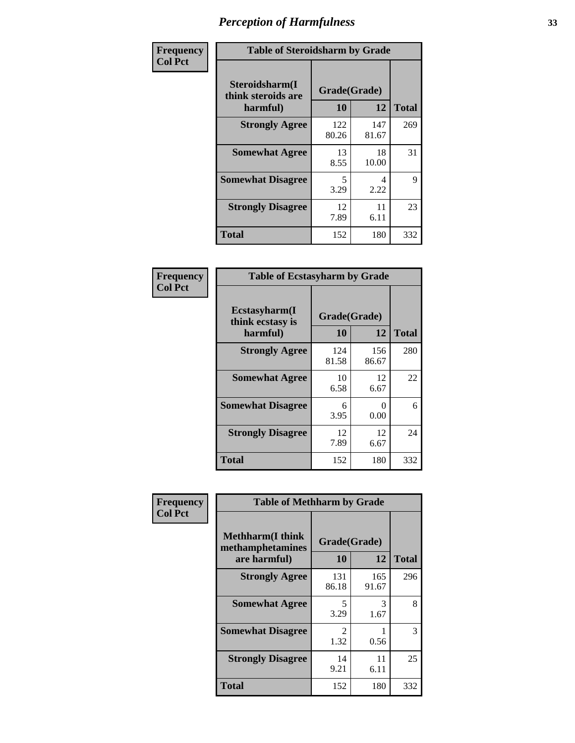# Perception of Harmfulness

**Frequency**
**Col Pct**

| Table of Steroidsharm by Grade | | | |
|---|---|---|---|
| Steroidsharm(I think steroids are harmful) | Grade(Grade) | | Total |
| | 10 | 12 | |
| **Strongly Agree** | 122<br>80.26 | 147<br>81.67 | 269 |
| **Somewhat Agree** | 13<br>8.55 | 18<br>10.00 | 31 |
| **Somewhat Disagree** | 5<br>3.29 | 4<br>2.22 | 9 |
| **Strongly Disagree** | 12<br>7.89 | 11<br>6.11 | 23 |
| **Total** | 152 | 180 | 332 |

**Frequency**
**Col Pct**

| Table of Ecstasyharm by Grade | | | |
|---|---|---|---|
| Ecstasyharm(I think ecstasy is harmful) | Grade(Grade) | | Total |
| | 10 | 12 | |
| **Strongly Agree** | 124<br>81.58 | 156<br>86.67 | 280 |
| **Somewhat Agree** | 10<br>6.58 | 12<br>6.67 | 22 |
| **Somewhat Disagree** | 6<br>3.95 | 0<br>0.00 | 6 |
| **Strongly Disagree** | 12<br>7.89 | 12<br>6.67 | 24 |
| **Total** | 152 | 180 | 332 |

**Frequency**
**Col Pct**

| Table of Methharm by Grade | | | |
|---|---|---|---|
| Methharm(I think methamphetamines are harmful) | Grade(Grade) | | Total |
| | 10 | 12 | |
| **Strongly Agree** | 131<br>86.18 | 165<br>91.67 | 296 |
| **Somewhat Agree** | 5<br>3.29 | 3<br>1.67 | 8 |
| **Somewhat Disagree** | 2<br>1.32 | 1<br>0.56 | 3 |
| **Strongly Disagree** | 14<br>9.21 | 11<br>6.11 | 25 |
| **Total** | 152 | 180 | 332 |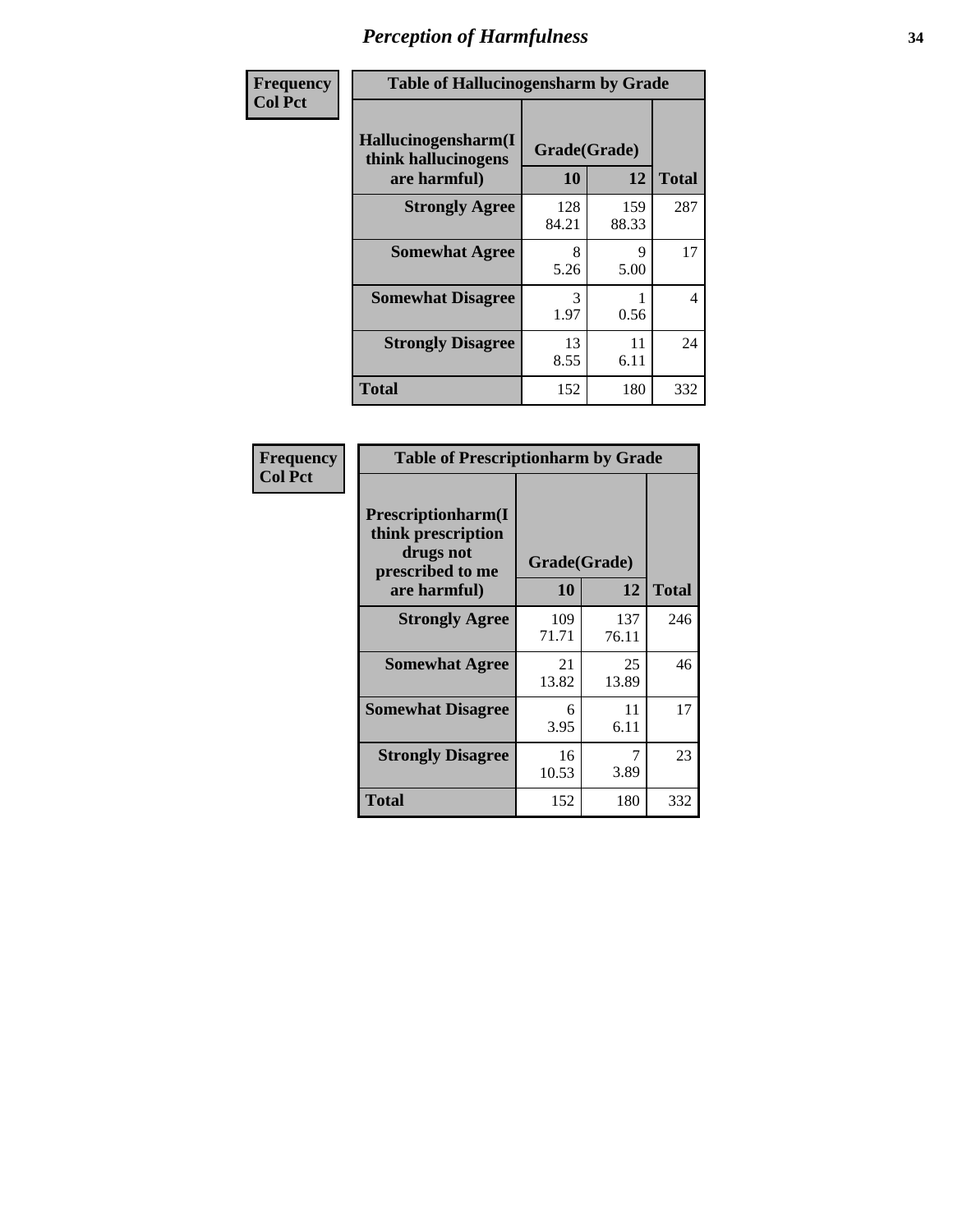# Perception of Harmfulness

**Frequency**
**Col Pct**

**Table of Hallucinogensharm by Grade**

| Hallucinogensharm(I think hallucinogens are harmful) | Grade(Grade) 10 | 12 | Total |
|---|---|---|---|
| **Strongly Agree** | 128<br>84.21 | 159<br>88.33 | 287 |
| **Somewhat Agree** | 8<br>5.26 | 9<br>5.00 | 17 |
| **Somewhat Disagree** | 3<br>1.97 | 1<br>0.56 | 4 |
| **Strongly Disagree** | 13<br>8.55 | 11<br>6.11 | 24 |
| **Total** | 152 | 180 | 332 |

**Frequency**
**Col Pct**

**Table of Prescriptionharm by Grade**

| Prescriptionharm(I think prescription drugs not prescribed to me are harmful) | Grade(Grade) 10 | 12 | Total |
|---|---|---|---|
| **Strongly Agree** | 109<br>71.71 | 137<br>76.11 | 246 |
| **Somewhat Agree** | 21<br>13.82 | 25<br>13.89 | 46 |
| **Somewhat Disagree** | 6<br>3.95 | 11<br>6.11 | 17 |
| **Strongly Disagree** | 16<br>10.53 | 7<br>3.89 | 23 |
| **Total** | 152 | 180 | 332 |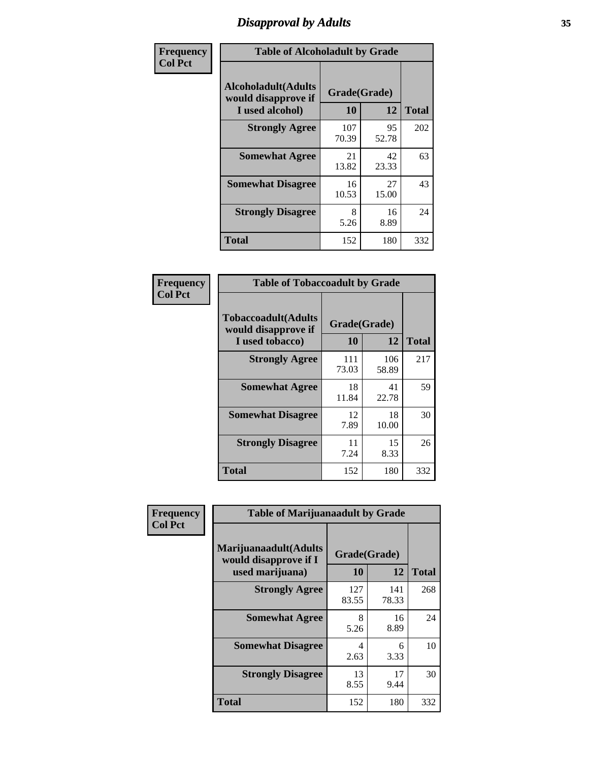# Disapproval by Adults

| Frequency<br>Col Pct | Table of Alcoholadult by Grade | | |
|---|---|---|---|
| Alcoholadult(Adults would disapprove if I used alcohol) | Grade(Grade) | | |
| | 10 | 12 | Total |
| Strongly Agree | 107<br>70.39 | 95<br>52.78 | 202 |
| Somewhat Agree | 21<br>13.82 | 42<br>23.33 | 63 |
| Somewhat Disagree | 16<br>10.53 | 27<br>15.00 | 43 |
| Strongly Disagree | 8<br>5.26 | 16<br>8.89 | 24 |
| Total | 152 | 180 | 332 |

| Frequency<br>Col Pct | Table of Tobaccoadult by Grade | | |
|---|---|---|---|
| Tobaccoadult(Adults would disapprove if I used tobacco) | Grade(Grade) | | |
| | 10 | 12 | Total |
| Strongly Agree | 111<br>73.03 | 106<br>58.89 | 217 |
| Somewhat Agree | 18<br>11.84 | 41<br>22.78 | 59 |
| Somewhat Disagree | 12<br>7.89 | 18<br>10.00 | 30 |
| Strongly Disagree | 11<br>7.24 | 15<br>8.33 | 26 |
| Total | 152 | 180 | 332 |

| Frequency<br>Col Pct | Table of Marijuanaadult by Grade | | |
|---|---|---|---|
| Marijuanaadult(Adults would disapprove if I used marijuana) | Grade(Grade) | | |
| | 10 | 12 | Total |
| Strongly Agree | 127<br>83.55 | 141<br>78.33 | 268 |
| Somewhat Agree | 8<br>5.26 | 16<br>8.89 | 24 |
| Somewhat Disagree | 4<br>2.63 | 6<br>3.33 | 10 |
| Strongly Disagree | 13<br>8.55 | 17<br>9.44 | 30 |
| Total | 152 | 180 | 332 |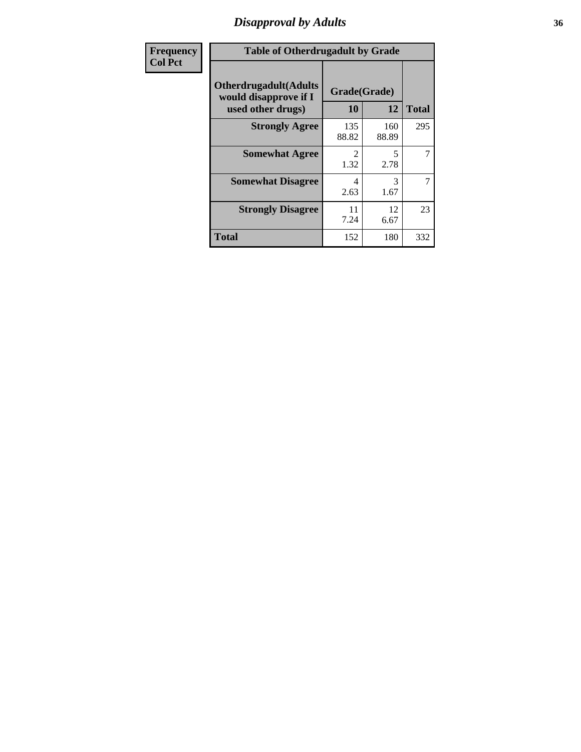# Disapproval by Adults

| Frequency<br>Col Pct | Table of Otherdrugadult by Grade | | |
|---|---|---|---|
| Otherdrugadult(Adults would disapprove if I used other drugs) | Grade(Grade) | | |
| | 10 | 12 | Total |
| Strongly Agree | 135<br>88.82 | 160<br>88.89 | 295 |
| Somewhat Agree | 2<br>1.32 | 5<br>2.78 | 7 |
| Somewhat Disagree | 4<br>2.63 | 3<br>1.67 | 7 |
| Strongly Disagree | 11<br>7.24 | 12<br>6.67 | 23 |
| Total | 152 | 180 | 332 |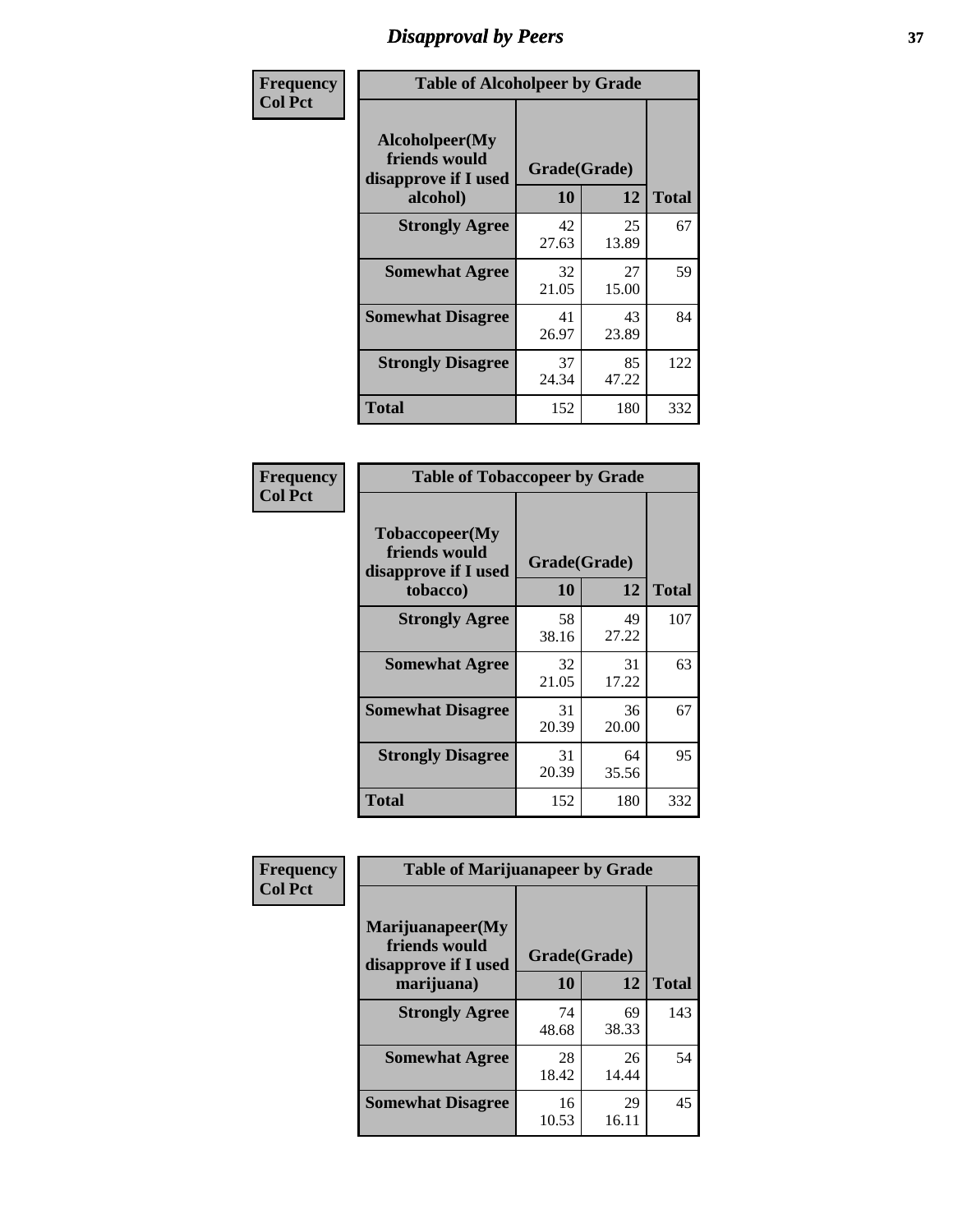# Disapproval by Peers

Frequency
Col Pct

| Alcoholpeer(My friends would disapprove if I used alcohol) | Grade(Grade) 10 | 12 | Total |
|---|---|---|---|
| **Strongly Agree** | 42<br>27.63 | 25<br>13.89 | 67 |
| **Somewhat Agree** | 32<br>21.05 | 27<br>15.00 | 59 |
| **Somewhat Disagree** | 41<br>26.97 | 43<br>23.89 | 84 |
| **Strongly Disagree** | 37<br>24.34 | 85<br>47.22 | 122 |
| **Total** | 152 | 180 | 332 |

Table of Alcoholpeer by Grade

Frequency
Col Pct

| Tobaccopeer(My friends would disapprove if I used tobacco) | Grade(Grade) 10 | 12 | Total |
|---|---|---|---|
| **Strongly Agree** | 58<br>38.16 | 49<br>27.22 | 107 |
| **Somewhat Agree** | 32<br>21.05 | 31<br>17.22 | 63 |
| **Somewhat Disagree** | 31<br>20.39 | 36<br>20.00 | 67 |
| **Strongly Disagree** | 31<br>20.39 | 64<br>35.56 | 95 |
| **Total** | 152 | 180 | 332 |

Table of Tobaccopeer by Grade

Frequency
Col Pct

| Marijuanapeer(My friends would disapprove if I used marijuana) | Grade(Grade) 10 | 12 | Total |
|---|---|---|---|
| **Strongly Agree** | 74<br>48.68 | 69<br>38.33 | 143 |
| **Somewhat Agree** | 28<br>18.42 | 26<br>14.44 | 54 |
| **Somewhat Disagree** | 16<br>10.53 | 29<br>16.11 | 45 |

Table of Marijuanapeer by Grade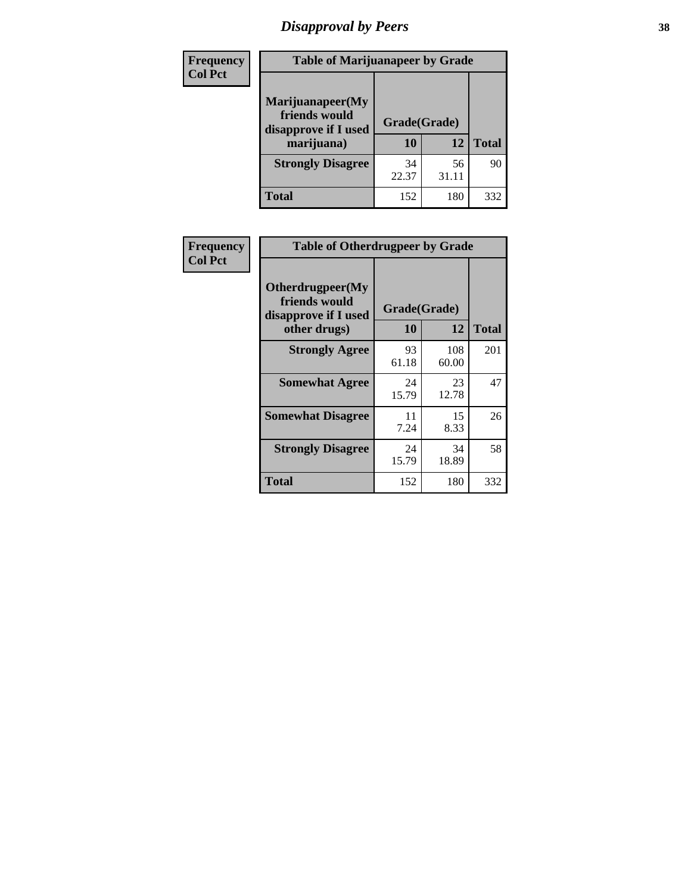# Disapproval by Peers

| Frequency<br>Col Pct | Table of Marijuanapeer by Grade | | |
|---|---|---|---|
| Marijuanapeer(My friends would disapprove if I used marijuana) | Grade(Grade) | | |
| | 10 | 12 | Total |
| Strongly Disagree | 34<br>22.37 | 56<br>31.11 | 90 |
| Total | 152 | 180 | 332 |

| Frequency<br>Col Pct | Table of Otherdrugpeer by Grade | | |
|---|---|---|---|
| Otherdrugpeer(My friends would disapprove if I used other drugs) | Grade(Grade) | | |
| | 10 | 12 | Total |
| Strongly Agree | 93<br>61.18 | 108<br>60.00 | 201 |
| Somewhat Agree | 24<br>15.79 | 23<br>12.78 | 47 |
| Somewhat Disagree | 11<br>7.24 | 15<br>8.33 | 26 |
| Strongly Disagree | 24<br>15.79 | 34<br>18.89 | 58 |
| Total | 152 | 180 | 332 |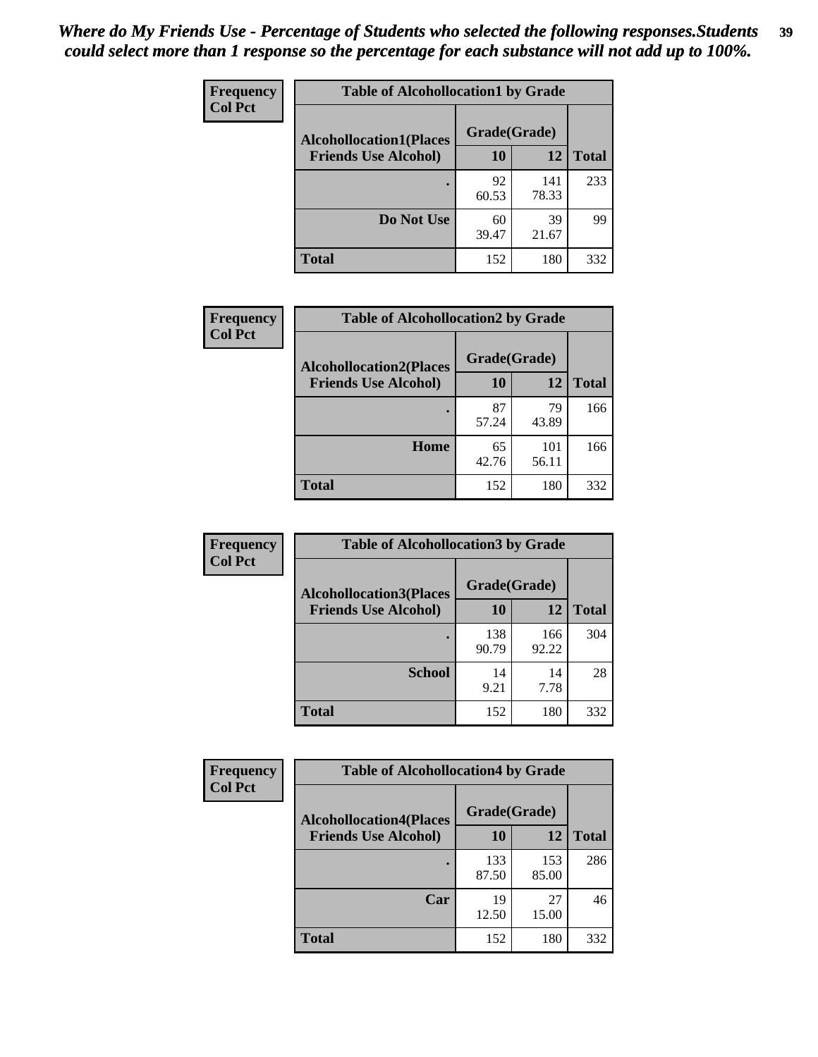*Where do My Friends Use - Percentage of Students who selected the following responses.Students could select more than 1 response so the percentage for each substance will not add up to 100%.*

| Frequency<br>Col Pct | Table of Alcohollocation1 by Grade | | |
|---|---|---|---|
| **Alcohollocation1(Places Friends Use Alcohol)** | **Grade(Grade)** | | |
| | **10** | **12** | **Total** |
| **.** | 92<br>60.53 | 141<br>78.33 | 233 |
| **Do Not Use** | 60<br>39.47 | 39<br>21.67 | 99 |
| **Total** | 152 | 180 | 332 |

| Frequency<br>Col Pct | Table of Alcohollocation2 by Grade | | |
|---|---|---|---|
| **Alcohollocation2(Places Friends Use Alcohol)** | **Grade(Grade)** | | |
| | **10** | **12** | **Total** |
| **.** | 87<br>57.24 | 79<br>43.89 | 166 |
| **Home** | 65<br>42.76 | 101<br>56.11 | 166 |
| **Total** | 152 | 180 | 332 |

| Frequency<br>Col Pct | Table of Alcohollocation3 by Grade | | |
|---|---|---|---|
| **Alcohollocation3(Places Friends Use Alcohol)** | **Grade(Grade)** | | |
| | **10** | **12** | **Total** |
| **.** | 138<br>90.79 | 166<br>92.22 | 304 |
| **School** | 14<br>9.21 | 14<br>7.78 | 28 |
| **Total** | 152 | 180 | 332 |

| Frequency<br>Col Pct | Table of Alcohollocation4 by Grade | | |
|---|---|---|---|
| **Alcohollocation4(Places Friends Use Alcohol)** | **Grade(Grade)** | | |
| | **10** | **12** | **Total** |
| **.** | 133<br>87.50 | 153<br>85.00 | 286 |
| **Car** | 19<br>12.50 | 27<br>15.00 | 46 |
| **Total** | 152 | 180 | 332 |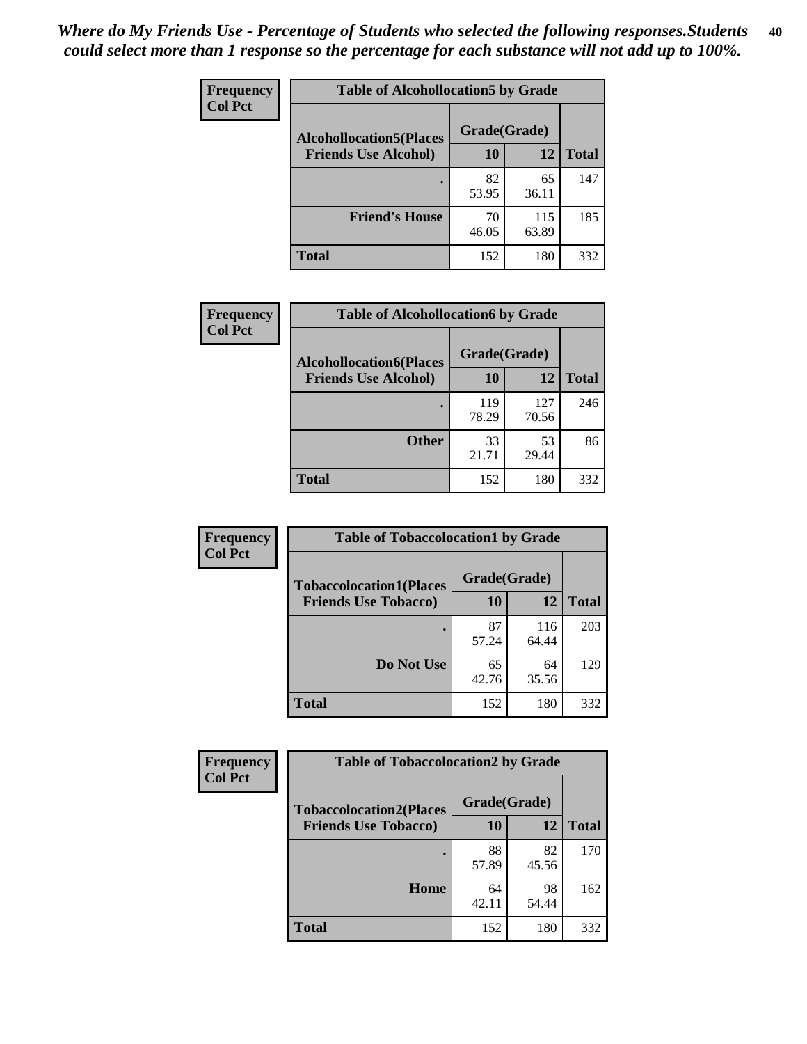*Where do My Friends Use - Percentage of Students who selected the following responses.Students could select more than 1 response so the percentage for each substance will not add up to 100%.*

**Frequency**
**Col Pct**

| Table of Alcohollocation5 by Grade | | | |
|---|---|---|---|
| **Alcohollocation5(Places Friends Use Alcohol)** | **Grade(Grade)** | | |
| | **10** | **12** | **Total** |
| **.** | 82<br>53.95 | 65<br>36.11 | 147 |
| **Friend's House** | 70<br>46.05 | 115<br>63.89 | 185 |
| **Total** | 152 | 180 | 332 |

**Frequency**
**Col Pct**

| Table of Alcohollocation6 by Grade | | | |
|---|---|---|---|
| **Alcohollocation6(Places Friends Use Alcohol)** | **Grade(Grade)** | | |
| | **10** | **12** | **Total** |
| **.** | 119<br>78.29 | 127<br>70.56 | 246 |
| **Other** | 33<br>21.71 | 53<br>29.44 | 86 |
| **Total** | 152 | 180 | 332 |

**Frequency**
**Col Pct**

| Table of Tobaccolocation1 by Grade | | | |
|---|---|---|---|
| **Tobaccolocation1(Places Friends Use Tobacco)** | **Grade(Grade)** | | |
| | **10** | **12** | **Total** |
| **.** | 87<br>57.24 | 116<br>64.44 | 203 |
| **Do Not Use** | 65<br>42.76 | 64<br>35.56 | 129 |
| **Total** | 152 | 180 | 332 |

**Frequency**
**Col Pct**

| Table of Tobaccolocation2 by Grade | | | |
|---|---|---|---|
| **Tobaccolocation2(Places Friends Use Tobacco)** | **Grade(Grade)** | | |
| | **10** | **12** | **Total** |
| **.** | 88<br>57.89 | 82<br>45.56 | 170 |
| **Home** | 64<br>42.11 | 98<br>54.44 | 162 |
| **Total** | 152 | 180 | 332 |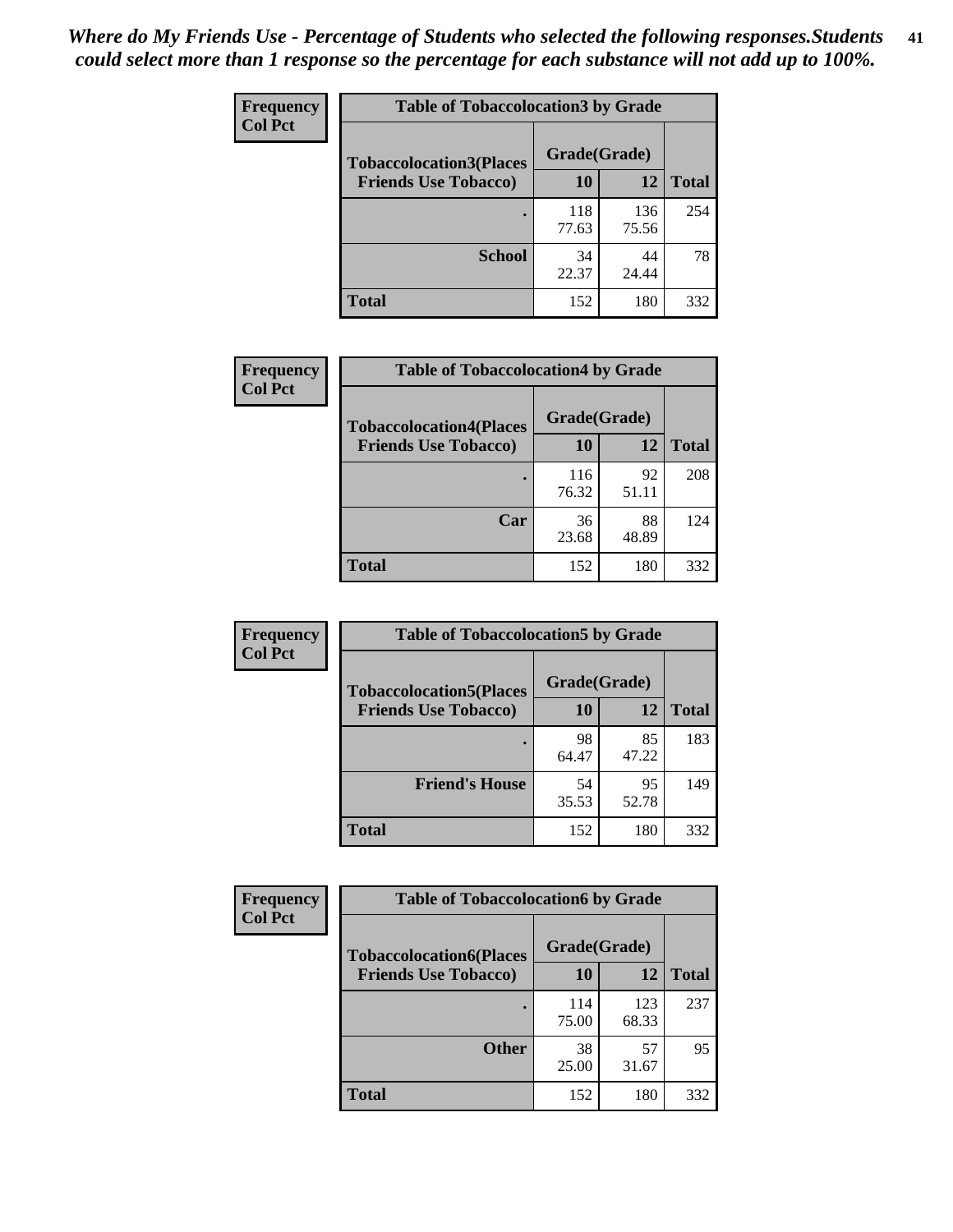*Where do My Friends Use - Percentage of Students who selected the following responses.Students could select more than 1 response so the percentage for each substance will not add up to 100%.*

**Frequency**
**Col Pct**

| Table of Tobaccolocation3 by Grade | | | |
|---|---|---|---|
| **Tobaccolocation3(Places Friends Use Tobacco)** | **Grade(Grade)** | | **Total** |
| | **10** | **12** | |
| **.** | 118<br>77.63 | 136<br>75.56 | 254 |
| **School** | 34<br>22.37 | 44<br>24.44 | 78 |
| **Total** | 152 | 180 | 332 |

**Frequency**
**Col Pct**

| Table of Tobaccolocation4 by Grade | | | |
|---|---|---|---|
| **Tobaccolocation4(Places Friends Use Tobacco)** | **Grade(Grade)** | | **Total** |
| | **10** | **12** | |
| **.** | 116<br>76.32 | 92<br>51.11 | 208 |
| **Car** | 36<br>23.68 | 88<br>48.89 | 124 |
| **Total** | 152 | 180 | 332 |

**Frequency**
**Col Pct**

| Table of Tobaccolocation5 by Grade | | | |
|---|---|---|---|
| **Tobaccolocation5(Places Friends Use Tobacco)** | **Grade(Grade)** | | **Total** |
| | **10** | **12** | |
| **.** | 98<br>64.47 | 85<br>47.22 | 183 |
| **Friend's House** | 54<br>35.53 | 95<br>52.78 | 149 |
| **Total** | 152 | 180 | 332 |

**Frequency**
**Col Pct**

| Table of Tobaccolocation6 by Grade | | | |
|---|---|---|---|
| **Tobaccolocation6(Places Friends Use Tobacco)** | **Grade(Grade)** | | **Total** |
| | **10** | **12** | |
| **.** | 114<br>75.00 | 123<br>68.33 | 237 |
| **Other** | 38<br>25.00 | 57<br>31.67 | 95 |
| **Total** | 152 | 180 | 332 |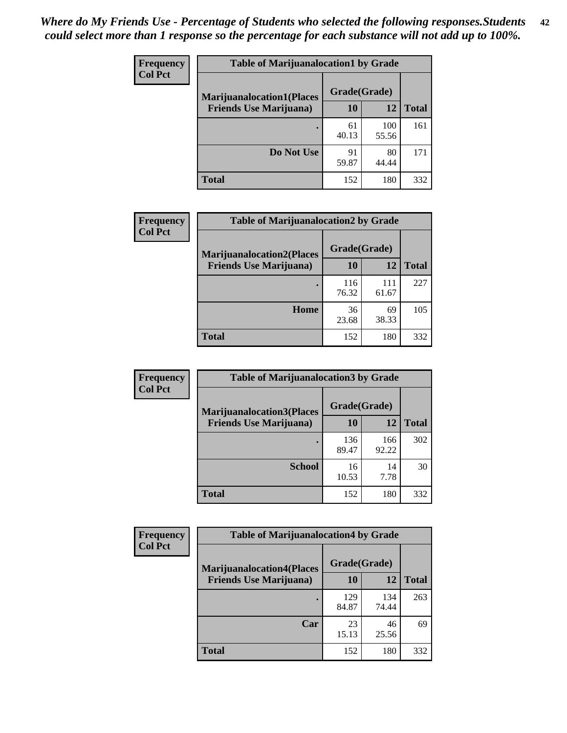*Where do My Friends Use - Percentage of Students who selected the following responses.Students could select more than 1 response so the percentage for each substance will not add up to 100%.*

| Frequency<br>Col Pct | Table of Marijuanalocation1 by Grade | | |
|---|---|---|---|
| **Marijuanalocation1(Places Friends Use Marijuana)** | **Grade(Grade)** | | |
| | **10** | **12** | **Total** |
| **.** | 61<br>40.13 | 100<br>55.56 | 161 |
| **Do Not Use** | 91<br>59.87 | 80<br>44.44 | 171 |
| **Total** | 152 | 180 | 332 |

| Frequency<br>Col Pct | Table of Marijuanalocation2 by Grade | | |
|---|---|---|---|
| **Marijuanalocation2(Places Friends Use Marijuana)** | **Grade(Grade)** | | |
| | **10** | **12** | **Total** |
| **.** | 116<br>76.32 | 111<br>61.67 | 227 |
| **Home** | 36<br>23.68 | 69<br>38.33 | 105 |
| **Total** | 152 | 180 | 332 |

| Frequency<br>Col Pct | Table of Marijuanalocation3 by Grade | | |
|---|---|---|---|
| **Marijuanalocation3(Places Friends Use Marijuana)** | **Grade(Grade)** | | |
| | **10** | **12** | **Total** |
| **.** | 136<br>89.47 | 166<br>92.22 | 302 |
| **School** | 16<br>10.53 | 14<br>7.78 | 30 |
| **Total** | 152 | 180 | 332 |

| Frequency<br>Col Pct | Table of Marijuanalocation4 by Grade | | |
|---|---|---|---|
| **Marijuanalocation4(Places Friends Use Marijuana)** | **Grade(Grade)** | | |
| | **10** | **12** | **Total** |
| **.** | 129<br>84.87 | 134<br>74.44 | 263 |
| **Car** | 23<br>15.13 | 46<br>25.56 | 69 |
| **Total** | 152 | 180 | 332 |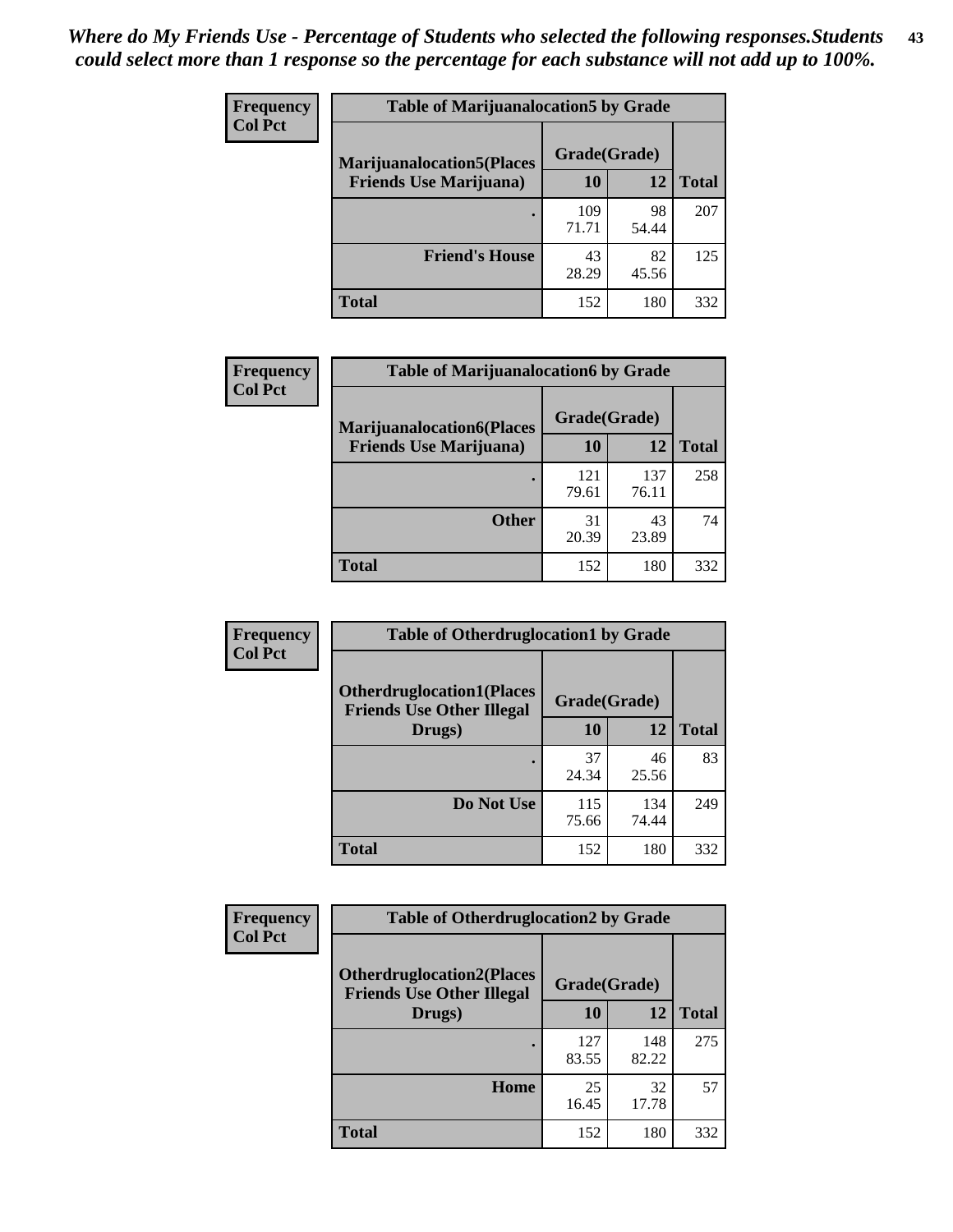*Where do My Friends Use - Percentage of Students who selected the following responses.Students could select more than 1 response so the percentage for each substance will not add up to 100%.*

**Frequency**
**Col Pct**

| Table of Marijuanalocation5 by Grade | | | |
|---|---|---|---|
| **Marijuanalocation5(Places Friends Use Marijuana)** | **Grade(Grade)** | | **Total** |
| | **10** | **12** | |
| . | 109<br>71.71 | 98<br>54.44 | 207 |
| **Friend's House** | 43<br>28.29 | 82<br>45.56 | 125 |
| **Total** | 152 | 180 | 332 |

**Frequency**
**Col Pct**

| Table of Marijuanalocation6 by Grade | | | |
|---|---|---|---|
| **Marijuanalocation6(Places Friends Use Marijuana)** | **Grade(Grade)** | | **Total** |
| | **10** | **12** | |
| . | 121<br>79.61 | 137<br>76.11 | 258 |
| **Other** | 31<br>20.39 | 43<br>23.89 | 74 |
| **Total** | 152 | 180 | 332 |

**Frequency**
**Col Pct**

| Table of Otherdruglocation1 by Grade | | | |
|---|---|---|---|
| **Otherdruglocation1(Places Friends Use Other Illegal Drugs)** | **Grade(Grade)** | | **Total** |
| | **10** | **12** | |
| . | 37<br>24.34 | 46<br>25.56 | 83 |
| **Do Not Use** | 115<br>75.66 | 134<br>74.44 | 249 |
| **Total** | 152 | 180 | 332 |

**Frequency**
**Col Pct**

| Table of Otherdruglocation2 by Grade | | | |
|---|---|---|---|
| **Otherdruglocation2(Places Friends Use Other Illegal Drugs)** | **Grade(Grade)** | | **Total** |
| | **10** | **12** | |
| . | 127<br>83.55 | 148<br>82.22 | 275 |
| **Home** | 25<br>16.45 | 32<br>17.78 | 57 |
| **Total** | 152 | 180 | 332 |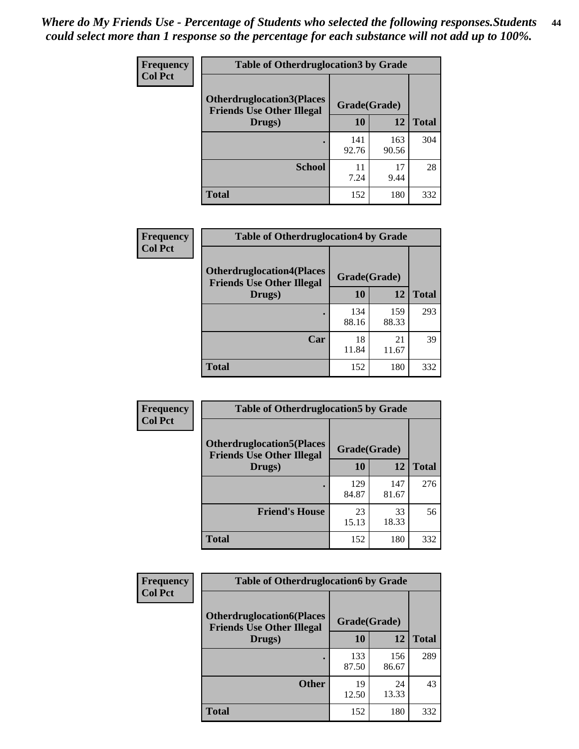*Where do My Friends Use - Percentage of Students who selected the following responses.Students could select more than 1 response so the percentage for each substance will not add up to 100%.*

**Frequency**
**Col Pct**

**Table of Otherdruglocation3 by Grade**

| Otherdruglocation3(Places Friends Use Other Illegal Drugs) | Grade(Grade) | | Total |
|---|---|---|---|
| | 10 | 12 | |
| . | 141<br>92.76 | 163<br>90.56 | 304 |
| School | 11<br>7.24 | 17<br>9.44 | 28 |
| Total | 152 | 180 | 332 |

**Frequency**
**Col Pct**

**Table of Otherdruglocation4 by Grade**

| Otherdruglocation4(Places Friends Use Other Illegal Drugs) | Grade(Grade) | | Total |
|---|---|---|---|
| | 10 | 12 | |
| . | 134<br>88.16 | 159<br>88.33 | 293 |
| Car | 18<br>11.84 | 21<br>11.67 | 39 |
| Total | 152 | 180 | 332 |

**Frequency**
**Col Pct**

**Table of Otherdruglocation5 by Grade**

| Otherdruglocation5(Places Friends Use Other Illegal Drugs) | Grade(Grade) | | Total |
|---|---|---|---|
| | 10 | 12 | |
| . | 129<br>84.87 | 147<br>81.67 | 276 |
| Friend's House | 23<br>15.13 | 33<br>18.33 | 56 |
| Total | 152 | 180 | 332 |

**Frequency**
**Col Pct**

**Table of Otherdruglocation6 by Grade**

| Otherdruglocation6(Places Friends Use Other Illegal Drugs) | Grade(Grade) | | Total |
|---|---|---|---|
| | 10 | 12 | |
| . | 133<br>87.50 | 156<br>86.67 | 289 |
| Other | 19<br>12.50 | 24<br>13.33 | 43 |
| Total | 152 | 180 | 332 |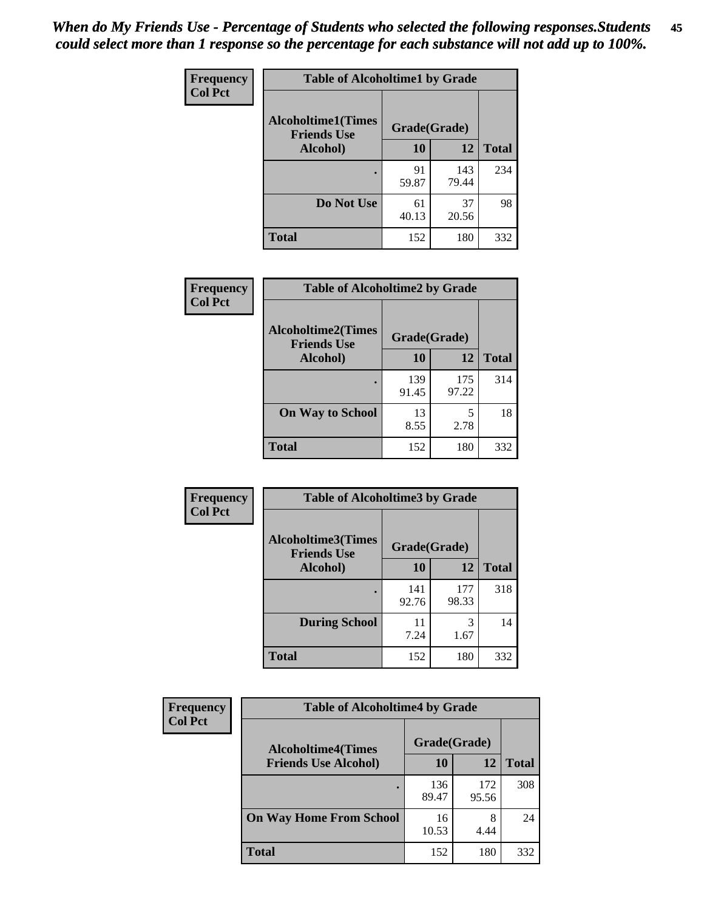*When do My Friends Use - Percentage of Students who selected the following responses.Students could select more than 1 response so the percentage for each substance will not add up to 100%.*

**Frequency / Col Pct**

**Table of Alcoholtime1 by Grade**

| Alcoholtime1(Times Friends Use Alcohol) | Grade(Grade) | | Total |
|---|---|---|---|
| | 10 | 12 | |
| . | 91<br>59.87 | 143<br>79.44 | 234 |
| Do Not Use | 61<br>40.13 | 37<br>20.56 | 98 |
| Total | 152 | 180 | 332 |

**Frequency / Col Pct**

**Table of Alcoholtime2 by Grade**

| Alcoholtime2(Times Friends Use Alcohol) | Grade(Grade) | | Total |
|---|---|---|---|
| | 10 | 12 | |
| . | 139<br>91.45 | 175<br>97.22 | 314 |
| On Way to School | 13<br>8.55 | 5<br>2.78 | 18 |
| Total | 152 | 180 | 332 |

**Frequency / Col Pct**

**Table of Alcoholtime3 by Grade**

| Alcoholtime3(Times Friends Use Alcohol) | Grade(Grade) | | Total |
|---|---|---|---|
| | 10 | 12 | |
| . | 141<br>92.76 | 177<br>98.33 | 318 |
| During School | 11<br>7.24 | 3<br>1.67 | 14 |
| Total | 152 | 180 | 332 |

**Frequency / Col Pct**

**Table of Alcoholtime4 by Grade**

| Alcoholtime4(Times Friends Use Alcohol) | Grade(Grade) | | Total |
|---|---|---|---|
| | 10 | 12 | |
| . | 136<br>89.47 | 172<br>95.56 | 308 |
| On Way Home From School | 16<br>10.53 | 8<br>4.44 | 24 |
| Total | 152 | 180 | 332 |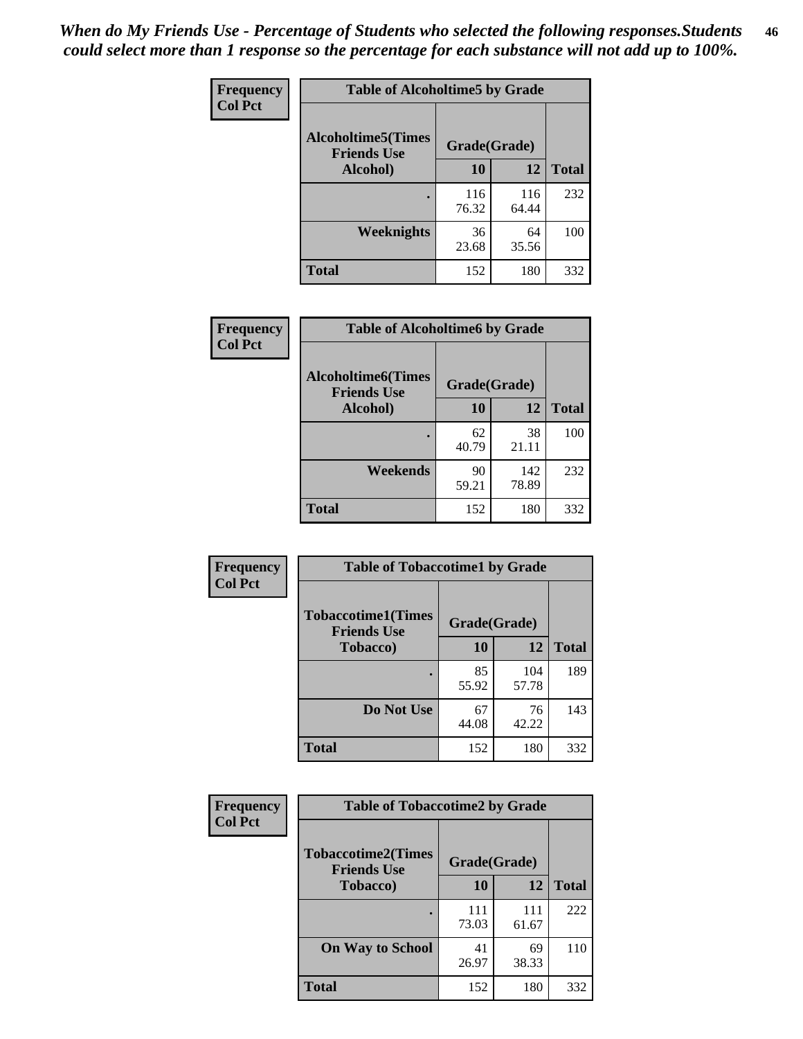*When do My Friends Use - Percentage of Students who selected the following responses.Students could select more than 1 response so the percentage for each substance will not add up to 100%.*

| Frequency Col Pct | Table of Alcoholtime5 by Grade | | |
|---|---|---|---|
| Alcoholtime5(Times Friends Use Alcohol) | Grade(Grade) | | |
| | 10 | 12 | Total |
| . | 116<br>76.32 | 116<br>64.44 | 232 |
| Weeknights | 36<br>23.68 | 64<br>35.56 | 100 |
| Total | 152 | 180 | 332 |

| Frequency Col Pct | Table of Alcoholtime6 by Grade | | |
|---|---|---|---|
| Alcoholtime6(Times Friends Use Alcohol) | Grade(Grade) | | |
| | 10 | 12 | Total |
| . | 62<br>40.79 | 38<br>21.11 | 100 |
| Weekends | 90<br>59.21 | 142<br>78.89 | 232 |
| Total | 152 | 180 | 332 |

| Frequency Col Pct | Table of Tobaccotime1 by Grade | | |
|---|---|---|---|
| Tobaccotime1(Times Friends Use Tobacco) | Grade(Grade) | | |
| | 10 | 12 | Total |
| . | 85<br>55.92 | 104<br>57.78 | 189 |
| Do Not Use | 67<br>44.08 | 76<br>42.22 | 143 |
| Total | 152 | 180 | 332 |

| Frequency Col Pct | Table of Tobaccotime2 by Grade | | |
|---|---|---|---|
| Tobaccotime2(Times Friends Use Tobacco) | Grade(Grade) | | |
| | 10 | 12 | Total |
| . | 111<br>73.03 | 111<br>61.67 | 222 |
| On Way to School | 41<br>26.97 | 69<br>38.33 | 110 |
| Total | 152 | 180 | 332 |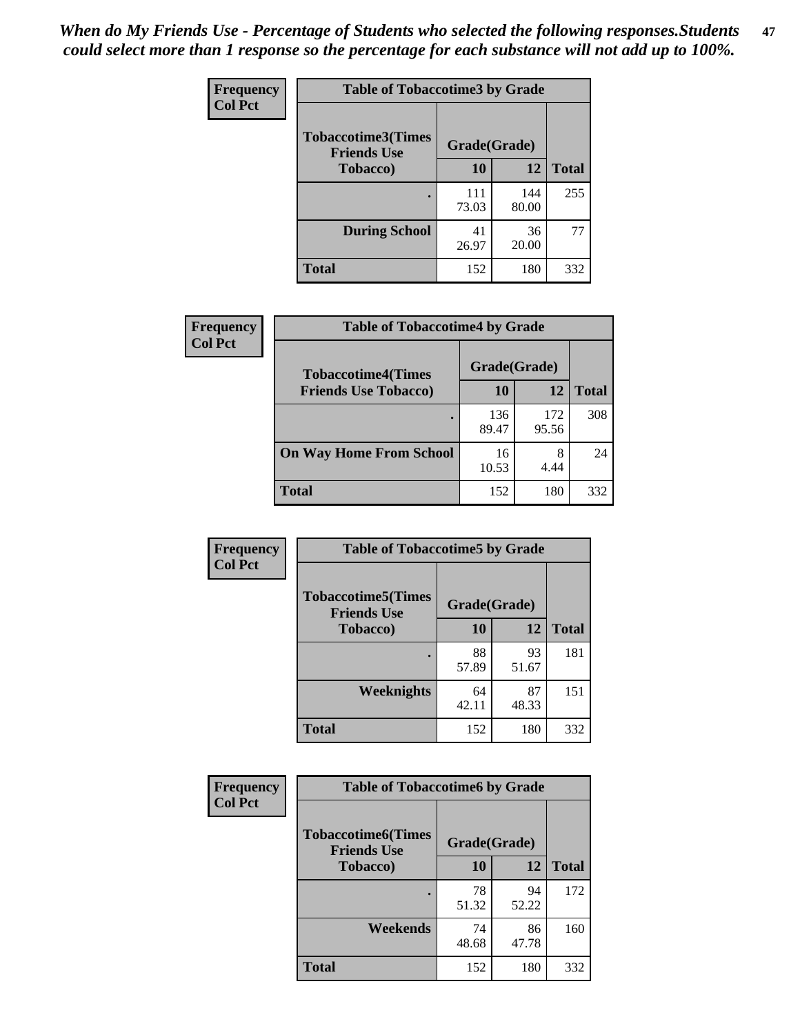*When do My Friends Use - Percentage of Students who selected the following responses.Students could select more than 1 response so the percentage for each substance will not add up to 100%.*

**Frequency / Col Pct**

| Table of Tobaccotime3 by Grade | | | |
|---|---|---|---|
| **Tobaccotime3(Times Friends Use Tobacco)** | **Grade(Grade)** | | |
| | **10** | **12** | **Total** |
| . | 111<br>73.03 | 144<br>80.00 | 255 |
| **During School** | 41<br>26.97 | 36<br>20.00 | 77 |
| **Total** | 152 | 180 | 332 |

**Frequency / Col Pct**

| Table of Tobaccotime4 by Grade | | | |
|---|---|---|---|
| **Tobaccotime4(Times Friends Use Tobacco)** | **Grade(Grade)** | | |
| | **10** | **12** | **Total** |
| . | 136<br>89.47 | 172<br>95.56 | 308 |
| **On Way Home From School** | 16<br>10.53 | 8<br>4.44 | 24 |
| **Total** | 152 | 180 | 332 |

**Frequency / Col Pct**

| Table of Tobaccotime5 by Grade | | | |
|---|---|---|---|
| **Tobaccotime5(Times Friends Use Tobacco)** | **Grade(Grade)** | | |
| | **10** | **12** | **Total** |
| . | 88<br>57.89 | 93<br>51.67 | 181 |
| **Weeknights** | 64<br>42.11 | 87<br>48.33 | 151 |
| **Total** | 152 | 180 | 332 |

**Frequency / Col Pct**

| Table of Tobaccotime6 by Grade | | | |
|---|---|---|---|
| **Tobaccotime6(Times Friends Use Tobacco)** | **Grade(Grade)** | | |
| | **10** | **12** | **Total** |
| . | 78<br>51.32 | 94<br>52.22 | 172 |
| **Weekends** | 74<br>48.68 | 86<br>47.78 | 160 |
| **Total** | 152 | 180 | 332 |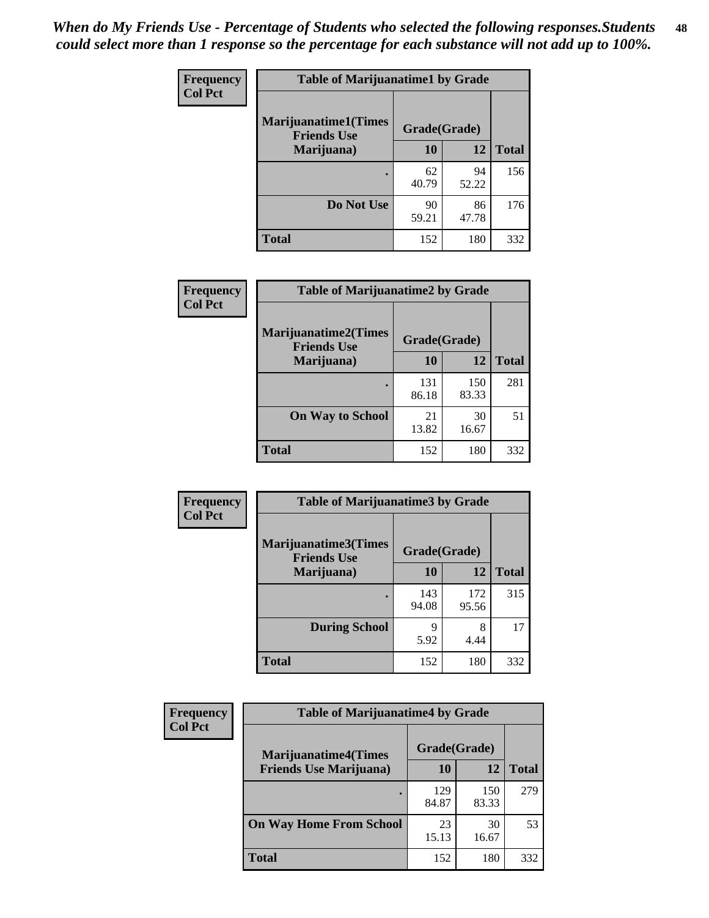*When do My Friends Use - Percentage of Students who selected the following responses.Students could select more than 1 response so the percentage for each substance will not add up to 100%.*

**Frequency / Col Pct**

**Table of Marijuanatime1 by Grade**

| Marijuanatime1(Times Friends Use Marijuana) | Grade(Grade) | | Total |
|---|---|---|---|
| | 10 | 12 | |
| . | 62<br>40.79 | 94<br>52.22 | 156 |
| Do Not Use | 90<br>59.21 | 86<br>47.78 | 176 |
| Total | 152 | 180 | 332 |

**Frequency / Col Pct**

**Table of Marijuanatime2 by Grade**

| Marijuanatime2(Times Friends Use Marijuana) | Grade(Grade) | | Total |
|---|---|---|---|
| | 10 | 12 | |
| . | 131<br>86.18 | 150<br>83.33 | 281 |
| On Way to School | 21<br>13.82 | 30<br>16.67 | 51 |
| Total | 152 | 180 | 332 |

**Frequency / Col Pct**

**Table of Marijuanatime3 by Grade**

| Marijuanatime3(Times Friends Use Marijuana) | Grade(Grade) | | Total |
|---|---|---|---|
| | 10 | 12 | |
| . | 143<br>94.08 | 172<br>95.56 | 315 |
| During School | 9<br>5.92 | 8<br>4.44 | 17 |
| Total | 152 | 180 | 332 |

**Frequency / Col Pct**

**Table of Marijuanatime4 by Grade**

| Marijuanatime4(Times Friends Use Marijuana) | Grade(Grade) | | Total |
|---|---|---|---|
| | 10 | 12 | |
| . | 129<br>84.87 | 150<br>83.33 | 279 |
| On Way Home From School | 23<br>15.13 | 30<br>16.67 | 53 |
| Total | 152 | 180 | 332 |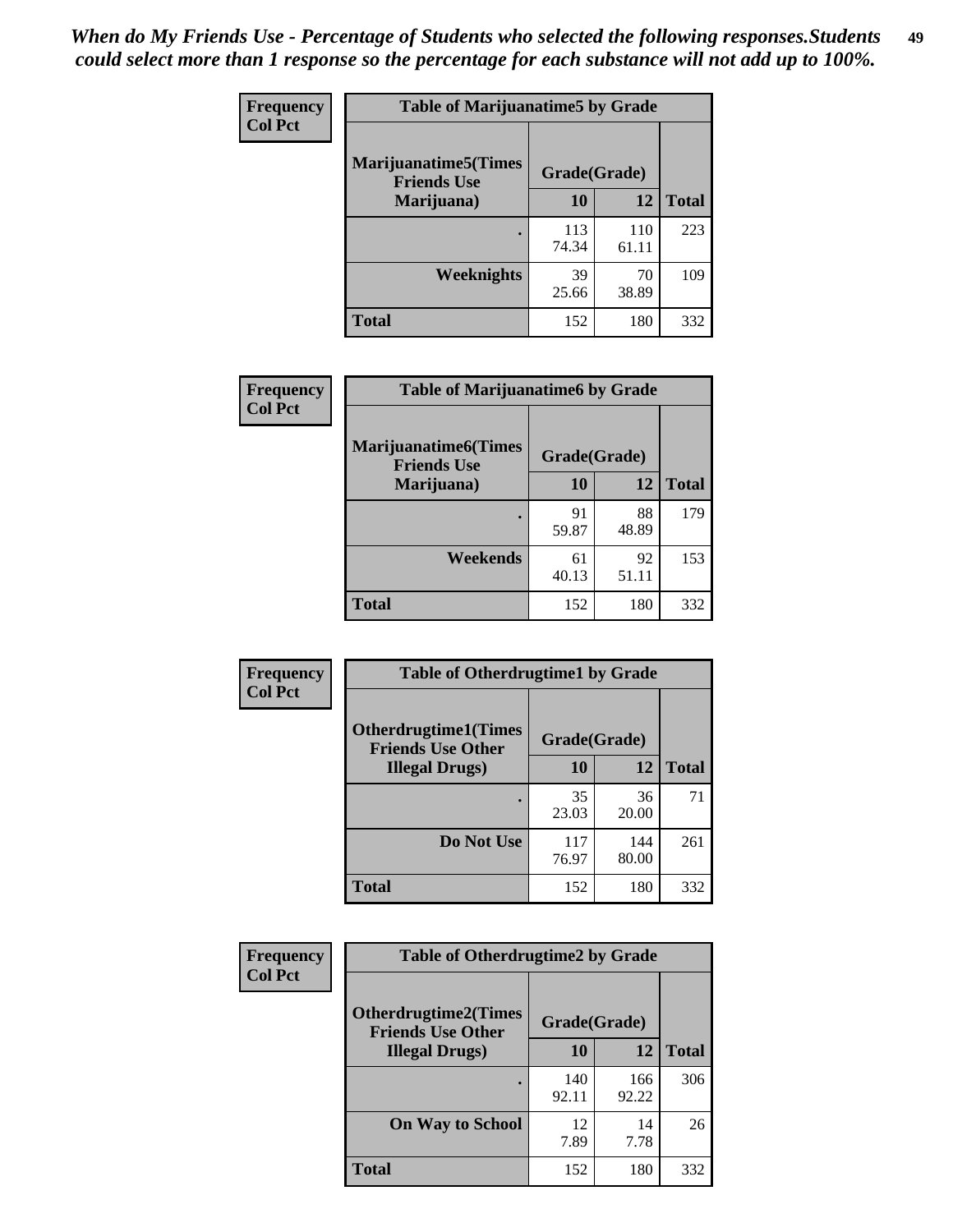*When do My Friends Use - Percentage of Students who selected the following responses.Students could select more than 1 response so the percentage for each substance will not add up to 100%.*

**Frequency**
**Col Pct**

| Table of Marijuanatime5 by Grade | | | |
|---|---|---|---|
| **Marijuanatime5(Times Friends Use Marijuana)** | **Grade(Grade)** | | **Total** |
| | **10** | **12** | |
| **.** | 113<br>74.34 | 110<br>61.11 | 223 |
| **Weeknights** | 39<br>25.66 | 70<br>38.89 | 109 |
| **Total** | 152 | 180 | 332 |

**Frequency**
**Col Pct**

| Table of Marijuanatime6 by Grade | | | |
|---|---|---|---|
| **Marijuanatime6(Times Friends Use Marijuana)** | **Grade(Grade)** | | **Total** |
| | **10** | **12** | |
| **.** | 91<br>59.87 | 88<br>48.89 | 179 |
| **Weekends** | 61<br>40.13 | 92<br>51.11 | 153 |
| **Total** | 152 | 180 | 332 |

**Frequency**
**Col Pct**

| Table of Otherdrugtime1 by Grade | | | |
|---|---|---|---|
| **Otherdrugtime1(Times Friends Use Other Illegal Drugs)** | **Grade(Grade)** | | **Total** |
| | **10** | **12** | |
| **.** | 35<br>23.03 | 36<br>20.00 | 71 |
| **Do Not Use** | 117<br>76.97 | 144<br>80.00 | 261 |
| **Total** | 152 | 180 | 332 |

**Frequency**
**Col Pct**

| Table of Otherdrugtime2 by Grade | | | |
|---|---|---|---|
| **Otherdrugtime2(Times Friends Use Other Illegal Drugs)** | **Grade(Grade)** | | **Total** |
| | **10** | **12** | |
| **.** | 140<br>92.11 | 166<br>92.22 | 306 |
| **On Way to School** | 12<br>7.89 | 14<br>7.78 | 26 |
| **Total** | 152 | 180 | 332 |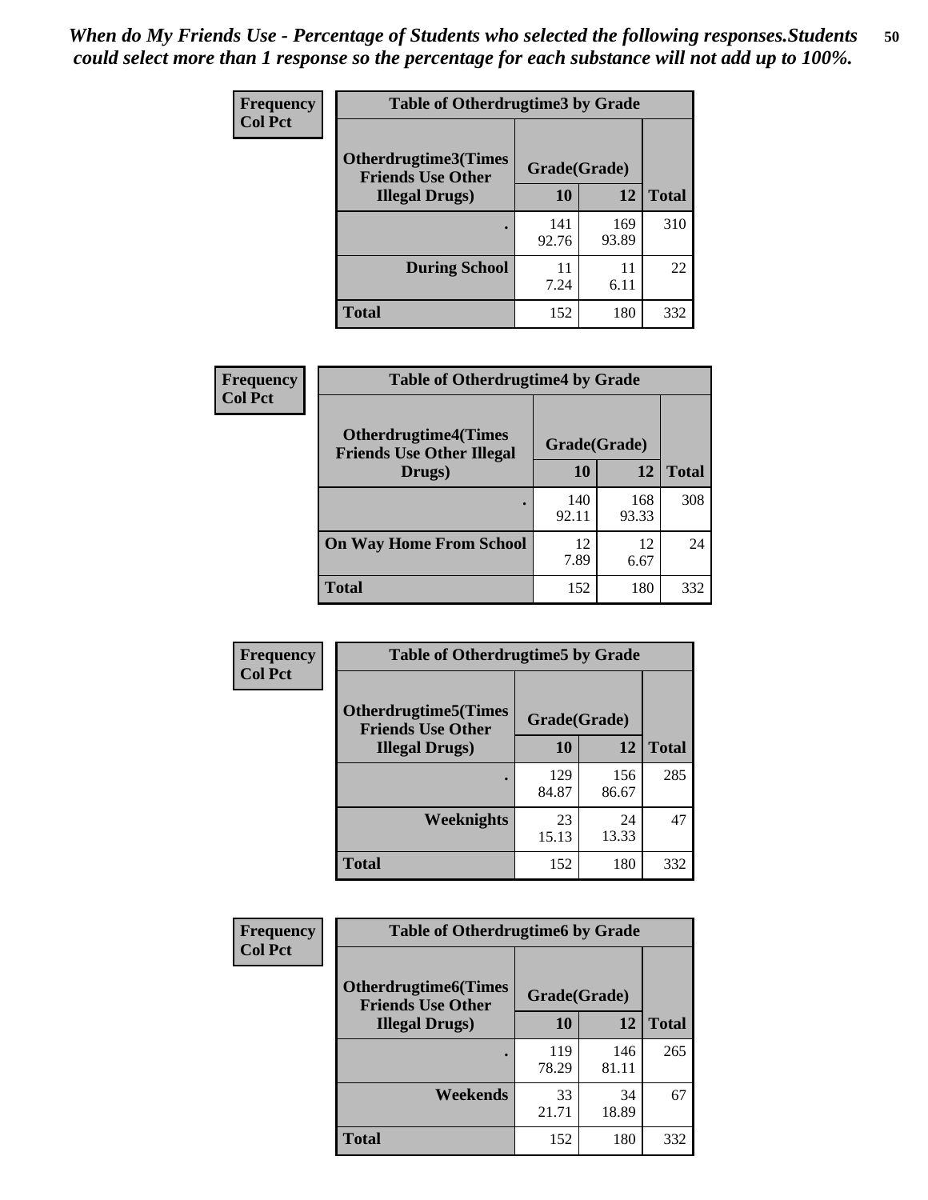*When do My Friends Use - Percentage of Students who selected the following responses.Students could select more than 1 response so the percentage for each substance will not add up to 100%.*

**Frequency**
**Col Pct**

| Table of Otherdrugtime3 by Grade | | | |
|---|---|---|---|
| Otherdrugtime3(Times Friends Use Other Illegal Drugs) | Grade(Grade) | | Total |
| | 10 | 12 | |
| . | 141<br>92.76 | 169<br>93.89 | 310 |
| During School | 11<br>7.24 | 11<br>6.11 | 22 |
| Total | 152 | 180 | 332 |

**Frequency**
**Col Pct**

| Table of Otherdrugtime4 by Grade | | | |
|---|---|---|---|
| Otherdrugtime4(Times Friends Use Other Illegal Drugs) | Grade(Grade) | | Total |
| | 10 | 12 | |
| . | 140<br>92.11 | 168<br>93.33 | 308 |
| On Way Home From School | 12<br>7.89 | 12<br>6.67 | 24 |
| Total | 152 | 180 | 332 |

**Frequency**
**Col Pct**

| Table of Otherdrugtime5 by Grade | | | |
|---|---|---|---|
| Otherdrugtime5(Times Friends Use Other Illegal Drugs) | Grade(Grade) | | Total |
| | 10 | 12 | |
| . | 129<br>84.87 | 156<br>86.67 | 285 |
| Weeknights | 23<br>15.13 | 24<br>13.33 | 47 |
| Total | 152 | 180 | 332 |

**Frequency**
**Col Pct**

| Table of Otherdrugtime6 by Grade | | | |
|---|---|---|---|
| Otherdrugtime6(Times Friends Use Other Illegal Drugs) | Grade(Grade) | | Total |
| | 10 | 12 | |
| . | 119<br>78.29 | 146<br>81.11 | 265 |
| Weekends | 33<br>21.71 | 34<br>18.89 | 67 |
| Total | 152 | 180 | 332 |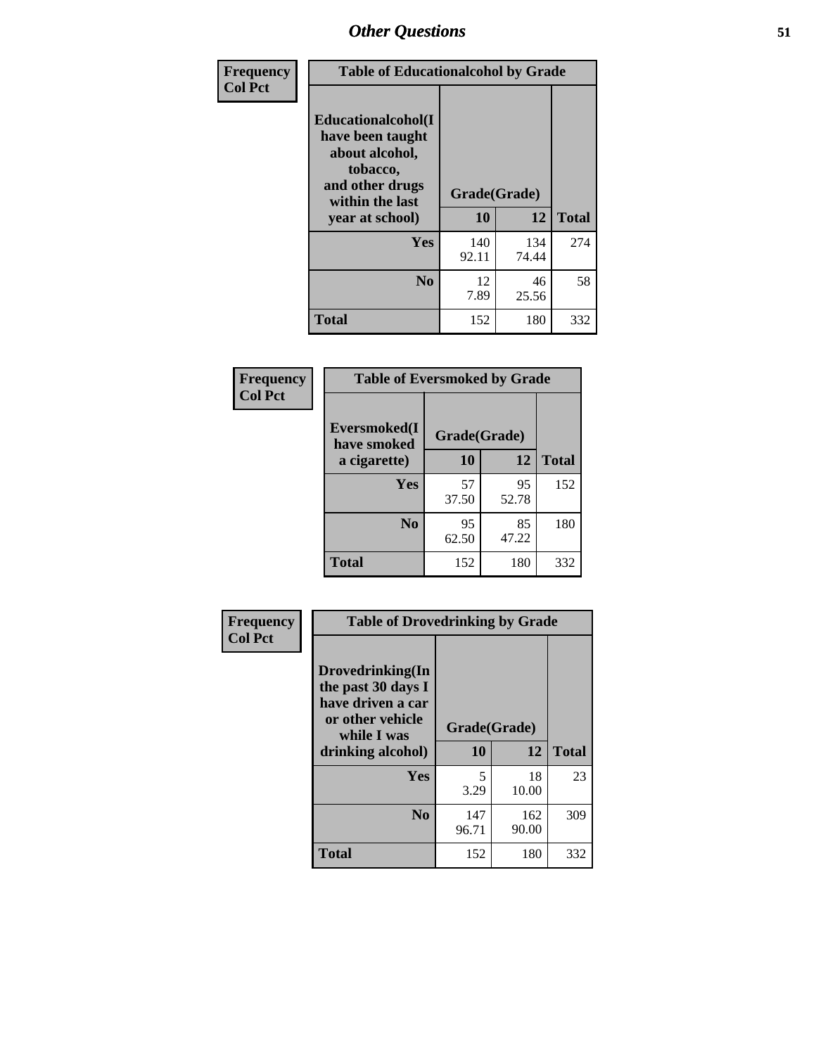# Other Questions

| Frequency Col Pct | Table of Educationalcohol by Grade | | |
|---|---|---|---|
| Educationalcohol(I have been taught about alcohol, tobacco, and other drugs within the last year at school) | Grade(Grade) | | |
| | 10 | 12 | Total |
| Yes | 140<br>92.11 | 134<br>74.44 | 274 |
| No | 12<br>7.89 | 46<br>25.56 | 58 |
| Total | 152 | 180 | 332 |

| Frequency Col Pct | Table of Eversmoked by Grade | | |
|---|---|---|---|
| Eversmoked(I have smoked a cigarette) | Grade(Grade) | | |
| | 10 | 12 | Total |
| Yes | 57<br>37.50 | 95<br>52.78 | 152 |
| No | 95<br>62.50 | 85<br>47.22 | 180 |
| Total | 152 | 180 | 332 |

| Frequency Col Pct | Table of Drovedrinking by Grade | | |
|---|---|---|---|
| Drovedrinking(In the past 30 days I have driven a car or other vehicle while I was drinking alcohol) | Grade(Grade) | | |
| | 10 | 12 | Total |
| Yes | 5<br>3.29 | 18<br>10.00 | 23 |
| No | 147<br>96.71 | 162<br>90.00 | 309 |
| Total | 152 | 180 | 332 |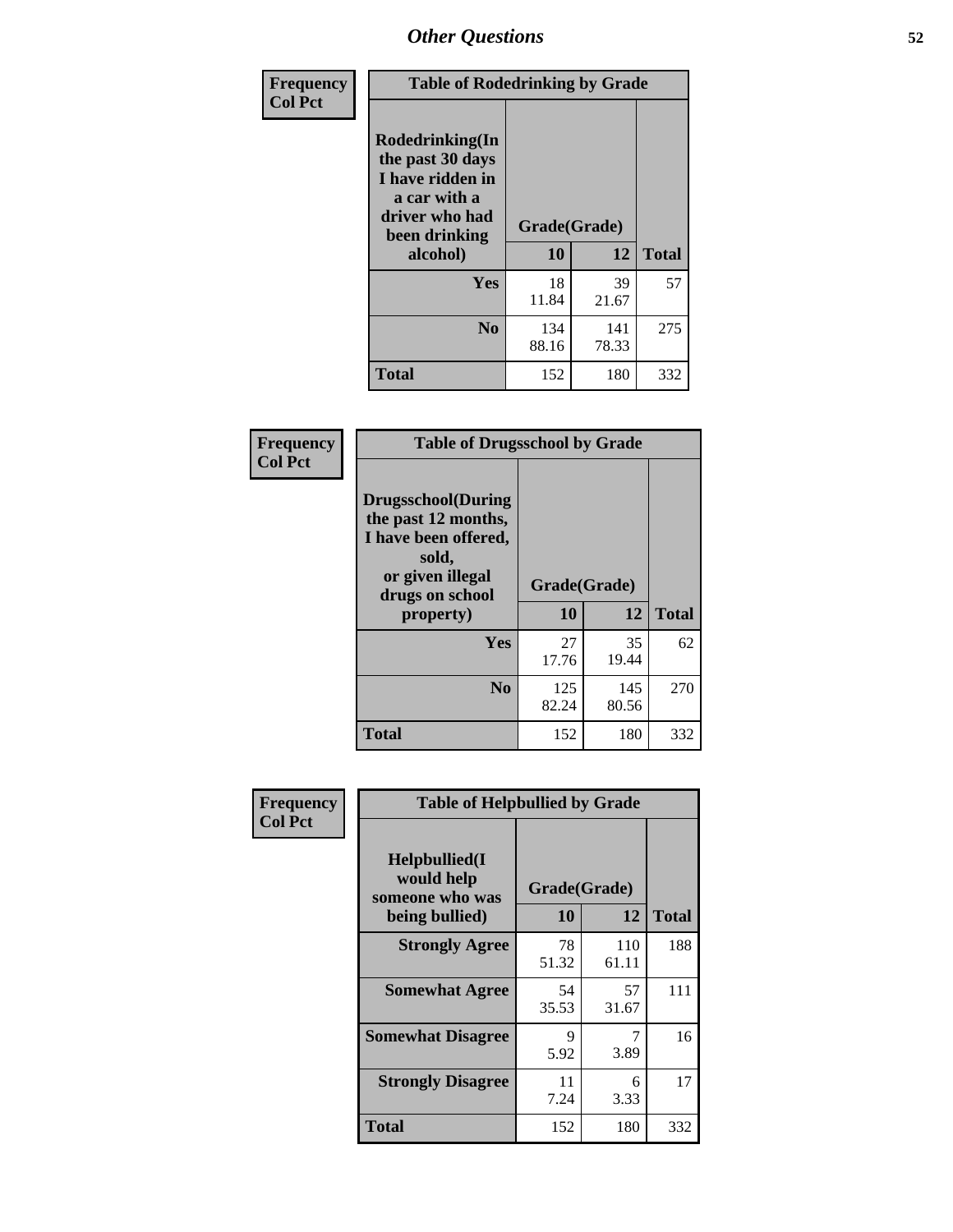| Frequency<br>Col Pct | Table of Rodedrinking by Grade | | |
|---|---|---|---|
| Rodedrinking(In the past 30 days I have ridden in a car with a driver who had been drinking alcohol) | Grade(Grade) | | |
| | 10 | 12 | Total |
| Yes | 18<br>11.84 | 39<br>21.67 | 57 |
| No | 134<br>88.16 | 141<br>78.33 | 275 |
| Total | 152 | 180 | 332 |

| Frequency<br>Col Pct | Table of Drugsschool by Grade | | |
|---|---|---|---|
| Drugsschool(During the past 12 months, I have been offered, sold, or given illegal drugs on school property) | Grade(Grade) | | |
| | 10 | 12 | Total |
| Yes | 27<br>17.76 | 35<br>19.44 | 62 |
| No | 125<br>82.24 | 145<br>80.56 | 270 |
| Total | 152 | 180 | 332 |

| Frequency<br>Col Pct | Table of Helpbullied by Grade | | |
|---|---|---|---|
| Helpbullied(I would help someone who was being bullied) | Grade(Grade) | | |
| | 10 | 12 | Total |
| Strongly Agree | 78<br>51.32 | 110<br>61.11 | 188 |
| Somewhat Agree | 54<br>35.53 | 57<br>31.67 | 111 |
| Somewhat Disagree | 9<br>5.92 | 7<br>3.89 | 16 |
| Strongly Disagree | 11<br>7.24 | 6<br>3.33 | 17 |
| Total | 152 | 180 | 332 |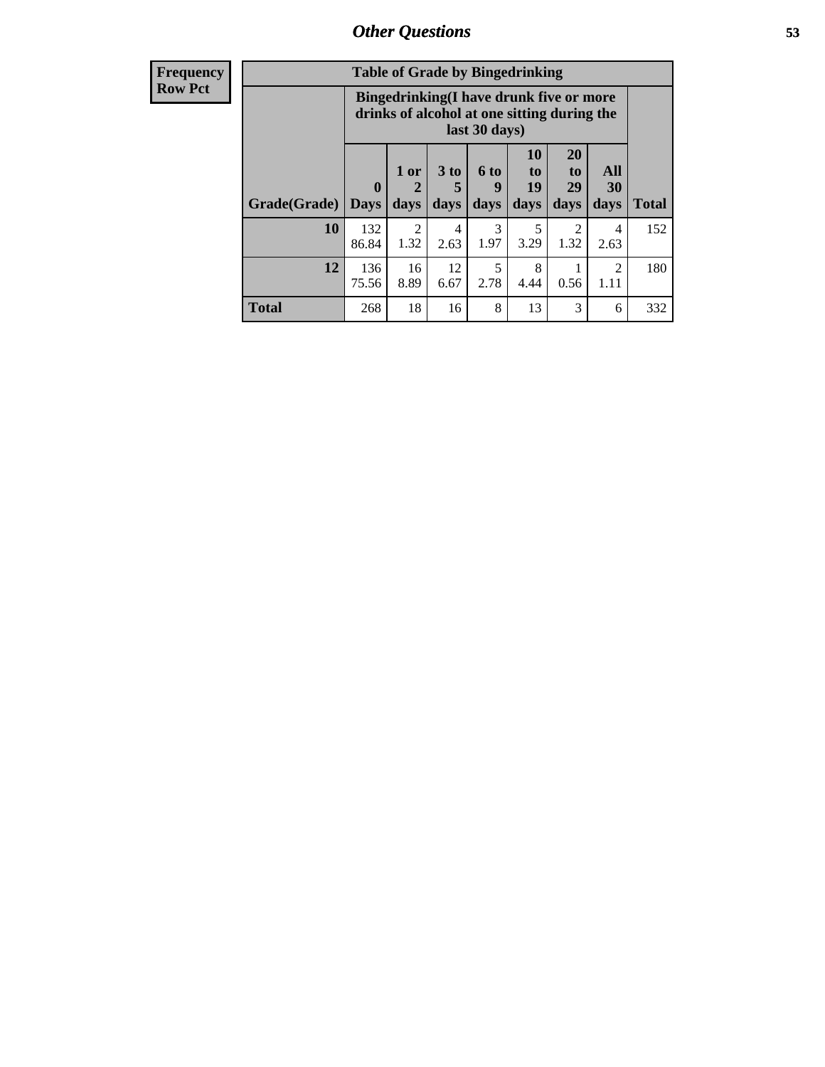| Frequency<br>Row Pct |
|---|

| Table of Grade by Bingedrinking | | | | | | | | |
|---|---|---|---|---|---|---|---|---|
| | Bingedrinking(I have drunk five or more drinks of alcohol at one sitting during the last 30 days) | | | | | | | |
| Grade(Grade) | 0 Days | 1 or 2 days | 3 to 5 days | 6 to 9 days | 10 to 19 days | 20 to 29 days | All 30 days | Total |
| 10 | 132<br>86.84 | 2<br>1.32 | 4<br>2.63 | 3<br>1.97 | 5<br>3.29 | 2<br>1.32 | 4<br>2.63 | 152 |
| 12 | 136<br>75.56 | 16<br>8.89 | 12<br>6.67 | 5<br>2.78 | 8<br>4.44 | 1<br>0.56 | 2<br>1.11 | 180 |
| Total | 268 | 18 | 16 | 8 | 13 | 3 | 6 | 332 |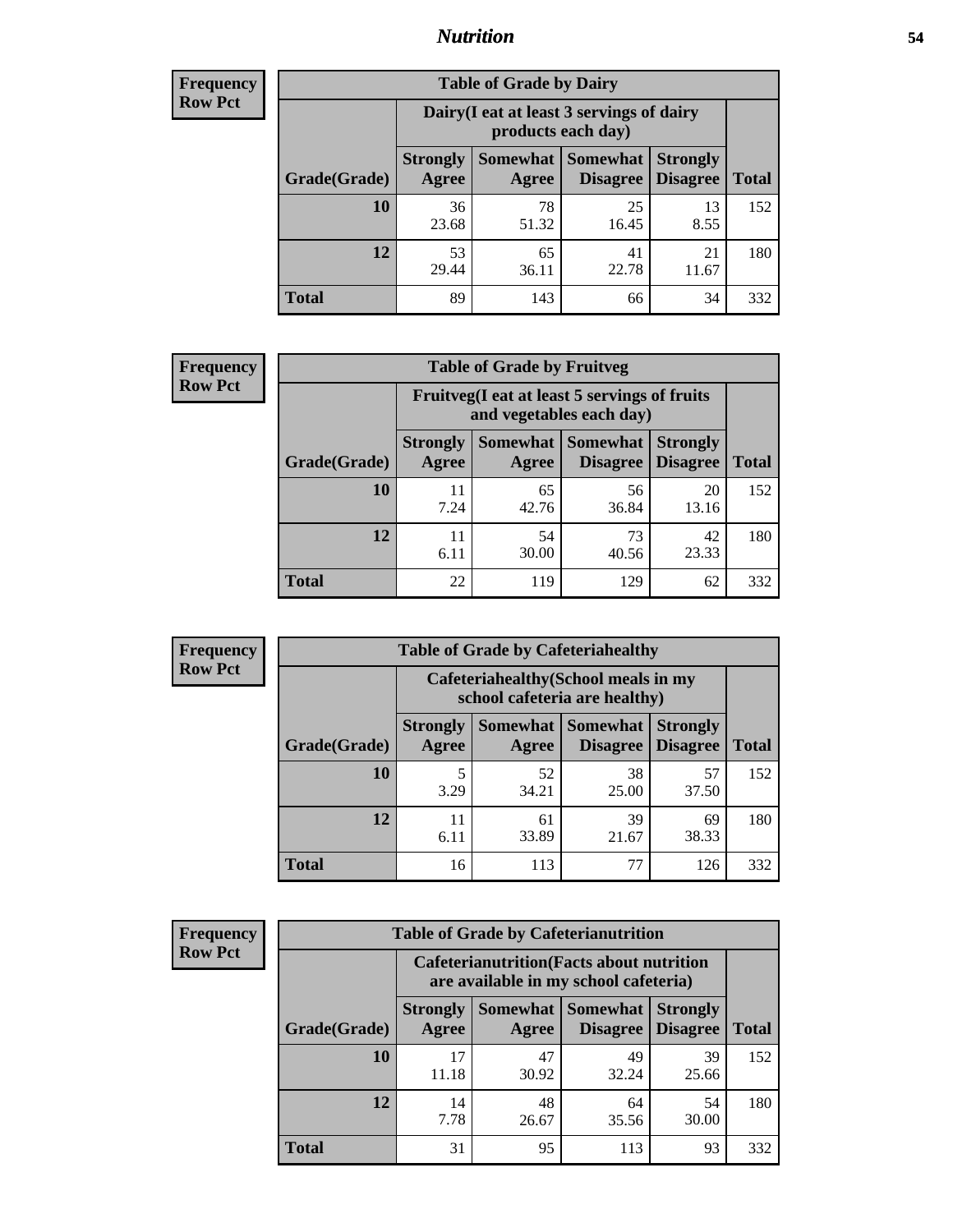## Nutrition

**Frequency**
**Row Pct**

| Table of Grade by Dairy | | | | | |
|---|---|---|---|---|---|
| | Dairy(I eat at least 3 servings of dairy products each day) | | | | |
| Grade(Grade) | Strongly Agree | Somewhat Agree | Somewhat Disagree | Strongly Disagree | Total |
| **10** | 36<br>23.68 | 78<br>51.32 | 25<br>16.45 | 13<br>8.55 | 152 |
| **12** | 53<br>29.44 | 65<br>36.11 | 41<br>22.78 | 21<br>11.67 | 180 |
| **Total** | 89 | 143 | 66 | 34 | 332 |

**Frequency**
**Row Pct**

| Table of Grade by Fruitveg | | | | | |
|---|---|---|---|---|---|
| | Fruitveg(I eat at least 5 servings of fruits and vegetables each day) | | | | |
| Grade(Grade) | Strongly Agree | Somewhat Agree | Somewhat Disagree | Strongly Disagree | Total |
| **10** | 11<br>7.24 | 65<br>42.76 | 56<br>36.84 | 20<br>13.16 | 152 |
| **12** | 11<br>6.11 | 54<br>30.00 | 73<br>40.56 | 42<br>23.33 | 180 |
| **Total** | 22 | 119 | 129 | 62 | 332 |

**Frequency**
**Row Pct**

| Table of Grade by Cafeteriahealthy | | | | | |
|---|---|---|---|---|---|
| | Cafeteriahealthy(School meals in my school cafeteria are healthy) | | | | |
| Grade(Grade) | Strongly Agree | Somewhat Agree | Somewhat Disagree | Strongly Disagree | Total |
| **10** | 5<br>3.29 | 52<br>34.21 | 38<br>25.00 | 57<br>37.50 | 152 |
| **12** | 11<br>6.11 | 61<br>33.89 | 39<br>21.67 | 69<br>38.33 | 180 |
| **Total** | 16 | 113 | 77 | 126 | 332 |

**Frequency**
**Row Pct**

| Table of Grade by Cafeterianutrition | | | | | |
|---|---|---|---|---|---|
| | Cafeterianutrition(Facts about nutrition are available in my school cafeteria) | | | | |
| Grade(Grade) | Strongly Agree | Somewhat Agree | Somewhat Disagree | Strongly Disagree | Total |
| **10** | 17<br>11.18 | 47<br>30.92 | 49<br>32.24 | 39<br>25.66 | 152 |
| **12** | 14<br>7.78 | 48<br>26.67 | 64<br>35.56 | 54<br>30.00 | 180 |
| **Total** | 31 | 95 | 113 | 93 | 332 |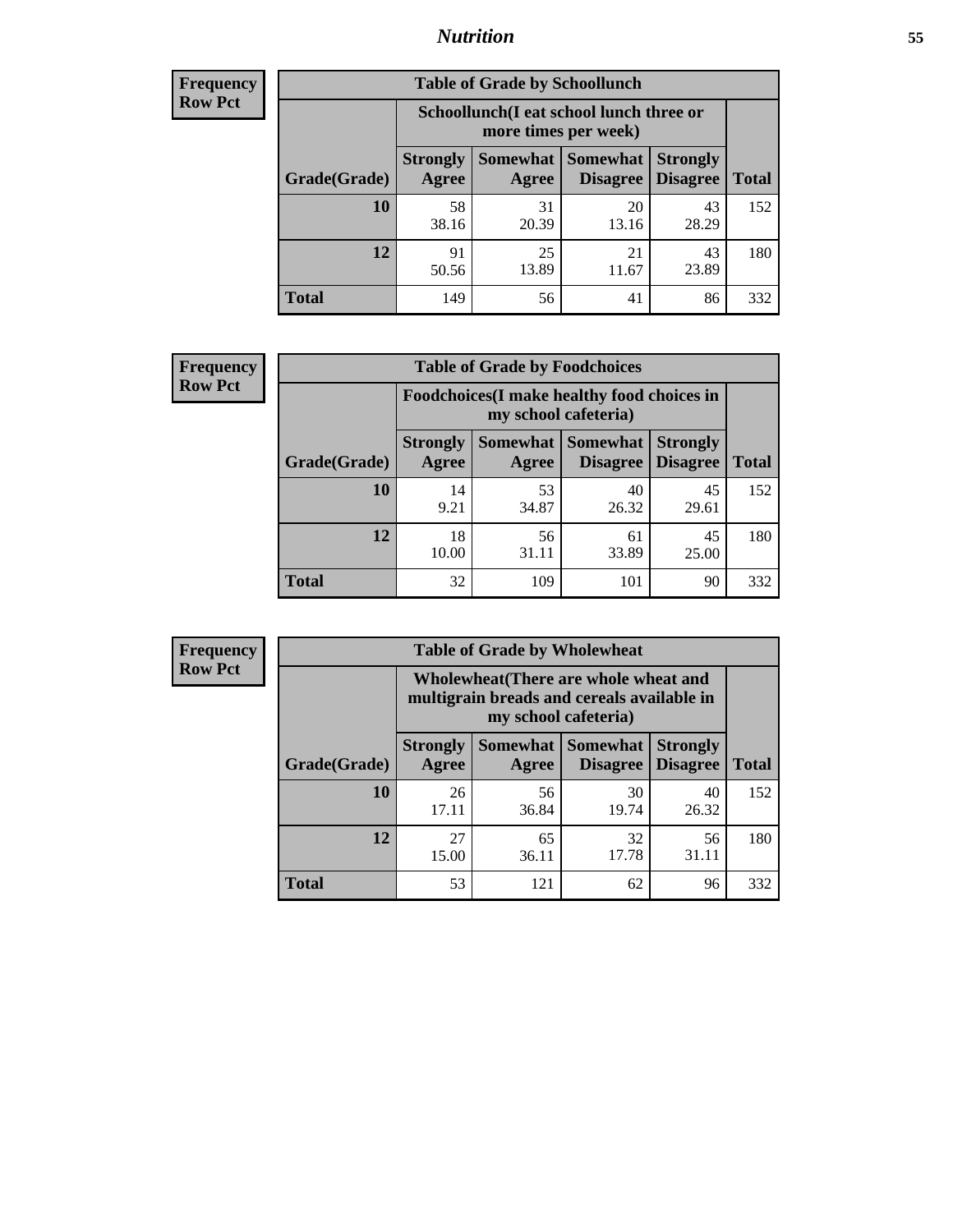## Nutrition

**Frequency**
**Row Pct**

| Table of Grade by Schoollunch | | | | | |
|---|---|---|---|---|---|
| | Schoollunch(I eat school lunch three or more times per week) | | | | |
| Grade(Grade) | Strongly Agree | Somewhat Agree | Somewhat Disagree | Strongly Disagree | Total |
| 10 | 58<br>38.16 | 31<br>20.39 | 20<br>13.16 | 43<br>28.29 | 152 |
| 12 | 91<br>50.56 | 25<br>13.89 | 21<br>11.67 | 43<br>23.89 | 180 |
| Total | 149 | 56 | 41 | 86 | 332 |

**Frequency**
**Row Pct**

| Table of Grade by Foodchoices | | | | | |
|---|---|---|---|---|---|
| | Foodchoices(I make healthy food choices in my school cafeteria) | | | | |
| Grade(Grade) | Strongly Agree | Somewhat Agree | Somewhat Disagree | Strongly Disagree | Total |
| 10 | 14<br>9.21 | 53<br>34.87 | 40<br>26.32 | 45<br>29.61 | 152 |
| 12 | 18<br>10.00 | 56<br>31.11 | 61<br>33.89 | 45<br>25.00 | 180 |
| Total | 32 | 109 | 101 | 90 | 332 |

**Frequency**
**Row Pct**

| Table of Grade by Wholewheat | | | | | |
|---|---|---|---|---|---|
| | Wholewheat(There are whole wheat and multigrain breads and cereals available in my school cafeteria) | | | | |
| Grade(Grade) | Strongly Agree | Somewhat Agree | Somewhat Disagree | Strongly Disagree | Total |
| 10 | 26<br>17.11 | 56<br>36.84 | 30<br>19.74 | 40<br>26.32 | 152 |
| 12 | 27<br>15.00 | 65<br>36.11 | 32<br>17.78 | 56<br>31.11 | 180 |
| Total | 53 | 121 | 62 | 96 | 332 |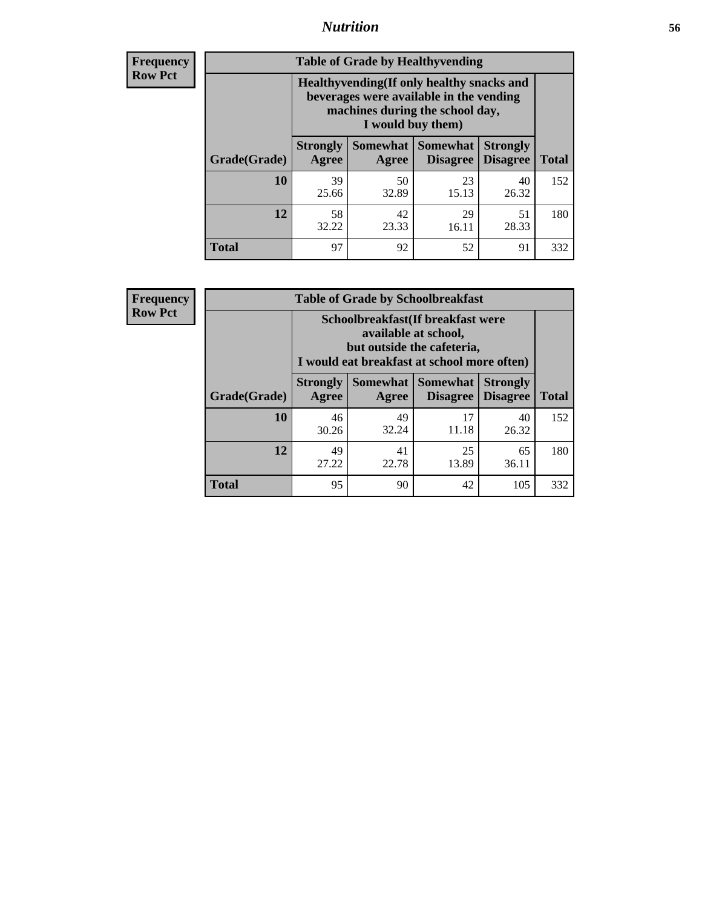**Frequency Row Pct**

**Table of Grade by Healthyvending**

| Grade(Grade) | Healthyvending(If only healthy snacks and beverages were available in the vending machines during the school day, I would buy them) | | | | Total |
|---|---|---|---|---|---|
| | Strongly Agree | Somewhat Agree | Somewhat Disagree | Strongly Disagree | |
| **10** | 39<br>25.66 | 50<br>32.89 | 23<br>15.13 | 40<br>26.32 | 152 |
| **12** | 58<br>32.22 | 42<br>23.33 | 29<br>16.11 | 51<br>28.33 | 180 |
| **Total** | 97 | 92 | 52 | 91 | 332 |

**Frequency Row Pct**

**Table of Grade by Schoolbreakfast**

| Grade(Grade) | Schoolbreakfast(If breakfast were available at school, but outside the cafeteria, I would eat breakfast at school more often) | | | | Total |
|---|---|---|---|---|---|
| | Strongly Agree | Somewhat Agree | Somewhat Disagree | Strongly Disagree | |
| **10** | 46<br>30.26 | 49<br>32.24 | 17<br>11.18 | 40<br>26.32 | 152 |
| **12** | 49<br>27.22 | 41<br>22.78 | 25<br>13.89 | 65<br>36.11 | 180 |
| **Total** | 95 | 90 | 42 | 105 | 332 |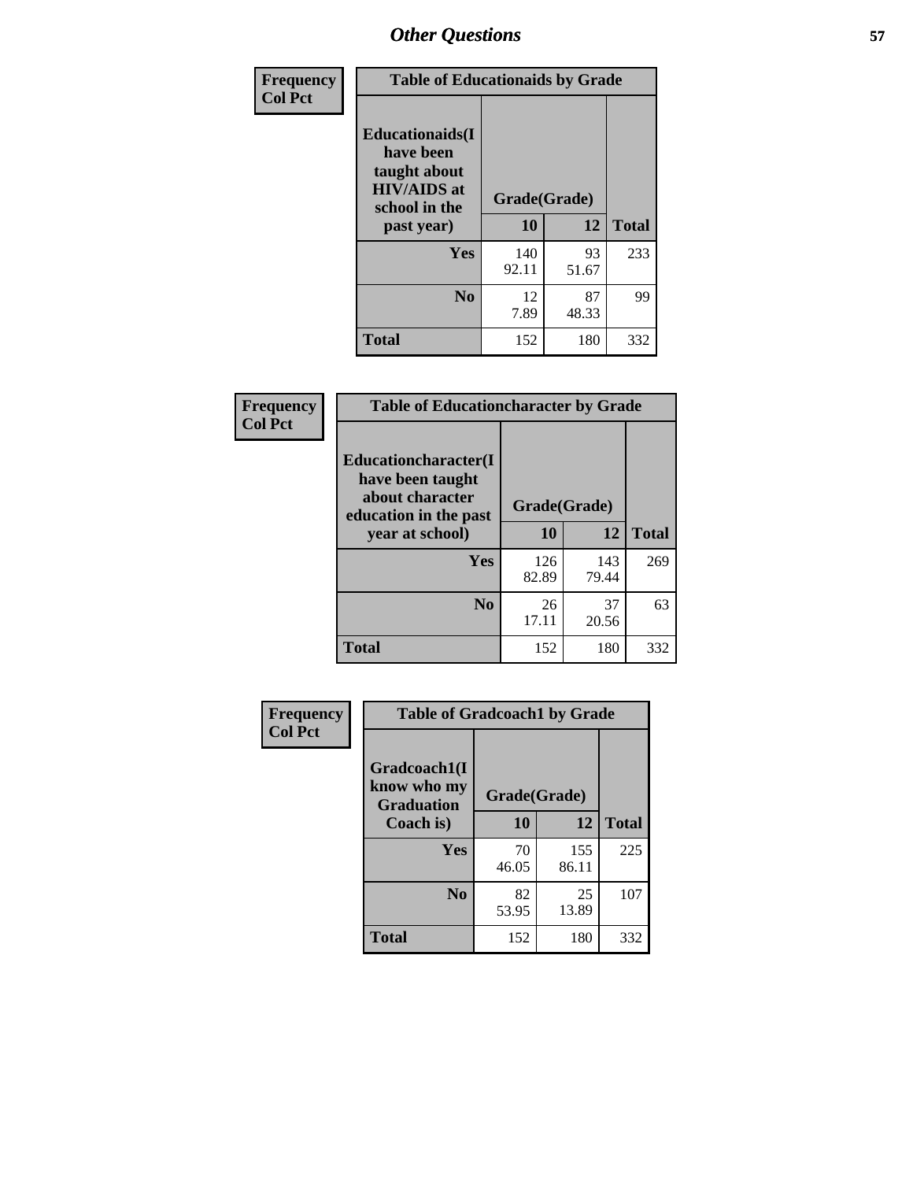| Frequency Col Pct | Table of Educationaids by Grade | | |
|---|---|---|---|
| **Educationaids(I have been taught about HIV/AIDS at school in the past year)** | **Grade(Grade)** | | |
| | **10** | **12** | **Total** |
| **Yes** | 140<br>92.11 | 93<br>51.67 | 233 |
| **No** | 12<br>7.89 | 87<br>48.33 | 99 |
| **Total** | 152 | 180 | 332 |

| Frequency Col Pct | Table of Educationcharacter by Grade | | |
|---|---|---|---|
| **Educationcharacter(I have been taught about character education in the past year at school)** | **Grade(Grade)** | | |
| | **10** | **12** | **Total** |
| **Yes** | 126<br>82.89 | 143<br>79.44 | 269 |
| **No** | 26<br>17.11 | 37<br>20.56 | 63 |
| **Total** | 152 | 180 | 332 |

| Frequency Col Pct | Table of Gradcoach1 by Grade | | |
|---|---|---|---|
| **Gradcoach1(I know who my Graduation Coach is)** | **Grade(Grade)** | | |
| | **10** | **12** | **Total** |
| **Yes** | 70<br>46.05 | 155<br>86.11 | 225 |
| **No** | 82<br>53.95 | 25<br>13.89 | 107 |
| **Total** | 152 | 180 | 332 |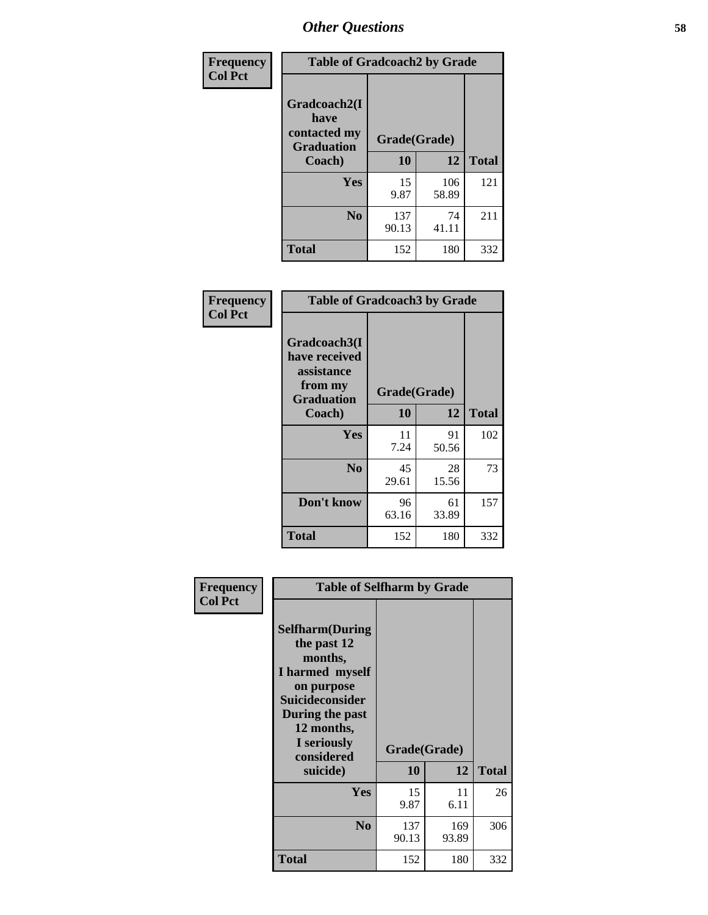## Other Questions

| Frequency<br>Col Pct | Table of Gradcoach2 by Grade | | |
|---|---|---|---|
| Gradcoach2(I have contacted my Graduation Coach) | Grade(Grade) | | |
| | 10 | 12 | Total |
| Yes | 15<br>9.87 | 106<br>58.89 | 121 |
| No | 137<br>90.13 | 74<br>41.11 | 211 |
| Total | 152 | 180 | 332 |

| Frequency<br>Col Pct | Table of Gradcoach3 by Grade | | |
|---|---|---|---|
| Gradcoach3(I have received assistance from my Graduation Coach) | Grade(Grade) | | |
| | 10 | 12 | Total |
| Yes | 11<br>7.24 | 91<br>50.56 | 102 |
| No | 45<br>29.61 | 28<br>15.56 | 73 |
| Don't know | 96<br>63.16 | 61<br>33.89 | 157 |
| Total | 152 | 180 | 332 |

| Frequency<br>Col Pct | Table of Selfharm by Grade | | |
|---|---|---|---|
| Selfharm(During the past 12 months, I harmed myself on purpose Suicideconsider During the past 12 months, I seriously considered suicide) | Grade(Grade) | | |
| | 10 | 12 | Total |
| Yes | 15<br>9.87 | 11<br>6.11 | 26 |
| No | 137<br>90.13 | 169<br>93.89 | 306 |
| Total | 152 | 180 | 332 |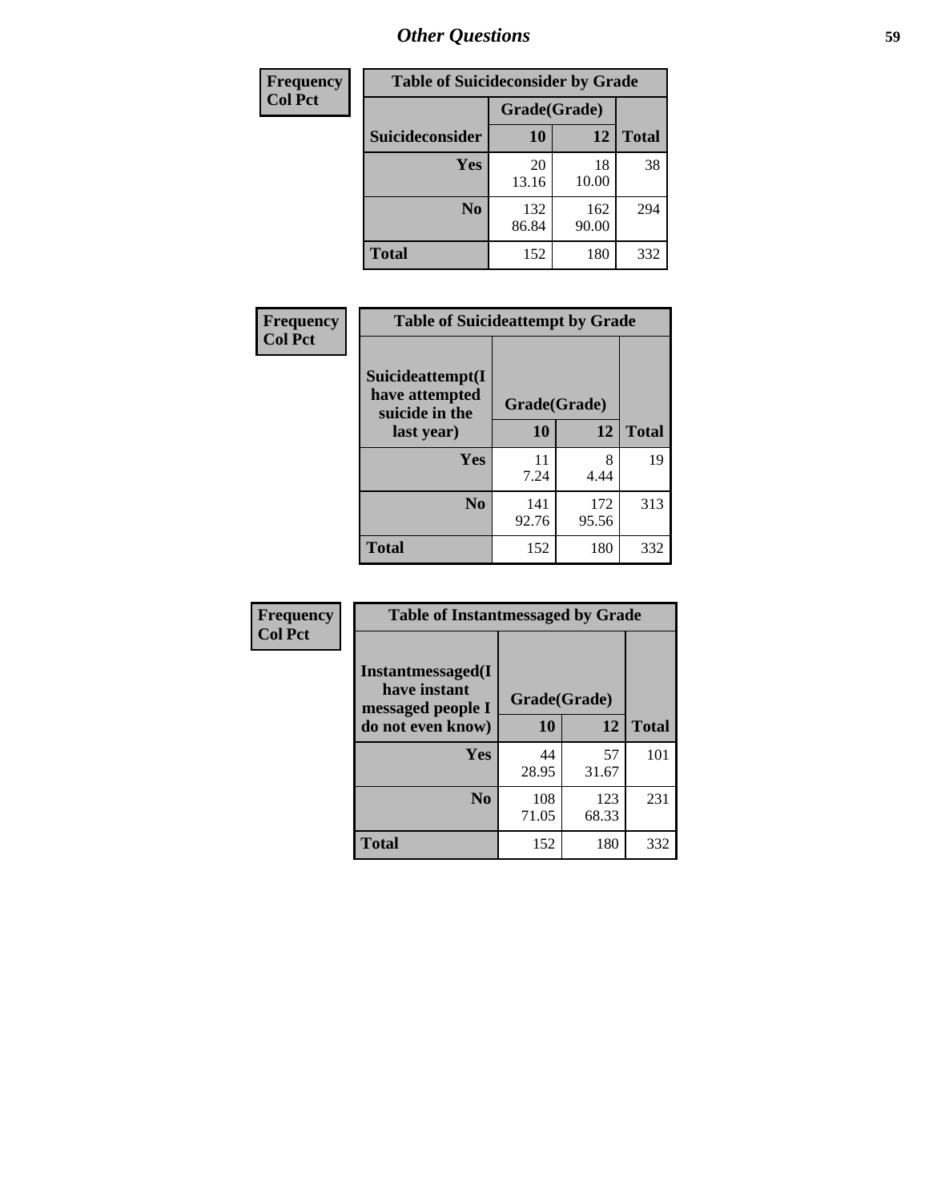## Other Questions

| Frequency<br>Col Pct |
|---|

**Table of Suicideconsider by Grade**

| Suicideconsider | Grade(Grade) 10 | 12 | Total |
|---|---|---|---|
| Yes | 20<br>13.16 | 18<br>10.00 | 38 |
| No | 132<br>86.84 | 162<br>90.00 | 294 |
| Total | 152 | 180 | 332 |

| Frequency<br>Col Pct |
|---|

**Table of Suicideattempt by Grade**

| Suicideattempt(I have attempted suicide in the last year) | Grade(Grade) 10 | 12 | Total |
|---|---|---|---|
| Yes | 11<br>7.24 | 8<br>4.44 | 19 |
| No | 141<br>92.76 | 172<br>95.56 | 313 |
| Total | 152 | 180 | 332 |

| Frequency<br>Col Pct |
|---|

**Table of Instantmessaged by Grade**

| Instantmessaged(I have instant messaged people I do not even know) | Grade(Grade) 10 | 12 | Total |
|---|---|---|---|
| Yes | 44<br>28.95 | 57<br>31.67 | 101 |
| No | 108<br>71.05 | 123<br>68.33 | 231 |
| Total | 152 | 180 | 332 |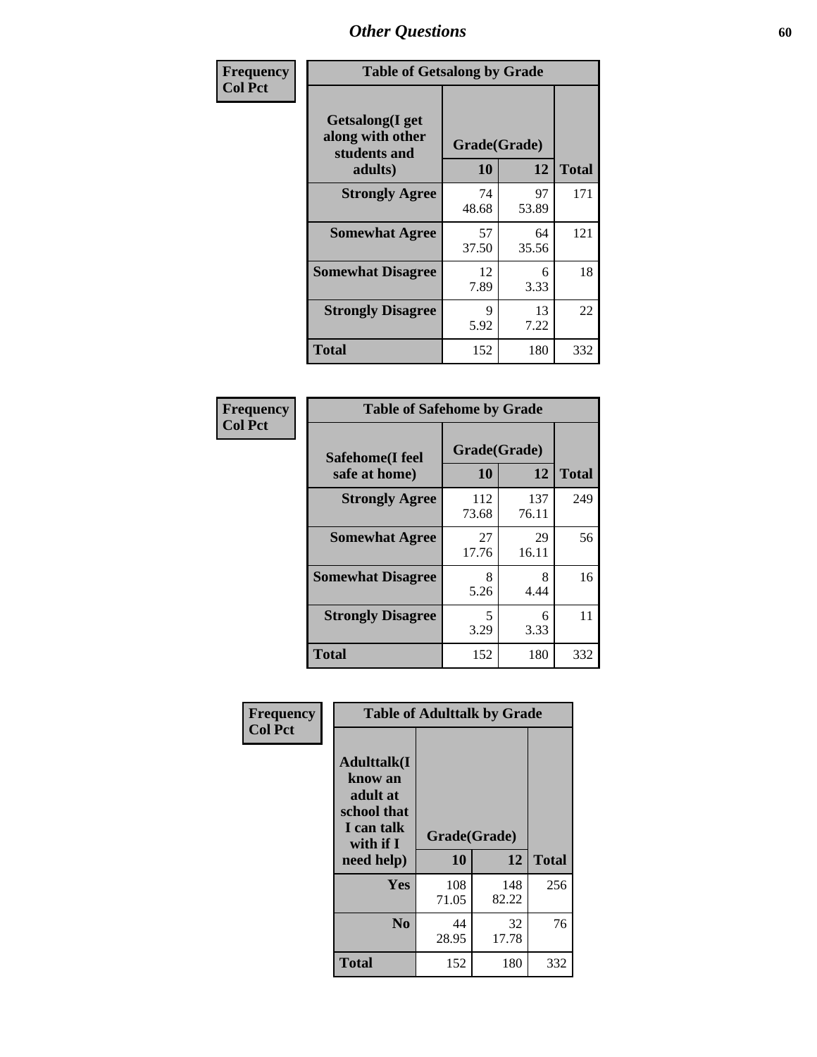# Other Questions

**Frequency**
**Col Pct**

**Table of Getsalong by Grade**

| Getsalong(I get along with other students and adults) | Grade(Grade) 10 | 12 | Total |
|---|---|---|---|
| **Strongly Agree** | 74<br>48.68 | 97<br>53.89 | 171 |
| **Somewhat Agree** | 57<br>37.50 | 64<br>35.56 | 121 |
| **Somewhat Disagree** | 12<br>7.89 | 6<br>3.33 | 18 |
| **Strongly Disagree** | 9<br>5.92 | 13<br>7.22 | 22 |
| **Total** | 152 | 180 | 332 |

**Frequency**
**Col Pct**

**Table of Safehome by Grade**

| Safehome(I feel safe at home) | Grade(Grade) 10 | 12 | Total |
|---|---|---|---|
| **Strongly Agree** | 112<br>73.68 | 137<br>76.11 | 249 |
| **Somewhat Agree** | 27<br>17.76 | 29<br>16.11 | 56 |
| **Somewhat Disagree** | 8<br>5.26 | 8<br>4.44 | 16 |
| **Strongly Disagree** | 5<br>3.29 | 6<br>3.33 | 11 |
| **Total** | 152 | 180 | 332 |

**Frequency**
**Col Pct**

**Table of Adulttalk by Grade**

| Adulttalk(I know an adult at school that I can talk with if I need help) | Grade(Grade) 10 | 12 | Total |
|---|---|---|---|
| **Yes** | 108<br>71.05 | 148<br>82.22 | 256 |
| **No** | 44<br>28.95 | 32<br>17.78 | 76 |
| **Total** | 152 | 180 | 332 |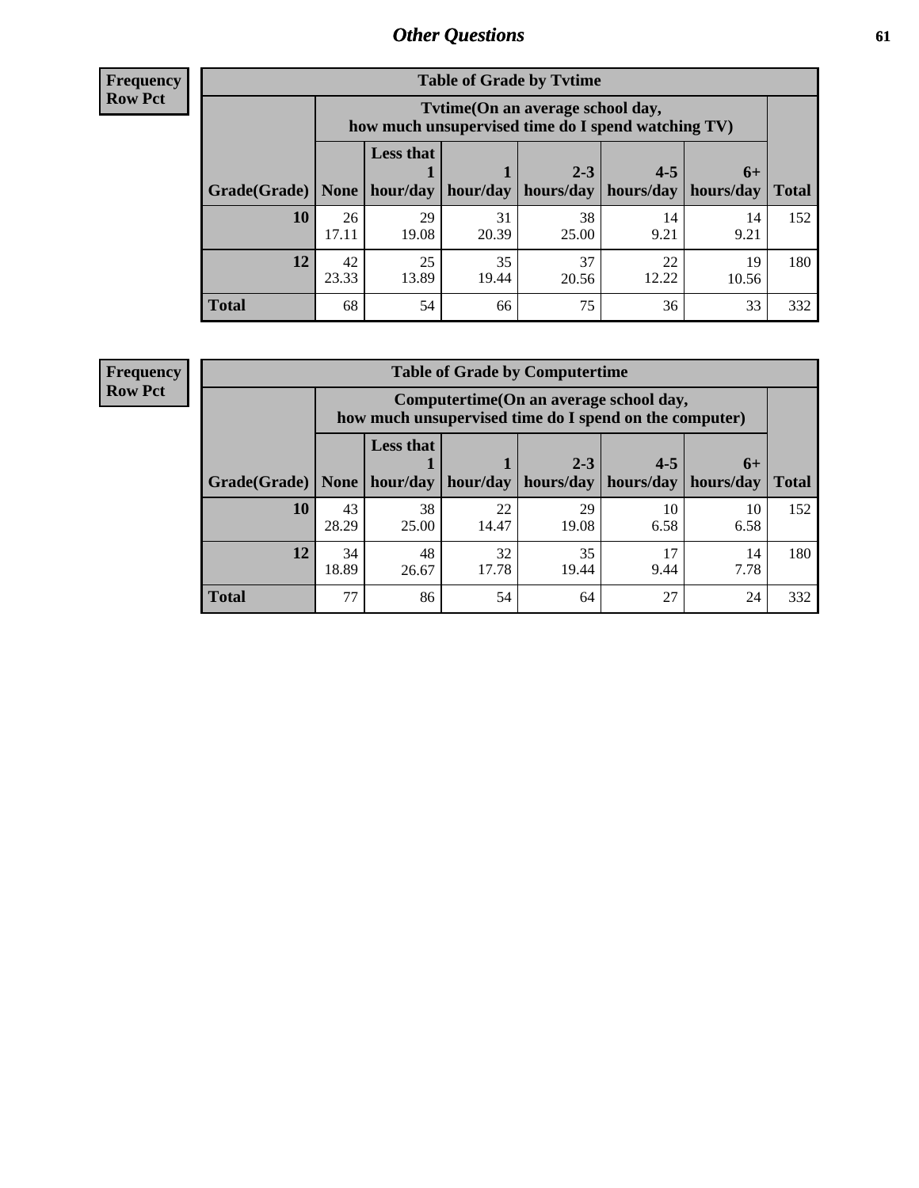## Other Questions

**Frequency**
**Row Pct**

| Table of Grade by Tvtime | | | | | | | |
|---|---|---|---|---|---|---|---|
| | Tvtime(On an average school day, how much unsupervised time do I spend watching TV) | | | | | | |
| Grade(Grade) | None | Less that 1 hour/day | 1 hour/day | 2-3 hours/day | 4-5 hours/day | 6+ hours/day | Total |
| **10** | 26<br>17.11 | 29<br>19.08 | 31<br>20.39 | 38<br>25.00 | 14<br>9.21 | 14<br>9.21 | 152 |
| **12** | 42<br>23.33 | 25<br>13.89 | 35<br>19.44 | 37<br>20.56 | 22<br>12.22 | 19<br>10.56 | 180 |
| **Total** | 68 | 54 | 66 | 75 | 36 | 33 | 332 |

**Frequency**
**Row Pct**

| Table of Grade by Computertime | | | | | | | |
|---|---|---|---|---|---|---|---|
| | Computertime(On an average school day, how much unsupervised time do I spend on the computer) | | | | | | |
| Grade(Grade) | None | Less that 1 hour/day | 1 hour/day | 2-3 hours/day | 4-5 hours/day | 6+ hours/day | Total |
| **10** | 43<br>28.29 | 38<br>25.00 | 22<br>14.47 | 29<br>19.08 | 10<br>6.58 | 10<br>6.58 | 152 |
| **12** | 34<br>18.89 | 48<br>26.67 | 32<br>17.78 | 35<br>19.44 | 17<br>9.44 | 14<br>7.78 | 180 |
| **Total** | 77 | 86 | 54 | 64 | 27 | 24 | 332 |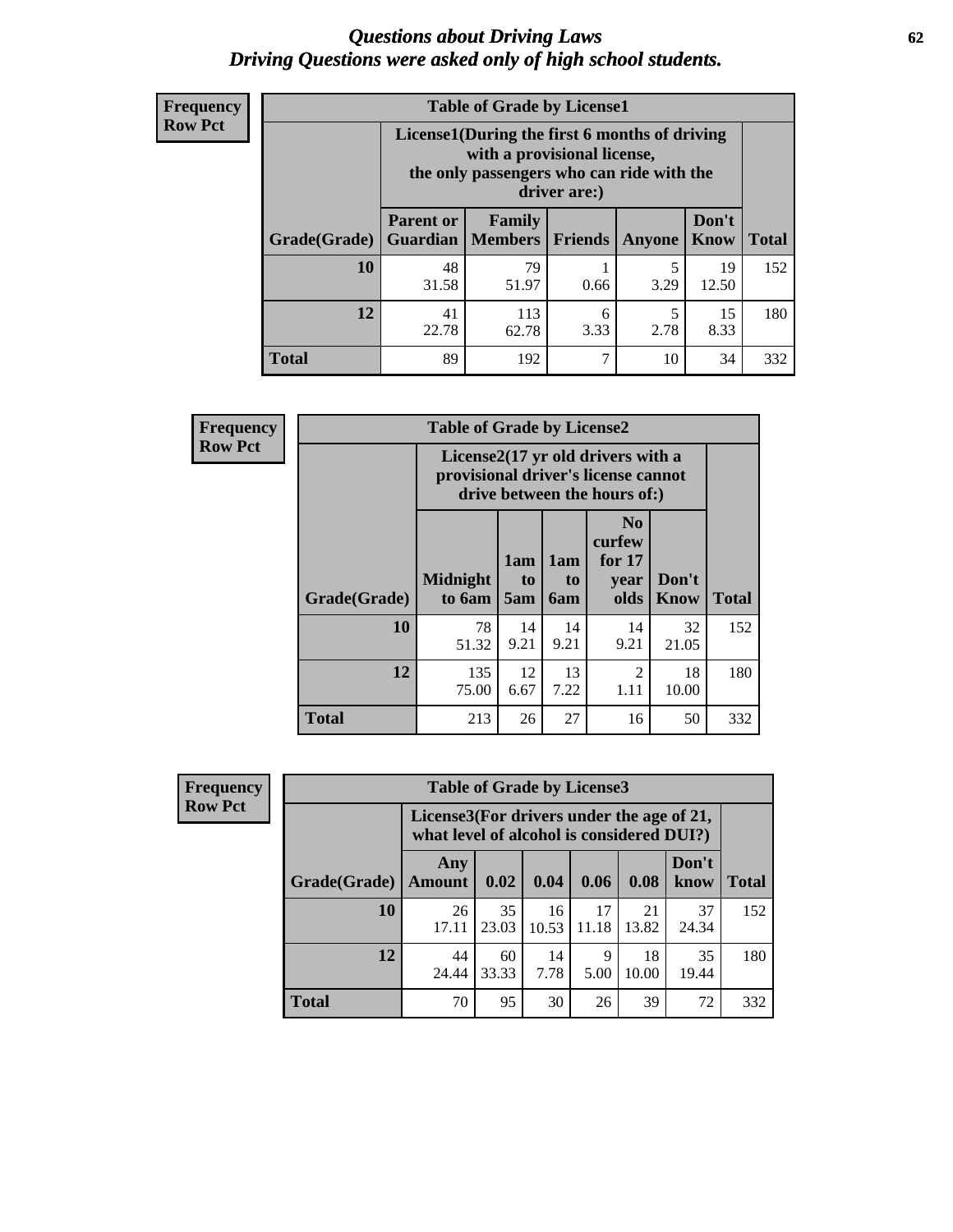# *Questions about Driving Laws*
# *Driving Questions were asked only of high school students.*

**Frequency**
**Row Pct**

| Table of Grade by License1 | | | | | | |
|---|---|---|---|---|---|---|
| | License1(During the first 6 months of driving with a provisional license, the only passengers who can ride with the driver are:) | | | | | |
| **Grade(Grade)** | **Parent or Guardian** | **Family Members** | **Friends** | **Anyone** | **Don't Know** | **Total** |
| **10** | 48<br>31.58 | 79<br>51.97 | 1<br>0.66 | 5<br>3.29 | 19<br>12.50 | 152 |
| **12** | 41<br>22.78 | 113<br>62.78 | 6<br>3.33 | 5<br>2.78 | 15<br>8.33 | 180 |
| **Total** | 89 | 192 | 7 | 10 | 34 | 332 |

**Frequency**
**Row Pct**

| Table of Grade by License2 | | | | | | |
|---|---|---|---|---|---|---|
| | License2(17 yr old drivers with a provisional driver's license cannot drive between the hours of:) | | | | | |
| **Grade(Grade)** | **Midnight to 6am** | **1am to 5am** | **1am to 6am** | **No curfew for 17 year olds** | **Don't Know** | **Total** |
| **10** | 78<br>51.32 | 14<br>9.21 | 14<br>9.21 | 14<br>9.21 | 32<br>21.05 | 152 |
| **12** | 135<br>75.00 | 12<br>6.67 | 13<br>7.22 | 2<br>1.11 | 18<br>10.00 | 180 |
| **Total** | 213 | 26 | 27 | 16 | 50 | 332 |

**Frequency**
**Row Pct**

| Table of Grade by License3 | | | | | | | |
|---|---|---|---|---|---|---|---|
| | License3(For drivers under the age of 21, what level of alcohol is considered DUI?) | | | | | | |
| **Grade(Grade)** | **Any Amount** | **0.02** | **0.04** | **0.06** | **0.08** | **Don't know** | **Total** |
| **10** | 26<br>17.11 | 35<br>23.03 | 16<br>10.53 | 17<br>11.18 | 21<br>13.82 | 37<br>24.34 | 152 |
| **12** | 44<br>24.44 | 60<br>33.33 | 14<br>7.78 | 9<br>5.00 | 18<br>10.00 | 35<br>19.44 | 180 |
| **Total** | 70 | 95 | 30 | 26 | 39 | 72 | 332 |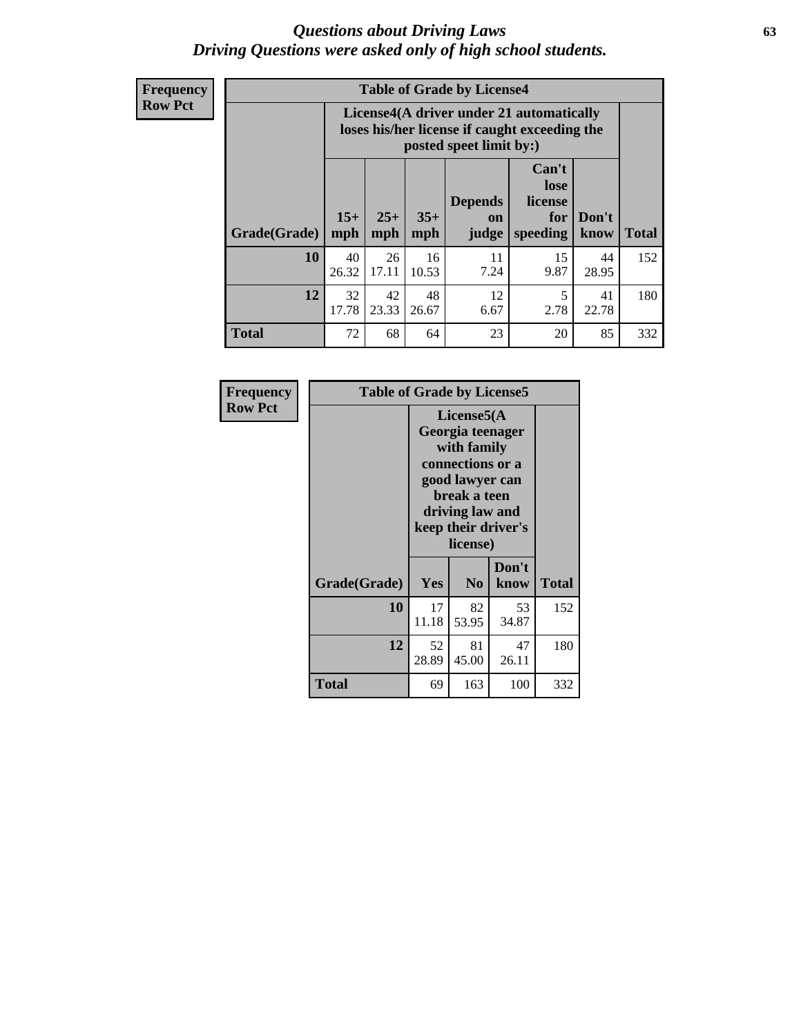# *Questions about Driving Laws*
# *Driving Questions were asked only of high school students.*

**Frequency**
**Row Pct**

| Table of Grade by License4 | | | | | | | |
|---|---|---|---|---|---|---|---|
| | License4(A driver under 21 automatically loses his/her license if caught exceeding the posted speet limit by:) | | | | | | |
| Grade(Grade) | 15+ mph | 25+ mph | 35+ mph | Depends on judge | Can't lose license for speeding | Don't know | Total |
| 10 | 40<br>26.32 | 26<br>17.11 | 16<br>10.53 | 11<br>7.24 | 15<br>9.87 | 44<br>28.95 | 152 |
| 12 | 32<br>17.78 | 42<br>23.33 | 48<br>26.67 | 12<br>6.67 | 5<br>2.78 | 41<br>22.78 | 180 |
| Total | 72 | 68 | 64 | 23 | 20 | 85 | 332 |

**Frequency**
**Row Pct**

| Table of Grade by License5 | | | | |
|---|---|---|---|---|
| | License5(A Georgia teenager with family connections or a good lawyer can break a teen driving law and keep their driver's license) | | | |
| Grade(Grade) | Yes | No | Don't know | Total |
| 10 | 17<br>11.18 | 82<br>53.95 | 53<br>34.87 | 152 |
| 12 | 52<br>28.89 | 81<br>45.00 | 47<br>26.11 | 180 |
| Total | 69 | 163 | 100 | 332 |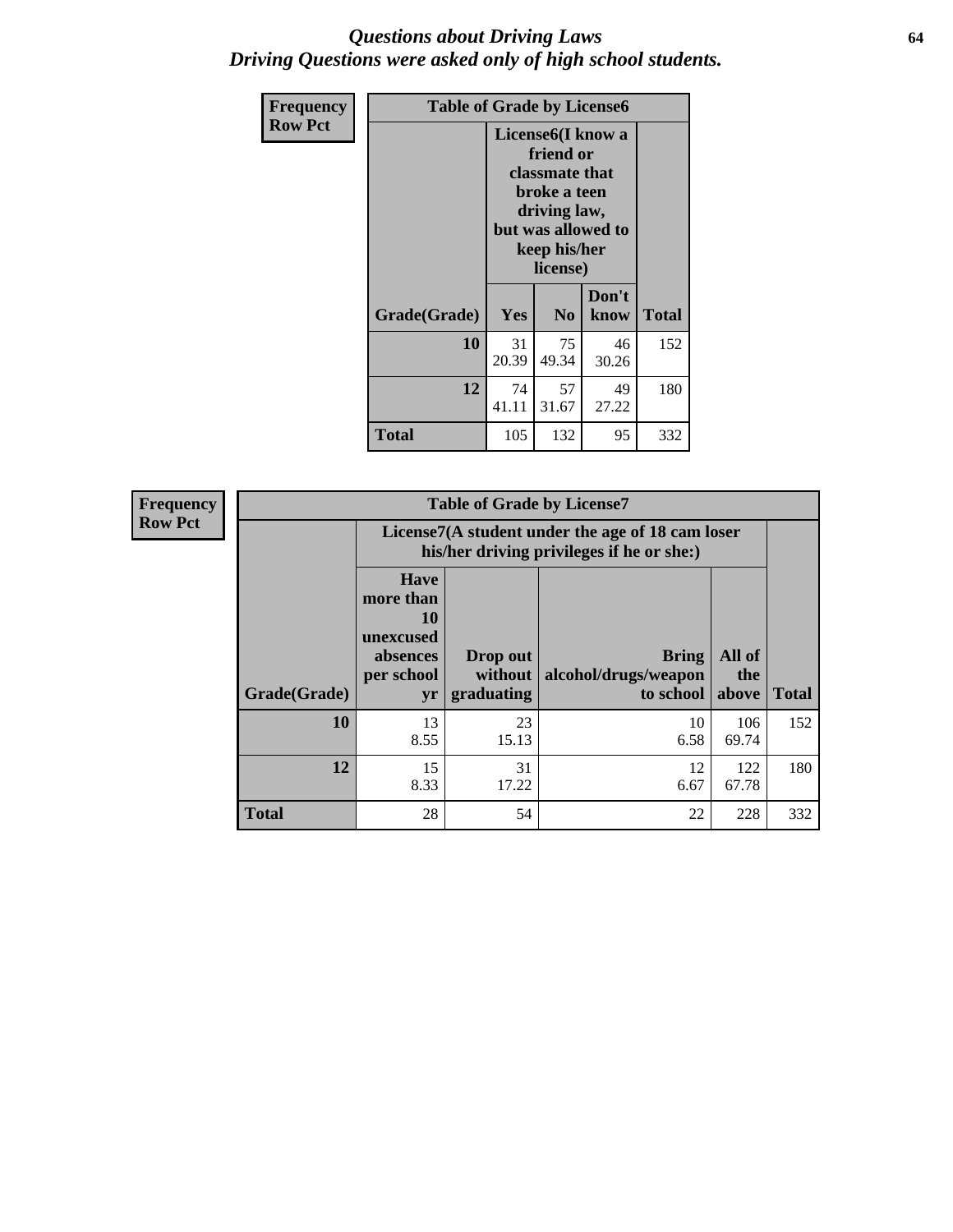## *Questions about Driving Laws*
## *Driving Questions were asked only of high school students.*

**Frequency**
**Row Pct**

**Table of Grade by License6**

| Grade(Grade) | License6(I know a friend or classmate that broke a teen driving law, but was allowed to keep his/her license) Yes | No | Don't know | Total |
|---|---|---|---|---|
| **10** | 31<br>20.39 | 75<br>49.34 | 46<br>30.26 | 152 |
| **12** | 74<br>41.11 | 57<br>31.67 | 49<br>27.22 | 180 |
| **Total** | 105 | 132 | 95 | 332 |

**Frequency**
**Row Pct**

**Table of Grade by License7**

| | License7(A student under the age of 18 cam loser his/her driving privileges if he or she:) | | | | |
|---|---|---|---|---|---|
| **Grade(Grade)** | **Have more than 10 unexcused absences per school yr** | **Drop out without graduating** | **Bring alcohol/drugs/weapon to school** | **All of the above** | **Total** |
| **10** | 13<br>8.55 | 23<br>15.13 | 10<br>6.58 | 106<br>69.74 | 152 |
| **12** | 15<br>8.33 | 31<br>17.22 | 12<br>6.67 | 122<br>67.78 | 180 |
| **Total** | 28 | 54 | 22 | 228 | 332 |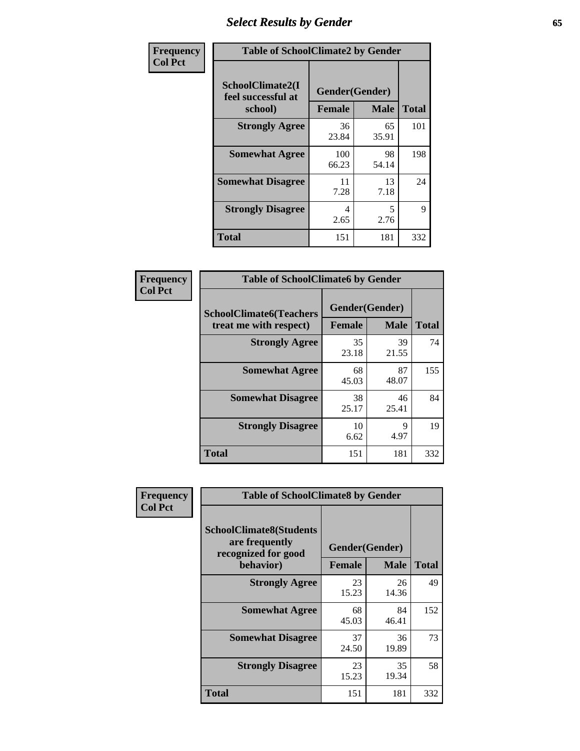# Select Results by Gender

| Frequency<br>Col Pct | | | |
|---|---|---|---|

**Table of SchoolClimate2 by Gender**

| SchoolClimate2(I feel successful at school) | Gender(Gender) | | |
|---|---|---|---|
| | Female | Male | Total |
| Strongly Agree | 36<br>23.84 | 65<br>35.91 | 101 |
| Somewhat Agree | 100<br>66.23 | 98<br>54.14 | 198 |
| Somewhat Disagree | 11<br>7.28 | 13<br>7.18 | 24 |
| Strongly Disagree | 4<br>2.65 | 5<br>2.76 | 9 |
| Total | 151 | 181 | 332 |

Frequency
Col Pct

**Table of SchoolClimate6 by Gender**

| SchoolClimate6(Teachers treat me with respect) | Gender(Gender) | | |
|---|---|---|---|
| | Female | Male | Total |
| Strongly Agree | 35<br>23.18 | 39<br>21.55 | 74 |
| Somewhat Agree | 68<br>45.03 | 87<br>48.07 | 155 |
| Somewhat Disagree | 38<br>25.17 | 46<br>25.41 | 84 |
| Strongly Disagree | 10<br>6.62 | 9<br>4.97 | 19 |
| Total | 151 | 181 | 332 |

Frequency
Col Pct

**Table of SchoolClimate8 by Gender**

| SchoolClimate8(Students are frequently recognized for good behavior) | Gender(Gender) | | |
|---|---|---|---|
| | Female | Male | Total |
| Strongly Agree | 23<br>15.23 | 26<br>14.36 | 49 |
| Somewhat Agree | 68<br>45.03 | 84<br>46.41 | 152 |
| Somewhat Disagree | 37<br>24.50 | 36<br>19.89 | 73 |
| Strongly Disagree | 23<br>15.23 | 35<br>19.34 | 58 |
| Total | 151 | 181 | 332 |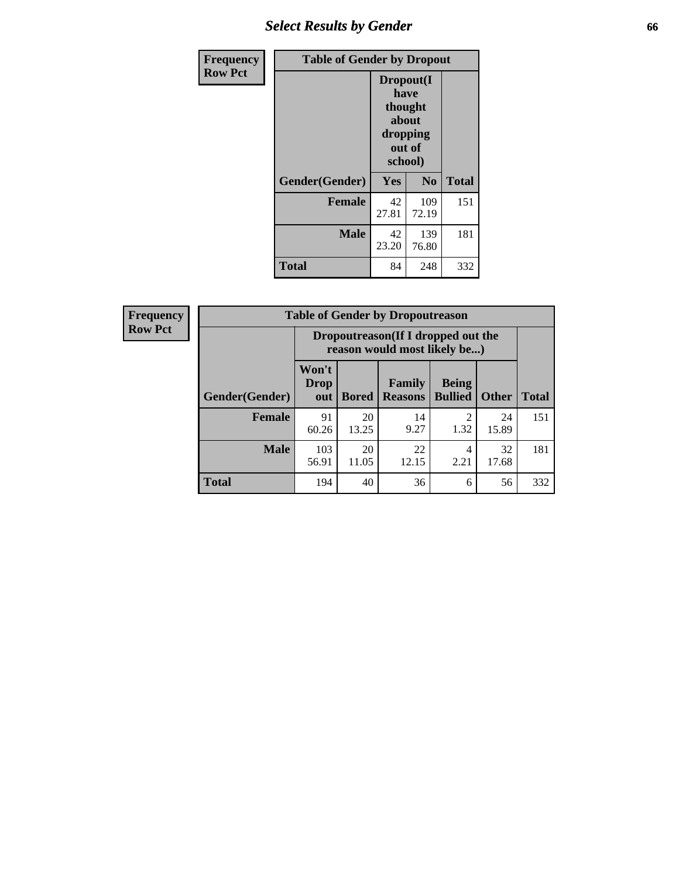## Select Results by Gender

**Frequency**
**Row Pct**

| Table of Gender by Dropout | | | |
|---|---|---|---|
| | Dropout(I have thought about dropping out of school) | | |
| Gender(Gender) | Yes | No | Total |
| **Female** | 42<br>27.81 | 109<br>72.19 | 151 |
| **Male** | 42<br>23.20 | 139<br>76.80 | 181 |
| **Total** | 84 | 248 | 332 |

**Frequency**
**Row Pct**

| Table of Gender by Dropoutreason | | | | | | |
|---|---|---|---|---|---|---|
| | Dropoutreason(If I dropped out the reason would most likely be...) | | | | | |
| Gender(Gender) | Won't Drop out | Bored | Family Reasons | Being Bullied | Other | Total |
| **Female** | 91<br>60.26 | 20<br>13.25 | 14<br>9.27 | 2<br>1.32 | 24<br>15.89 | 151 |
| **Male** | 103<br>56.91 | 20<br>11.05 | 22<br>12.15 | 4<br>2.21 | 32<br>17.68 | 181 |
| **Total** | 194 | 40 | 36 | 6 | 56 | 332 |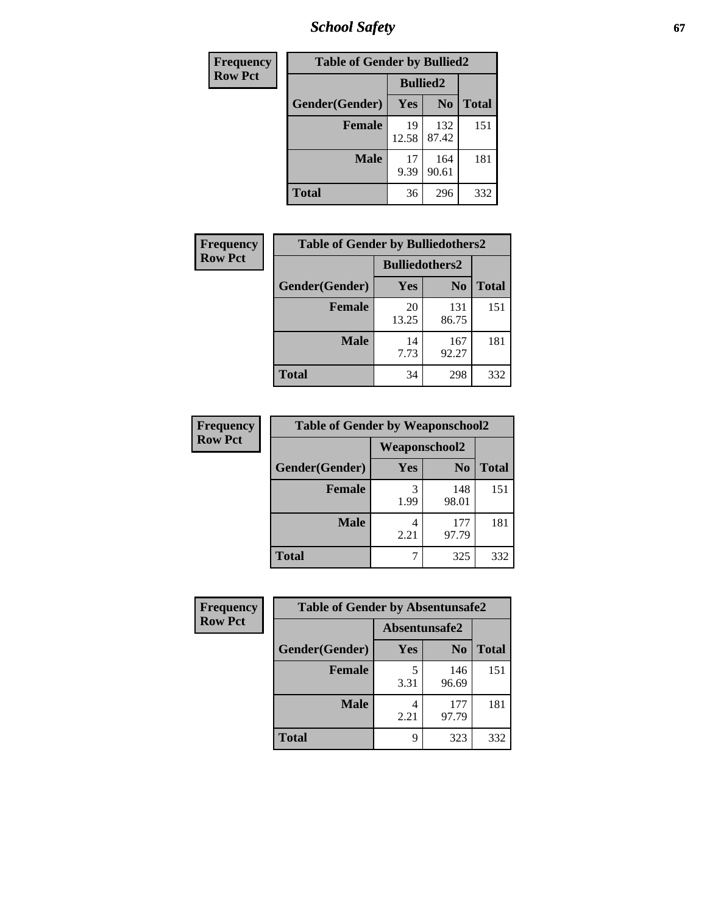| Frequency<br>Row Pct | Table of Gender by Bullied2 | | |
|---|---|---|---|
| | Bullied2 | | |
| Gender(Gender) | Yes | No | Total |
| Female | 19<br>12.58 | 132<br>87.42 | 151 |
| Male | 17<br>9.39 | 164<br>90.61 | 181 |
| Total | 36 | 296 | 332 |

| Frequency<br>Row Pct | Table of Gender by Bulliedothers2 | | |
|---|---|---|---|
| | Bulliedothers2 | | |
| Gender(Gender) | Yes | No | Total |
| Female | 20<br>13.25 | 131<br>86.75 | 151 |
| Male | 14<br>7.73 | 167<br>92.27 | 181 |
| Total | 34 | 298 | 332 |

| Frequency<br>Row Pct | Table of Gender by Weaponschool2 | | |
|---|---|---|---|
| | Weaponschool2 | | |
| Gender(Gender) | Yes | No | Total |
| Female | 3<br>1.99 | 148<br>98.01 | 151 |
| Male | 4<br>2.21 | 177<br>97.79 | 181 |
| Total | 7 | 325 | 332 |

| Frequency<br>Row Pct | Table of Gender by Absentunsafe2 | | |
|---|---|---|---|
| | Absentunsafe2 | | |
| Gender(Gender) | Yes | No | Total |
| Female | 5<br>3.31 | 146<br>96.69 | 151 |
| Male | 4<br>2.21 | 177<br>97.79 | 181 |
| Total | 9 | 323 | 332 |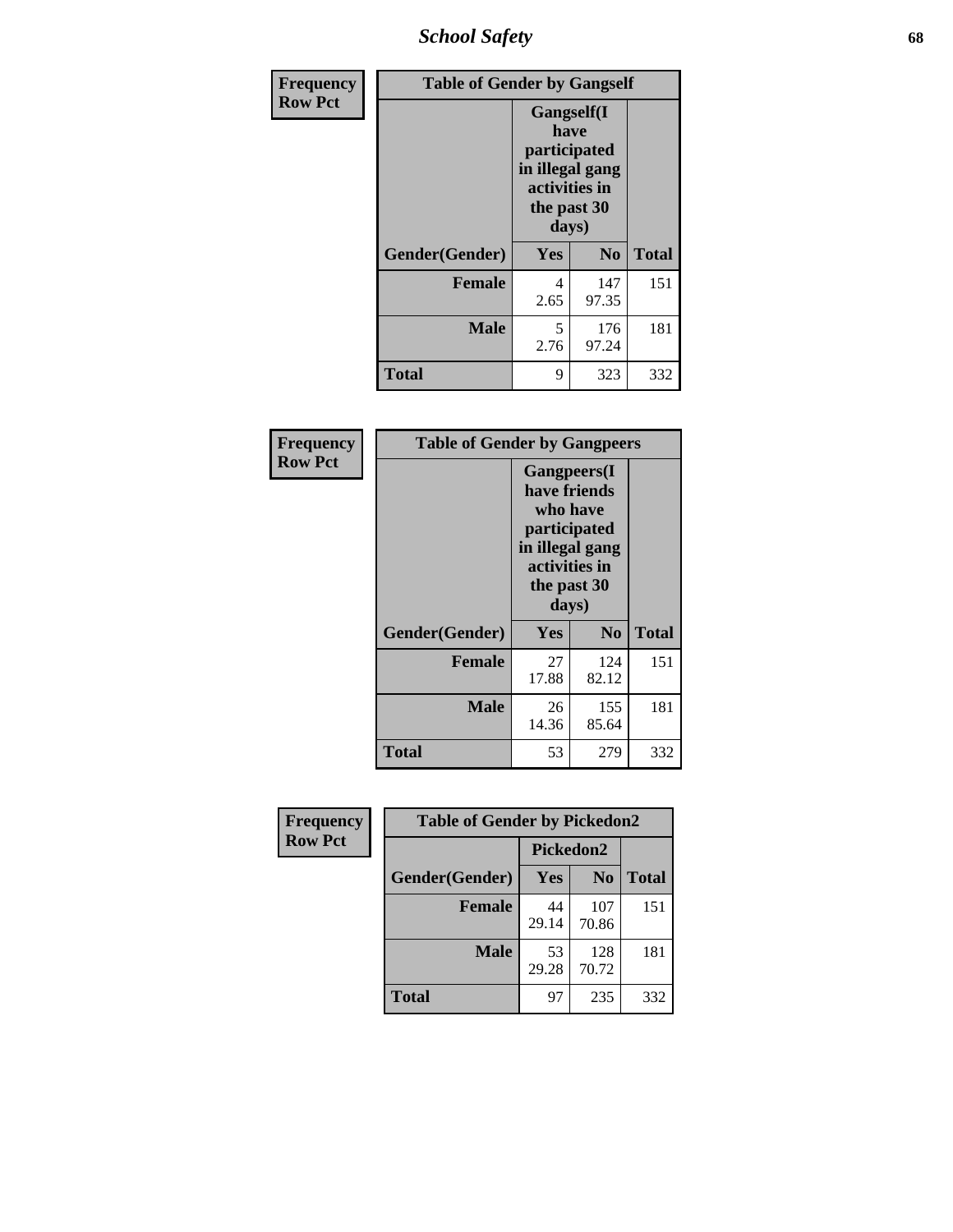## School Safety

**Frequency**
**Row Pct**

**Table of Gender by Gangself**

| Gender(Gender) | Gangself(I have participated in illegal gang activities in the past 30 days) | | Total |
|---|---|---|---|
| | Yes | No | |
| **Female** | 4<br>2.65 | 147<br>97.35 | 151 |
| **Male** | 5<br>2.76 | 176<br>97.24 | 181 |
| **Total** | 9 | 323 | 332 |

**Frequency**
**Row Pct**

**Table of Gender by Gangpeers**

| Gender(Gender) | Gangpeers(I have friends who have participated in illegal gang activities in the past 30 days) | | Total |
|---|---|---|---|
| | Yes | No | |
| **Female** | 27<br>17.88 | 124<br>82.12 | 151 |
| **Male** | 26<br>14.36 | 155<br>85.64 | 181 |
| **Total** | 53 | 279 | 332 |

**Frequency**
**Row Pct**

**Table of Gender by Pickedon2**

| Gender(Gender) | Pickedon2 | | Total |
|---|---|---|---|
| | Yes | No | |
| **Female** | 44<br>29.14 | 107<br>70.86 | 151 |
| **Male** | 53<br>29.28 | 128<br>70.72 | 181 |
| **Total** | 97 | 235 | 332 |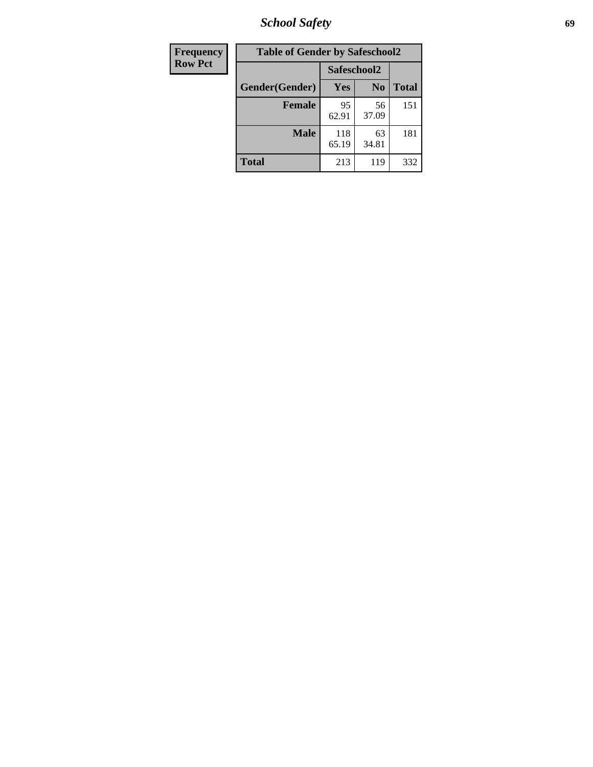| Frequency<br>Row Pct | Table of Gender by Safeschool2 | | | |
|---|---|---|---|---|
| | | Safeschool2 | | |
| | Gender(Gender) | Yes | No | Total |
| | Female | 95<br>62.91 | 56<br>37.09 | 151 |
| | Male | 118<br>65.19 | 63<br>34.81 | 181 |
| | Total | 213 | 119 | 332 |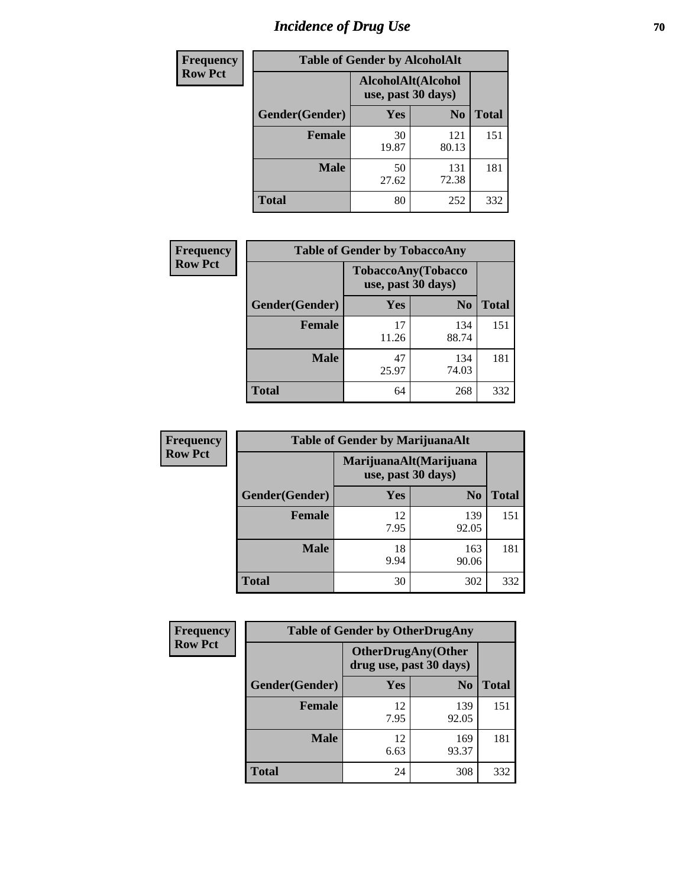# Incidence of Drug Use

**Frequency**
**Row Pct**

| Table of Gender by AlcoholAlt | | | |
|---|---|---|---|
| | AlcoholAlt(Alcohol use, past 30 days) | | |
| Gender(Gender) | Yes | No | Total |
| Female | 30<br>19.87 | 121<br>80.13 | 151 |
| Male | 50<br>27.62 | 131<br>72.38 | 181 |
| Total | 80 | 252 | 332 |

**Frequency**
**Row Pct**

| Table of Gender by TobaccoAny | | | |
|---|---|---|---|
| | TobaccoAny(Tobacco use, past 30 days) | | |
| Gender(Gender) | Yes | No | Total |
| Female | 17<br>11.26 | 134<br>88.74 | 151 |
| Male | 47<br>25.97 | 134<br>74.03 | 181 |
| Total | 64 | 268 | 332 |

**Frequency**
**Row Pct**

| Table of Gender by MarijuanaAlt | | | |
|---|---|---|---|
| | MarijuanaAlt(Marijuana use, past 30 days) | | |
| Gender(Gender) | Yes | No | Total |
| Female | 12<br>7.95 | 139<br>92.05 | 151 |
| Male | 18<br>9.94 | 163<br>90.06 | 181 |
| Total | 30 | 302 | 332 |

**Frequency**
**Row Pct**

| Table of Gender by OtherDrugAny | | | |
|---|---|---|---|
| | OtherDrugAny(Other drug use, past 30 days) | | |
| Gender(Gender) | Yes | No | Total |
| Female | 12<br>7.95 | 139<br>92.05 | 151 |
| Male | 12<br>6.63 | 169<br>93.37 | 181 |
| Total | 24 | 308 | 332 |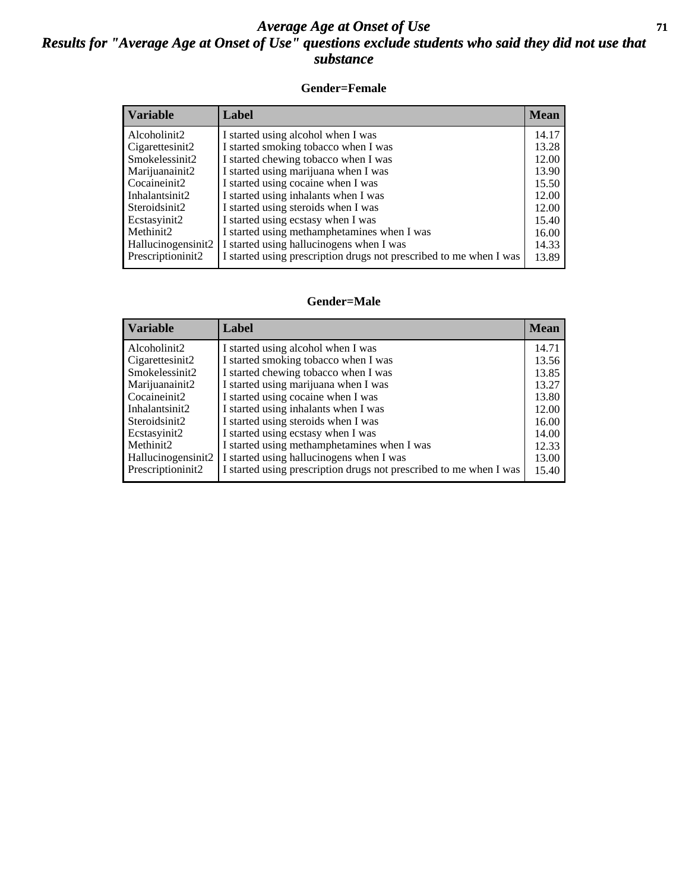# *Average Age at Onset of Use*

## *Results for "Average Age at Onset of Use" questions exclude students who said they did not use that substance*

### Gender=Female

| Variable | Label | Mean |
|---|---|---|
| Alcoholinit2 | I started using alcohol when I was | 14.17 |
| Cigarettesinit2 | I started smoking tobacco when I was | 13.28 |
| Smokelessinit2 | I started chewing tobacco when I was | 12.00 |
| Marijuanainit2 | I started using marijuana when I was | 13.90 |
| Cocaineinit2 | I started using cocaine when I was | 15.50 |
| Inhalantsinit2 | I started using inhalants when I was | 12.00 |
| Steroidsinit2 | I started using steroids when I was | 12.00 |
| Ecstasyinit2 | I started using ecstasy when I was | 15.40 |
| Methinit2 | I started using methamphetamines when I was | 16.00 |
| Hallucinogensinit2 | I started using hallucinogens when I was | 14.33 |
| Prescriptioninit2 | I started using prescription drugs not prescribed to me when I was | 13.89 |

### Gender=Male

| Variable | Label | Mean |
|---|---|---|
| Alcoholinit2 | I started using alcohol when I was | 14.71 |
| Cigarettesinit2 | I started smoking tobacco when I was | 13.56 |
| Smokelessinit2 | I started chewing tobacco when I was | 13.85 |
| Marijuanainit2 | I started using marijuana when I was | 13.27 |
| Cocaineinit2 | I started using cocaine when I was | 13.80 |
| Inhalantsinit2 | I started using inhalants when I was | 12.00 |
| Steroidsinit2 | I started using steroids when I was | 16.00 |
| Ecstasyinit2 | I started using ecstasy when I was | 14.00 |
| Methinit2 | I started using methamphetamines when I was | 12.33 |
| Hallucinogensinit2 | I started using hallucinogens when I was | 13.00 |
| Prescriptioninit2 | I started using prescription drugs not prescribed to me when I was | 15.40 |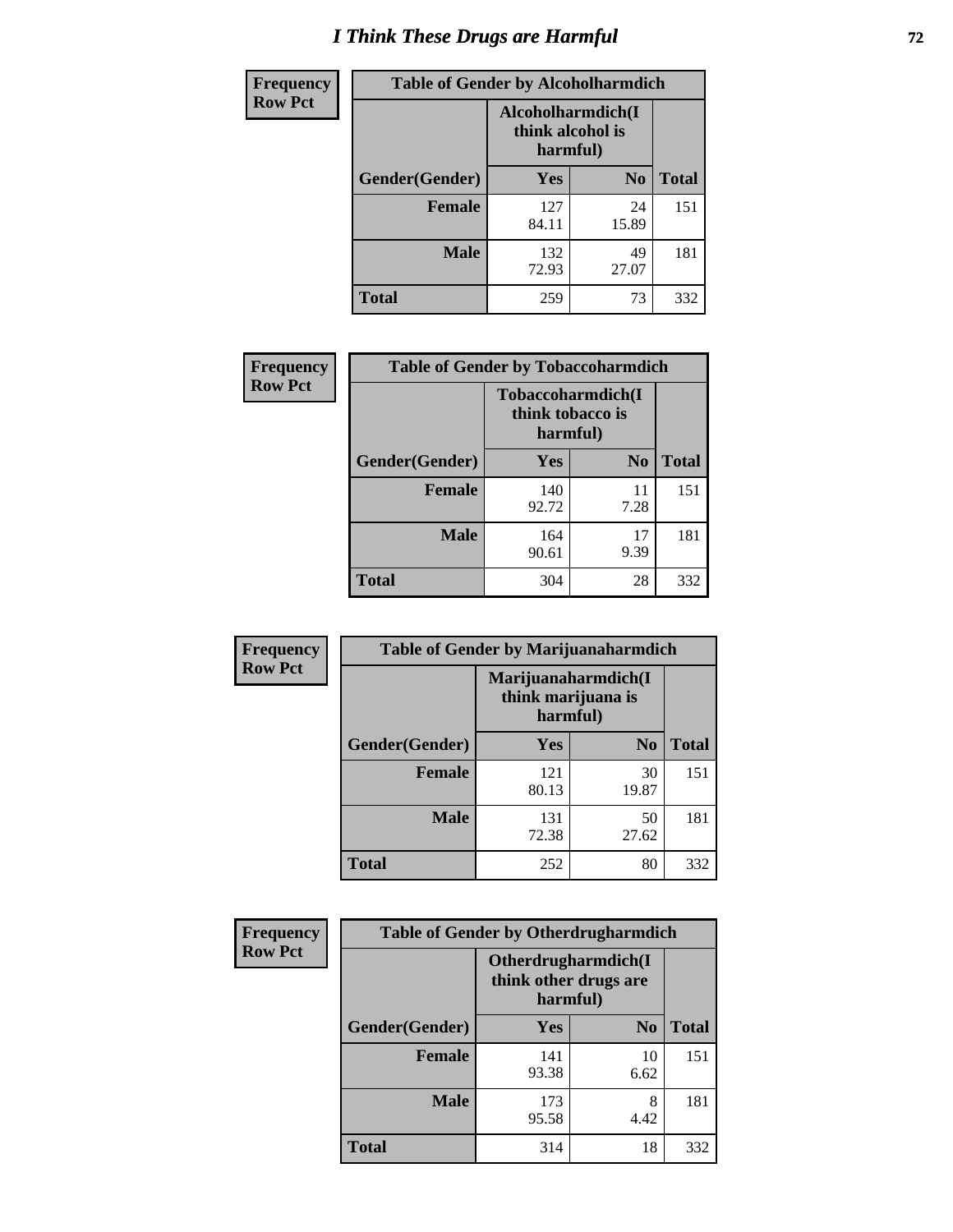# I Think These Drugs are Harmful

| Frequency Row Pct | Table of Gender by Alcoholharmdich | | |
|---|---|---|---|
| | Alcoholharmdich(I think alcohol is harmful) | | |
| Gender(Gender) | Yes | No | Total |
| Female | 127<br>84.11 | 24<br>15.89 | 151 |
| Male | 132<br>72.93 | 49<br>27.07 | 181 |
| Total | 259 | 73 | 332 |

| Frequency Row Pct | Table of Gender by Tobaccoharmdich | | |
|---|---|---|---|
| | Tobaccoharmdich(I think tobacco is harmful) | | |
| Gender(Gender) | Yes | No | Total |
| Female | 140<br>92.72 | 11<br>7.28 | 151 |
| Male | 164<br>90.61 | 17<br>9.39 | 181 |
| Total | 304 | 28 | 332 |

| Frequency Row Pct | Table of Gender by Marijuanaharmdich | | |
|---|---|---|---|
| | Marijuanaharmdich(I think marijuana is harmful) | | |
| Gender(Gender) | Yes | No | Total |
| Female | 121<br>80.13 | 30<br>19.87 | 151 |
| Male | 131<br>72.38 | 50<br>27.62 | 181 |
| Total | 252 | 80 | 332 |

| Frequency Row Pct | Table of Gender by Otherdrugharmdich | | |
|---|---|---|---|
| | Otherdrugharmdich(I think other drugs are harmful) | | |
| Gender(Gender) | Yes | No | Total |
| Female | 141<br>93.38 | 10<br>6.62 | 151 |
| Male | 173<br>95.58 | 8<br>4.42 | 181 |
| Total | 314 | 18 | 332 |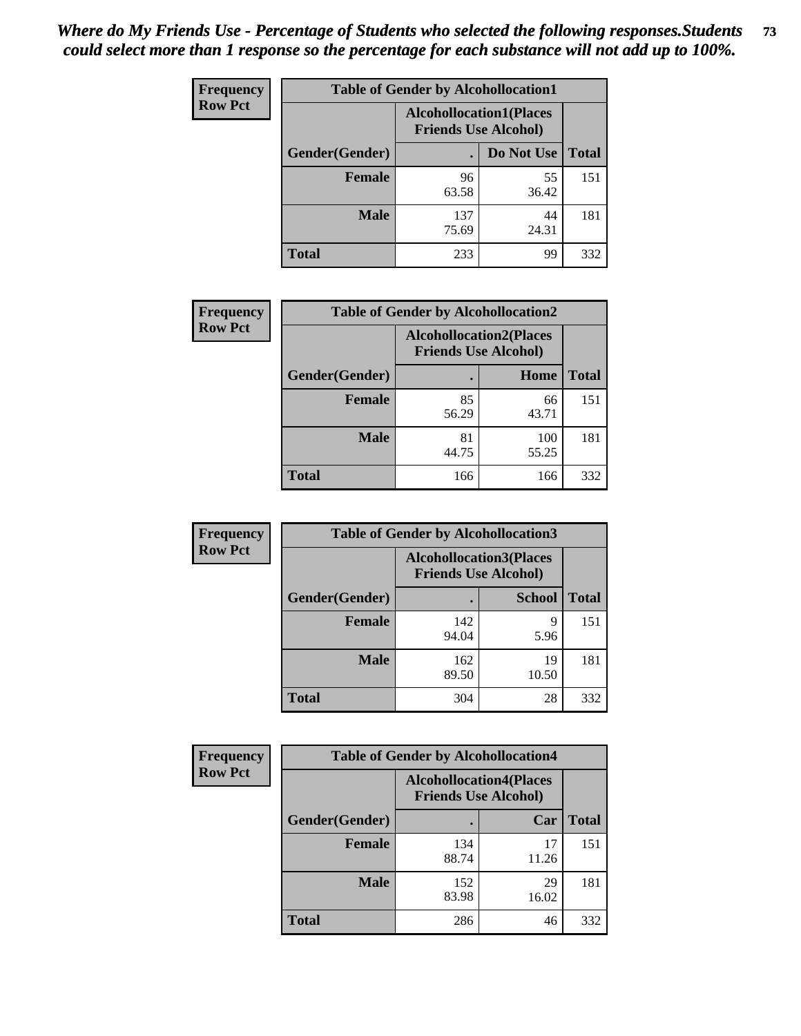*Where do My Friends Use - Percentage of Students who selected the following responses.Students could select more than 1 response so the percentage for each substance will not add up to 100%.*

**Frequency**
**Row Pct**

**Table of Gender by Alcohollocation1**

| Gender(Gender) | Alcohollocation1(Places Friends Use Alcohol) . | Do Not Use | Total |
|---|---|---|---|
| **Female** | 96<br>63.58 | 55<br>36.42 | 151 |
| **Male** | 137<br>75.69 | 44<br>24.31 | 181 |
| **Total** | 233 | 99 | 332 |

**Frequency**
**Row Pct**

**Table of Gender by Alcohollocation2**

| Gender(Gender) | Alcohollocation2(Places Friends Use Alcohol) . | Home | Total |
|---|---|---|---|
| **Female** | 85<br>56.29 | 66<br>43.71 | 151 |
| **Male** | 81<br>44.75 | 100<br>55.25 | 181 |
| **Total** | 166 | 166 | 332 |

**Frequency**
**Row Pct**

**Table of Gender by Alcohollocation3**

| Gender(Gender) | Alcohollocation3(Places Friends Use Alcohol) . | School | Total |
|---|---|---|---|
| **Female** | 142<br>94.04 | 9<br>5.96 | 151 |
| **Male** | 162<br>89.50 | 19<br>10.50 | 181 |
| **Total** | 304 | 28 | 332 |

**Frequency**
**Row Pct**

**Table of Gender by Alcohollocation4**

| Gender(Gender) | Alcohollocation4(Places Friends Use Alcohol) . | Car | Total |
|---|---|---|---|
| **Female** | 134<br>88.74 | 17<br>11.26 | 151 |
| **Male** | 152<br>83.98 | 29<br>16.02 | 181 |
| **Total** | 286 | 46 | 332 |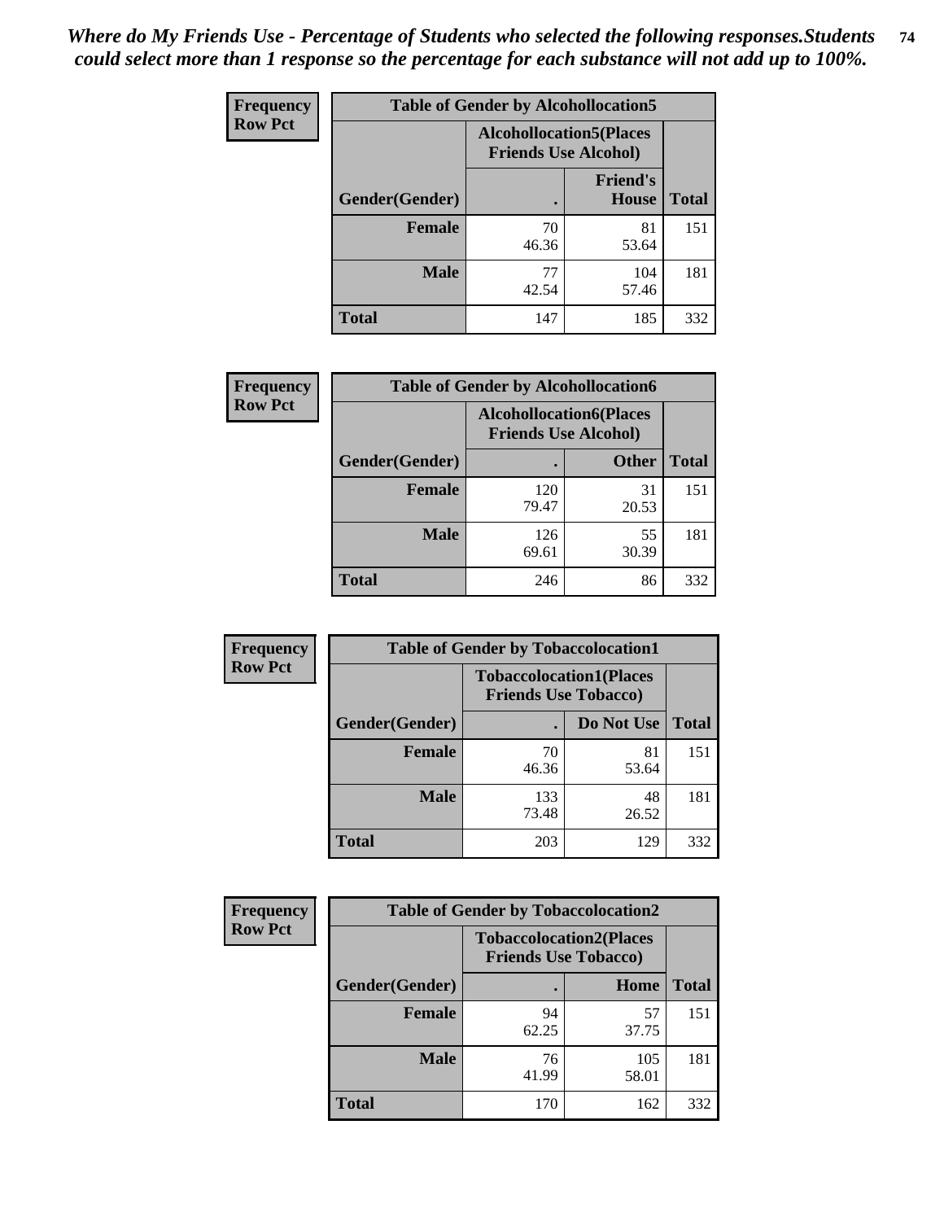*Where do My Friends Use - Percentage of Students who selected the following responses.Students could select more than 1 response so the percentage for each substance will not add up to 100%.*

**Frequency**
**Row Pct**

| Table of Gender by Alcohollocation5 | | | |
|---|---|---|---|
| | Alcohollocation5(Places Friends Use Alcohol) | | |
| Gender(Gender) | . | Friend's House | Total |
| Female | 70<br>46.36 | 81<br>53.64 | 151 |
| Male | 77<br>42.54 | 104<br>57.46 | 181 |
| Total | 147 | 185 | 332 |

**Frequency**
**Row Pct**

| Table of Gender by Alcohollocation6 | | | |
|---|---|---|---|
| | Alcohollocation6(Places Friends Use Alcohol) | | |
| Gender(Gender) | . | Other | Total |
| Female | 120<br>79.47 | 31<br>20.53 | 151 |
| Male | 126<br>69.61 | 55<br>30.39 | 181 |
| Total | 246 | 86 | 332 |

**Frequency**
**Row Pct**

| Table of Gender by Tobaccolocation1 | | | |
|---|---|---|---|
| | Tobaccolocation1(Places Friends Use Tobacco) | | |
| Gender(Gender) | . | Do Not Use | Total |
| Female | 70<br>46.36 | 81<br>53.64 | 151 |
| Male | 133<br>73.48 | 48<br>26.52 | 181 |
| Total | 203 | 129 | 332 |

**Frequency**
**Row Pct**

| Table of Gender by Tobaccolocation2 | | | |
|---|---|---|---|
| | Tobaccolocation2(Places Friends Use Tobacco) | | |
| Gender(Gender) | . | Home | Total |
| Female | 94<br>62.25 | 57<br>37.75 | 151 |
| Male | 76<br>41.99 | 105<br>58.01 | 181 |
| Total | 170 | 162 | 332 |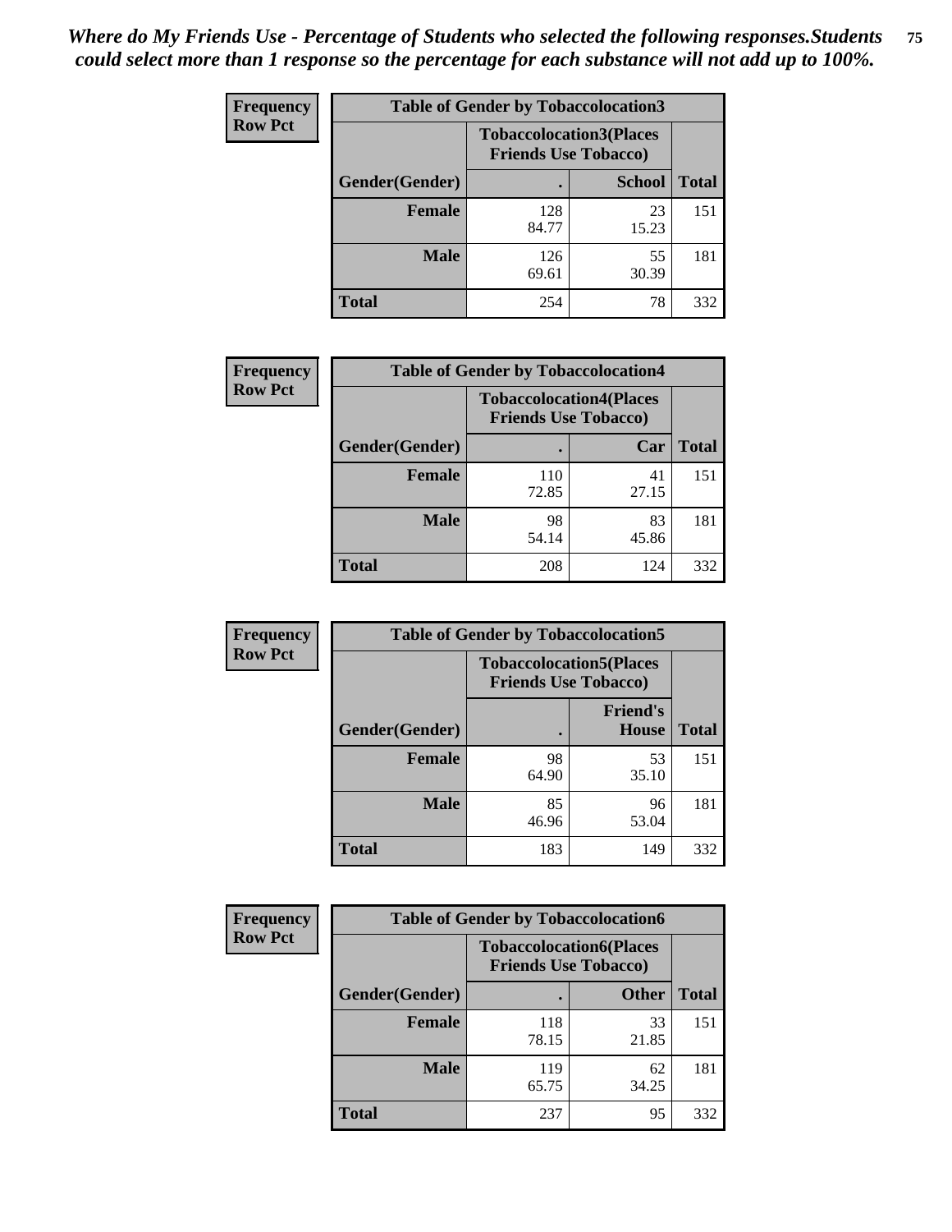*Where do My Friends Use - Percentage of Students who selected the following responses.Students could select more than 1 response so the percentage for each substance will not add up to 100%.*

**Frequency**
**Row Pct**

| Table of Gender by Tobaccolocation3 | | | |
|---|---|---|---|
| | Tobaccolocation3(Places Friends Use Tobacco) | | |
| Gender(Gender) | . | School | Total |
| Female | 128<br>84.77 | 23<br>15.23 | 151 |
| Male | 126<br>69.61 | 55<br>30.39 | 181 |
| Total | 254 | 78 | 332 |

**Frequency**
**Row Pct**

| Table of Gender by Tobaccolocation4 | | | |
|---|---|---|---|
| | Tobaccolocation4(Places Friends Use Tobacco) | | |
| Gender(Gender) | . | Car | Total |
| Female | 110<br>72.85 | 41<br>27.15 | 151 |
| Male | 98<br>54.14 | 83<br>45.86 | 181 |
| Total | 208 | 124 | 332 |

**Frequency**
**Row Pct**

| Table of Gender by Tobaccolocation5 | | | |
|---|---|---|---|
| | Tobaccolocation5(Places Friends Use Tobacco) | | |
| Gender(Gender) | . | Friend's House | Total |
| Female | 98<br>64.90 | 53<br>35.10 | 151 |
| Male | 85<br>46.96 | 96<br>53.04 | 181 |
| Total | 183 | 149 | 332 |

**Frequency**
**Row Pct**

| Table of Gender by Tobaccolocation6 | | | |
|---|---|---|---|
| | Tobaccolocation6(Places Friends Use Tobacco) | | |
| Gender(Gender) | . | Other | Total |
| Female | 118<br>78.15 | 33<br>21.85 | 151 |
| Male | 119<br>65.75 | 62<br>34.25 | 181 |
| Total | 237 | 95 | 332 |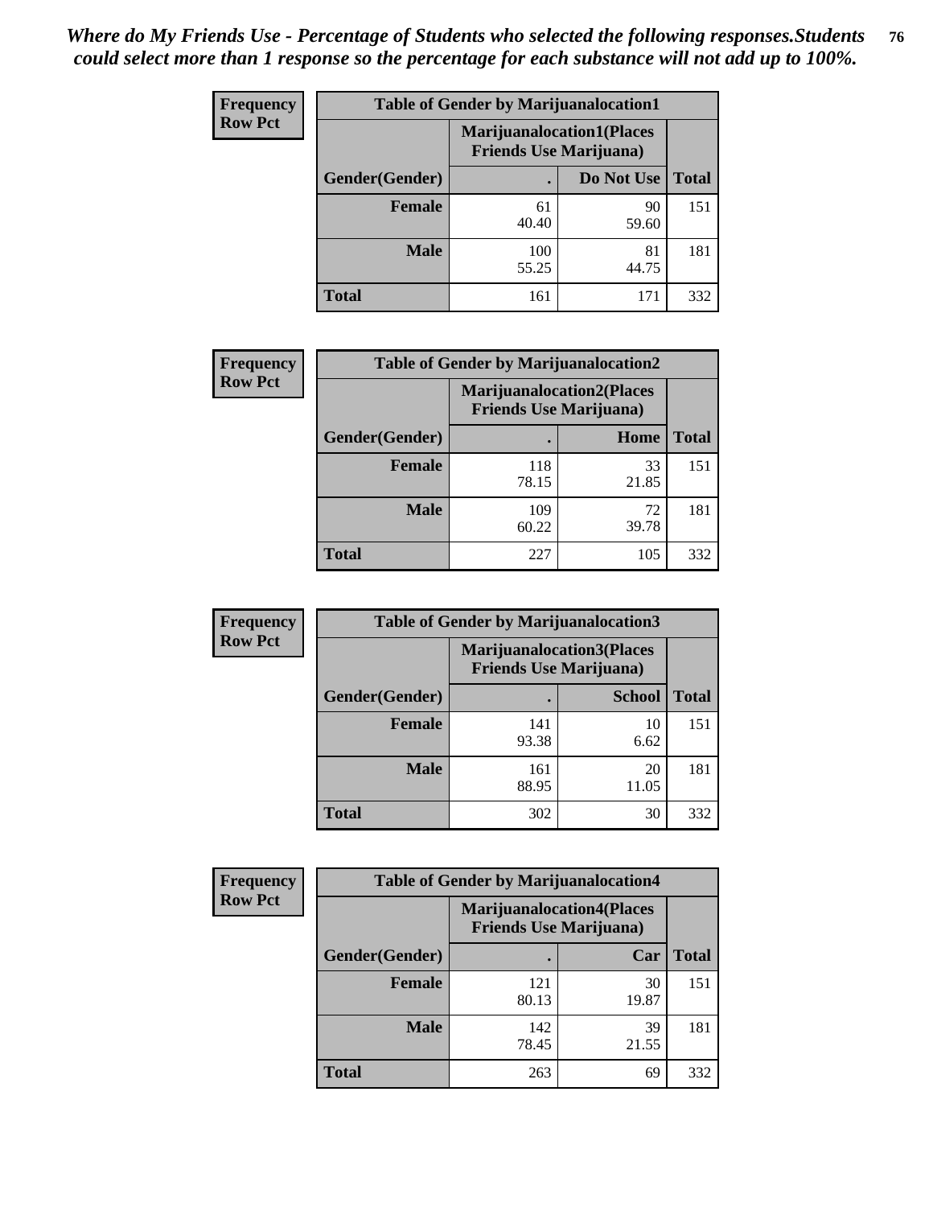*Where do My Friends Use - Percentage of Students who selected the following responses.Students could select more than 1 response so the percentage for each substance will not add up to 100%.*

**Frequency**
**Row Pct**

| Table of Gender by Marijuanalocation1 | | | |
|---|---|---|---|
| | Marijuanalocation1(Places Friends Use Marijuana) | | |
| Gender(Gender) | . | Do Not Use | Total |
| Female | 61<br>40.40 | 90<br>59.60 | 151 |
| Male | 100<br>55.25 | 81<br>44.75 | 181 |
| Total | 161 | 171 | 332 |

**Frequency**
**Row Pct**

| Table of Gender by Marijuanalocation2 | | | |
|---|---|---|---|
| | Marijuanalocation2(Places Friends Use Marijuana) | | |
| Gender(Gender) | . | Home | Total |
| Female | 118<br>78.15 | 33<br>21.85 | 151 |
| Male | 109<br>60.22 | 72<br>39.78 | 181 |
| Total | 227 | 105 | 332 |

**Frequency**
**Row Pct**

| Table of Gender by Marijuanalocation3 | | | |
|---|---|---|---|
| | Marijuanalocation3(Places Friends Use Marijuana) | | |
| Gender(Gender) | . | School | Total |
| Female | 141<br>93.38 | 10<br>6.62 | 151 |
| Male | 161<br>88.95 | 20<br>11.05 | 181 |
| Total | 302 | 30 | 332 |

**Frequency**
**Row Pct**

| Table of Gender by Marijuanalocation4 | | | |
|---|---|---|---|
| | Marijuanalocation4(Places Friends Use Marijuana) | | |
| Gender(Gender) | . | Car | Total |
| Female | 121<br>80.13 | 30<br>19.87 | 151 |
| Male | 142<br>78.45 | 39<br>21.55 | 181 |
| Total | 263 | 69 | 332 |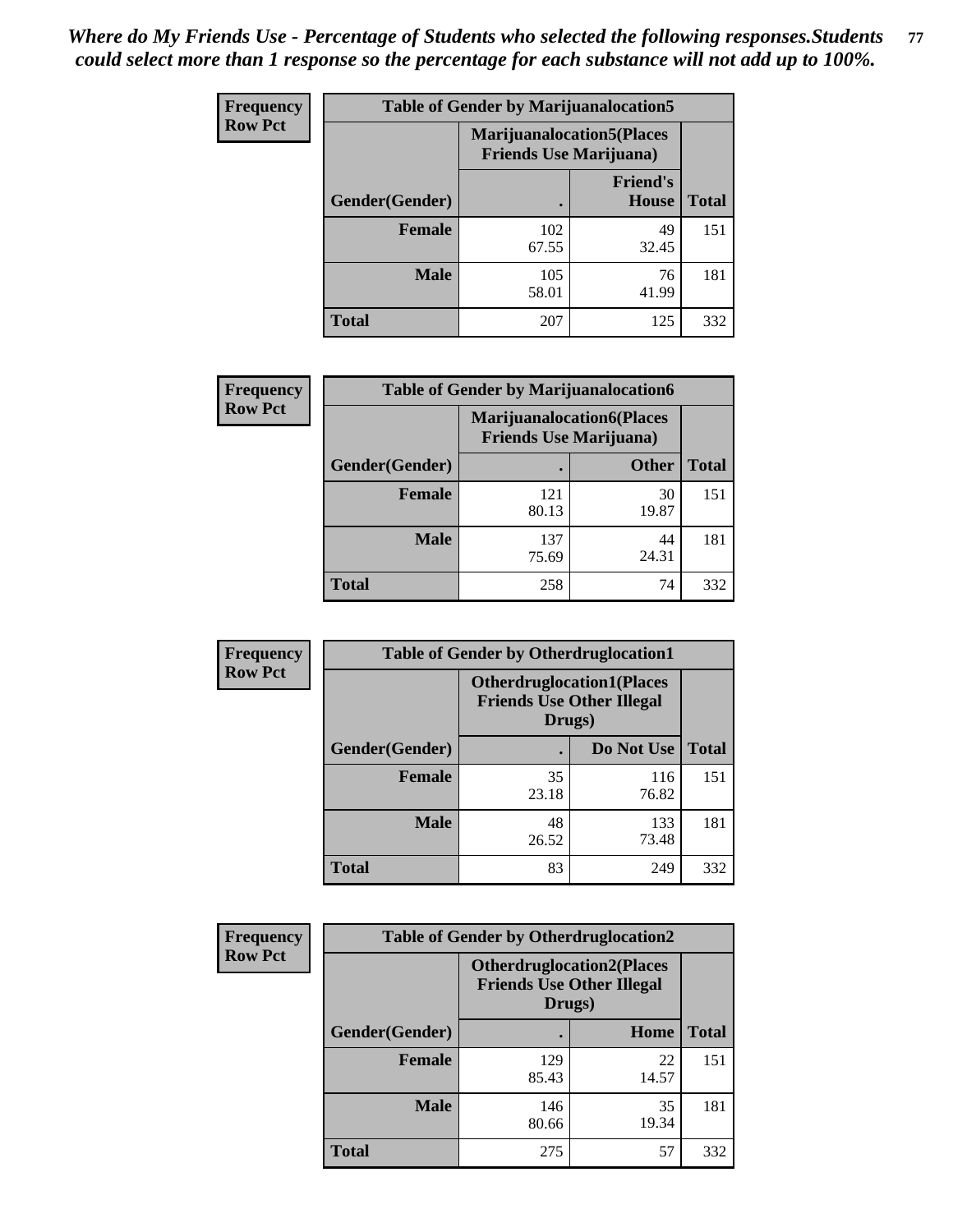*Where do My Friends Use - Percentage of Students who selected the following responses.Students could select more than 1 response so the percentage for each substance will not add up to 100%.*

**Frequency Row Pct**

| Table of Gender by Marijuanalocation5 | | | |
|---|---|---|---|
| | Marijuanalocation5(Places Friends Use Marijuana) | | |
| Gender(Gender) | . | Friend's House | Total |
| Female | 102<br>67.55 | 49<br>32.45 | 151 |
| Male | 105<br>58.01 | 76<br>41.99 | 181 |
| Total | 207 | 125 | 332 |

**Frequency Row Pct**

| Table of Gender by Marijuanalocation6 | | | |
|---|---|---|---|
| | Marijuanalocation6(Places Friends Use Marijuana) | | |
| Gender(Gender) | . | Other | Total |
| Female | 121<br>80.13 | 30<br>19.87 | 151 |
| Male | 137<br>75.69 | 44<br>24.31 | 181 |
| Total | 258 | 74 | 332 |

**Frequency Row Pct**

| Table of Gender by Otherdruglocation1 | | | |
|---|---|---|---|
| | Otherdruglocation1(Places Friends Use Other Illegal Drugs) | | |
| Gender(Gender) | . | Do Not Use | Total |
| Female | 35<br>23.18 | 116<br>76.82 | 151 |
| Male | 48<br>26.52 | 133<br>73.48 | 181 |
| Total | 83 | 249 | 332 |

**Frequency Row Pct**

| Table of Gender by Otherdruglocation2 | | | |
|---|---|---|---|
| | Otherdruglocation2(Places Friends Use Other Illegal Drugs) | | |
| Gender(Gender) | . | Home | Total |
| Female | 129<br>85.43 | 22<br>14.57 | 151 |
| Male | 146<br>80.66 | 35<br>19.34 | 181 |
| Total | 275 | 57 | 332 |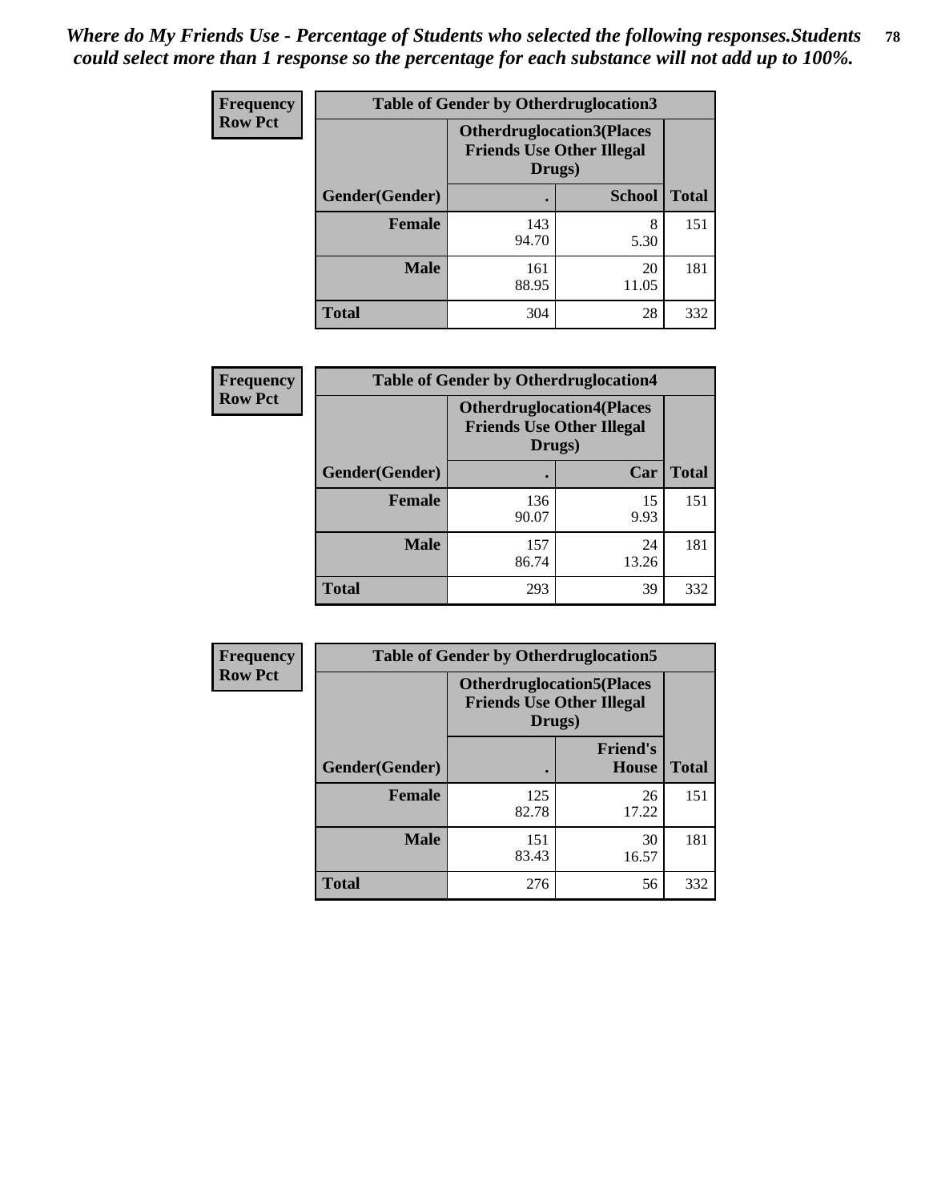*Where do My Friends Use - Percentage of Students who selected the following responses.Students could select more than 1 response so the percentage for each substance will not add up to 100%.*

**Frequency**
**Row Pct**

**Table of Gender by Otherdruglocation3**

| Gender(Gender) | Otherdruglocation3(Places Friends Use Other Illegal Drugs) . | School | Total |
|---|---|---|---|
| **Female** | 143<br>94.70 | 8<br>5.30 | 151 |
| **Male** | 161<br>88.95 | 20<br>11.05 | 181 |
| **Total** | 304 | 28 | 332 |

**Frequency**
**Row Pct**

**Table of Gender by Otherdruglocation4**

| Gender(Gender) | Otherdruglocation4(Places Friends Use Other Illegal Drugs) . | Car | Total |
|---|---|---|---|
| **Female** | 136<br>90.07 | 15<br>9.93 | 151 |
| **Male** | 157<br>86.74 | 24<br>13.26 | 181 |
| **Total** | 293 | 39 | 332 |

**Frequency**
**Row Pct**

**Table of Gender by Otherdruglocation5**

| Gender(Gender) | Otherdruglocation5(Places Friends Use Other Illegal Drugs) . | Friend's House | Total |
|---|---|---|---|
| **Female** | 125<br>82.78 | 26<br>17.22 | 151 |
| **Male** | 151<br>83.43 | 30<br>16.57 | 181 |
| **Total** | 276 | 56 | 332 |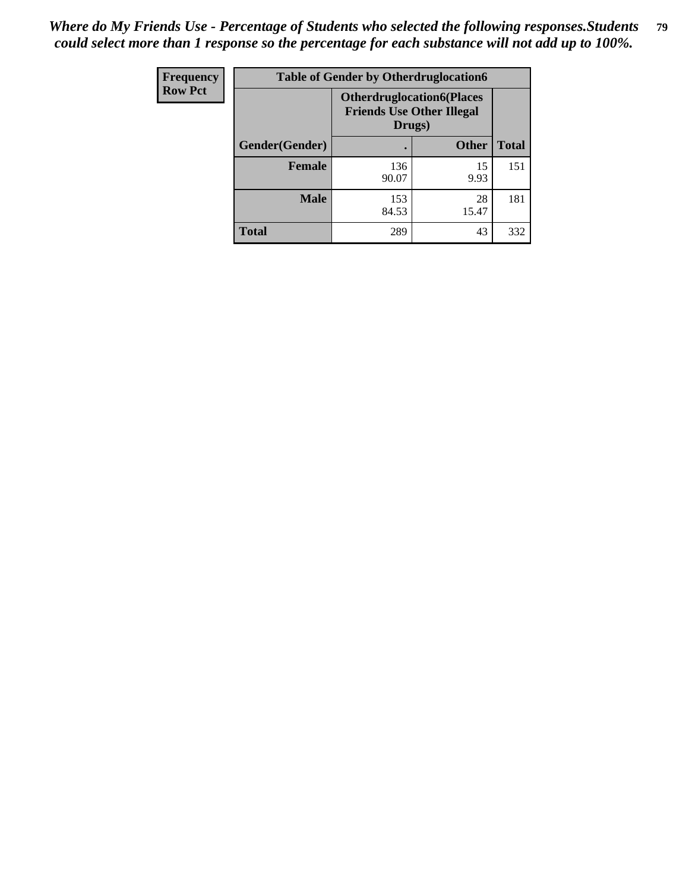*Where do My Friends Use - Percentage of Students who selected the following responses.Students could select more than 1 response so the percentage for each substance will not add up to 100%.*

| Frequency<br>Row Pct | Table of Gender by Otherdruglocation6 | | |
|---|---|---|---|
| | **Otherdruglocation6(Places Friends Use Other Illegal Drugs)** | | |
| **Gender(Gender)** | **.** | **Other** | **Total** |
| **Female** | 136<br>90.07 | 15<br>9.93 | 151 |
| **Male** | 153<br>84.53 | 28<br>15.47 | 181 |
| **Total** | 289 | 43 | 332 |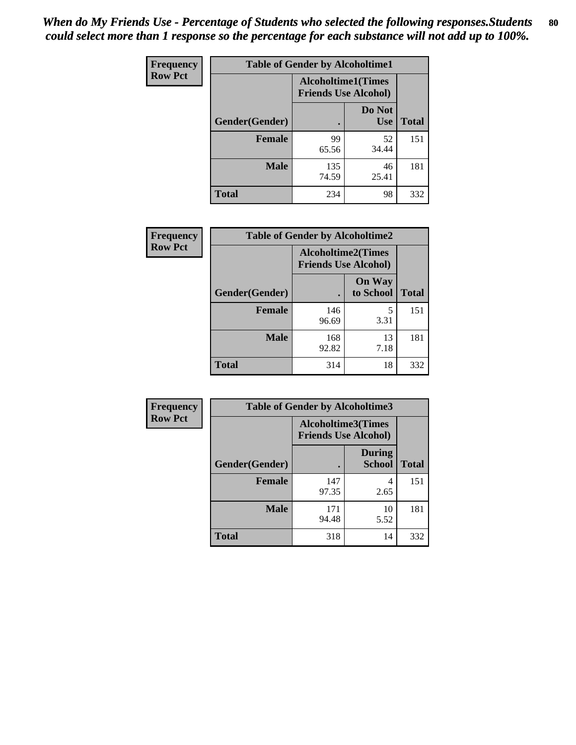*When do My Friends Use - Percentage of Students who selected the following responses.Students could select more than 1 response so the percentage for each substance will not add up to 100%.*

**Frequency**
**Row Pct**

| Table of Gender by Alcoholtime1 | | | |
|---|---|---|---|
| | Alcoholtime1(Times Friends Use Alcohol) | | |
| Gender(Gender) | . | Do Not Use | Total |
| **Female** | 99<br>65.56 | 52<br>34.44 | 151 |
| **Male** | 135<br>74.59 | 46<br>25.41 | 181 |
| **Total** | 234 | 98 | 332 |

**Frequency**
**Row Pct**

| Table of Gender by Alcoholtime2 | | | |
|---|---|---|---|
| | Alcoholtime2(Times Friends Use Alcohol) | | |
| Gender(Gender) | . | On Way to School | Total |
| **Female** | 146<br>96.69 | 5<br>3.31 | 151 |
| **Male** | 168<br>92.82 | 13<br>7.18 | 181 |
| **Total** | 314 | 18 | 332 |

**Frequency**
**Row Pct**

| Table of Gender by Alcoholtime3 | | | |
|---|---|---|---|
| | Alcoholtime3(Times Friends Use Alcohol) | | |
| Gender(Gender) | . | During School | Total |
| **Female** | 147<br>97.35 | 4<br>2.65 | 151 |
| **Male** | 171<br>94.48 | 10<br>5.52 | 181 |
| **Total** | 318 | 14 | 332 |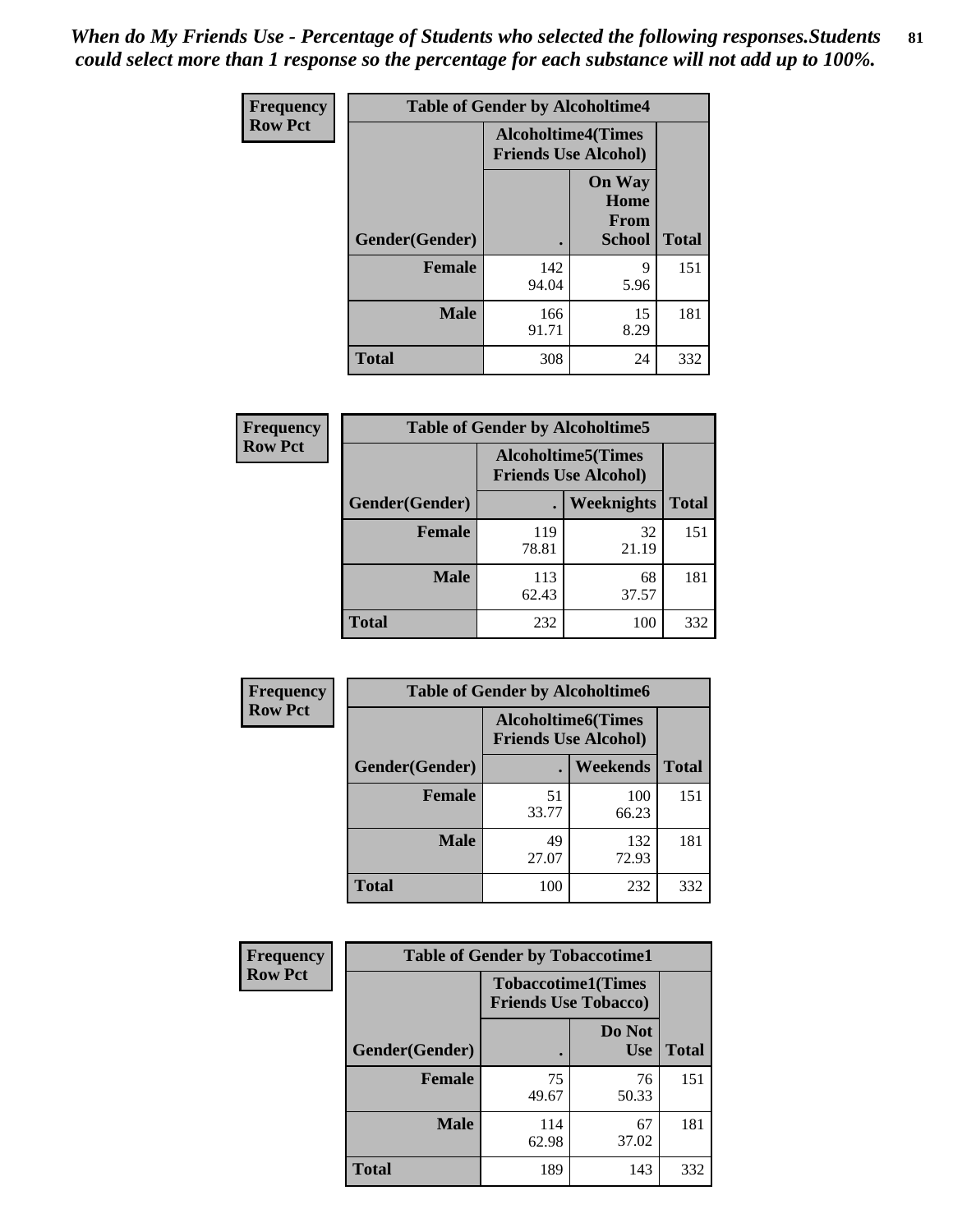*When do My Friends Use - Percentage of Students who selected the following responses.Students could select more than 1 response so the percentage for each substance will not add up to 100%.*

**Frequency**
**Row Pct**

| Table of Gender by Alcoholtime4 | | | |
|---|---|---|---|
| | Alcoholtime4(Times Friends Use Alcohol) | | |
| Gender(Gender) | . | On Way Home From School | Total |
| **Female** | 142<br>94.04 | 9<br>5.96 | 151 |
| **Male** | 166<br>91.71 | 15<br>8.29 | 181 |
| **Total** | 308 | 24 | 332 |

**Frequency**
**Row Pct**

| Table of Gender by Alcoholtime5 | | | |
|---|---|---|---|
| | Alcoholtime5(Times Friends Use Alcohol) | | |
| Gender(Gender) | . | Weeknights | Total |
| **Female** | 119<br>78.81 | 32<br>21.19 | 151 |
| **Male** | 113<br>62.43 | 68<br>37.57 | 181 |
| **Total** | 232 | 100 | 332 |

**Frequency**
**Row Pct**

| Table of Gender by Alcoholtime6 | | | |
|---|---|---|---|
| | Alcoholtime6(Times Friends Use Alcohol) | | |
| Gender(Gender) | . | Weekends | Total |
| **Female** | 51<br>33.77 | 100<br>66.23 | 151 |
| **Male** | 49<br>27.07 | 132<br>72.93 | 181 |
| **Total** | 100 | 232 | 332 |

**Frequency**
**Row Pct**

| Table of Gender by Tobaccotime1 | | | |
|---|---|---|---|
| | Tobaccotime1(Times Friends Use Tobacco) | | |
| Gender(Gender) | . | Do Not Use | Total |
| **Female** | 75<br>49.67 | 76<br>50.33 | 151 |
| **Male** | 114<br>62.98 | 67<br>37.02 | 181 |
| **Total** | 189 | 143 | 332 |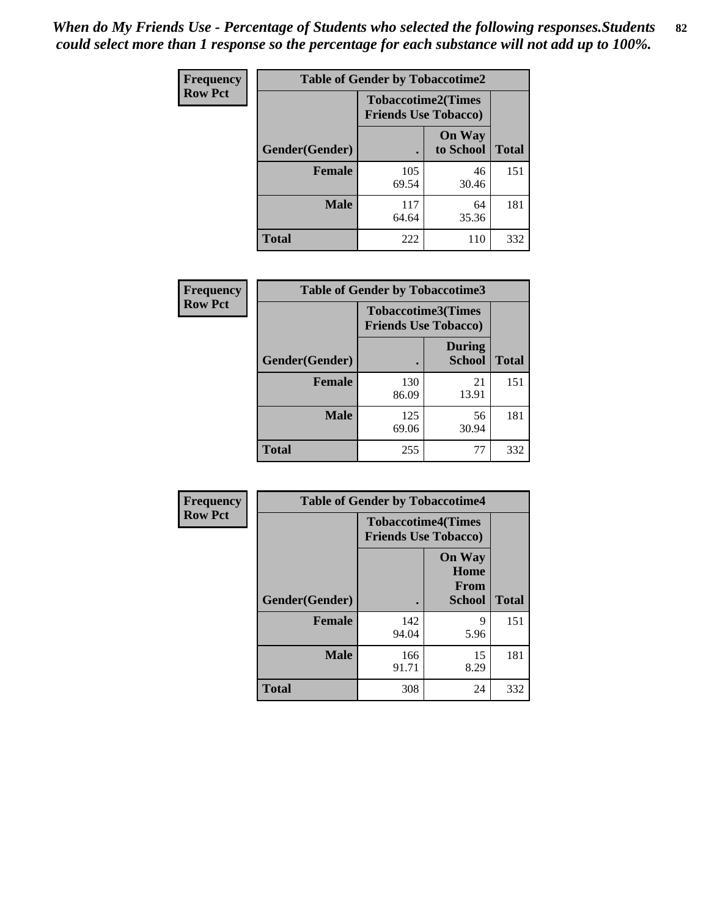*When do My Friends Use - Percentage of Students who selected the following responses.Students could select more than 1 response so the percentage for each substance will not add up to 100%.*

**Frequency**
**Row Pct**

| Table of Gender by Tobaccotime2 | | | |
|---|---|---|---|
| | Tobaccotime2(Times Friends Use Tobacco) | | |
| Gender(Gender) | . | On Way to School | Total |
| **Female** | 105<br>69.54 | 46<br>30.46 | 151 |
| **Male** | 117<br>64.64 | 64<br>35.36 | 181 |
| **Total** | 222 | 110 | 332 |

**Frequency**
**Row Pct**

| Table of Gender by Tobaccotime3 | | | |
|---|---|---|---|
| | Tobaccotime3(Times Friends Use Tobacco) | | |
| Gender(Gender) | . | During School | Total |
| **Female** | 130<br>86.09 | 21<br>13.91 | 151 |
| **Male** | 125<br>69.06 | 56<br>30.94 | 181 |
| **Total** | 255 | 77 | 332 |

**Frequency**
**Row Pct**

| Table of Gender by Tobaccotime4 | | | |
|---|---|---|---|
| | Tobaccotime4(Times Friends Use Tobacco) | | |
| Gender(Gender) | . | On Way Home From School | Total |
| **Female** | 142<br>94.04 | 9<br>5.96 | 151 |
| **Male** | 166<br>91.71 | 15<br>8.29 | 181 |
| **Total** | 308 | 24 | 332 |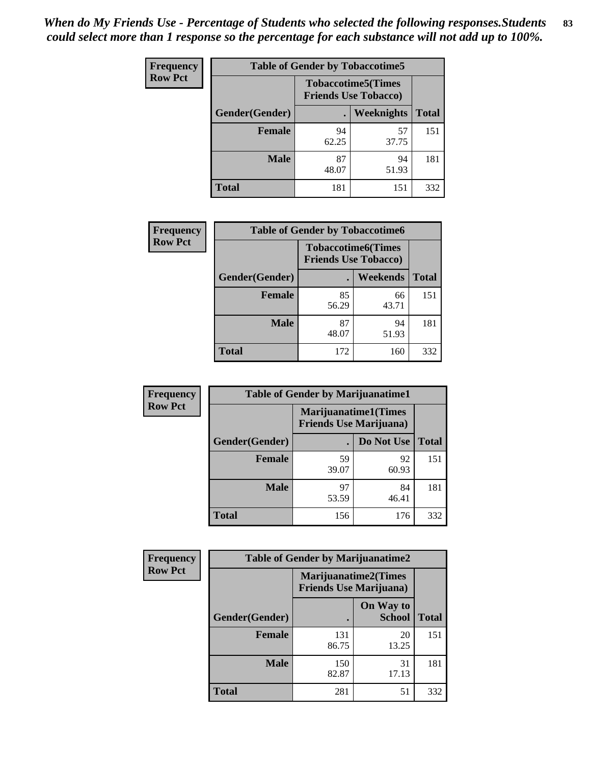*When do My Friends Use - Percentage of Students who selected the following responses.Students could select more than 1 response so the percentage for each substance will not add up to 100%.*

**Frequency**
**Row Pct**

| Table of Gender by Tobaccotime5 | | | |
|---|---|---|---|
| | Tobaccotime5(Times Friends Use Tobacco) | | |
| Gender(Gender) | . | Weeknights | Total |
| **Female** | 94<br>62.25 | 57<br>37.75 | 151 |
| **Male** | 87<br>48.07 | 94<br>51.93 | 181 |
| **Total** | 181 | 151 | 332 |

**Frequency**
**Row Pct**

| Table of Gender by Tobaccotime6 | | | |
|---|---|---|---|
| | Tobaccotime6(Times Friends Use Tobacco) | | |
| Gender(Gender) | . | Weekends | Total |
| **Female** | 85<br>56.29 | 66<br>43.71 | 151 |
| **Male** | 87<br>48.07 | 94<br>51.93 | 181 |
| **Total** | 172 | 160 | 332 |

**Frequency**
**Row Pct**

| Table of Gender by Marijuanatime1 | | | |
|---|---|---|---|
| | Marijuanatime1(Times Friends Use Marijuana) | | |
| Gender(Gender) | . | Do Not Use | Total |
| **Female** | 59<br>39.07 | 92<br>60.93 | 151 |
| **Male** | 97<br>53.59 | 84<br>46.41 | 181 |
| **Total** | 156 | 176 | 332 |

**Frequency**
**Row Pct**

| Table of Gender by Marijuanatime2 | | | |
|---|---|---|---|
| | Marijuanatime2(Times Friends Use Marijuana) | | |
| Gender(Gender) | . | On Way to School | Total |
| **Female** | 131<br>86.75 | 20<br>13.25 | 151 |
| **Male** | 150<br>82.87 | 31<br>17.13 | 181 |
| **Total** | 281 | 51 | 332 |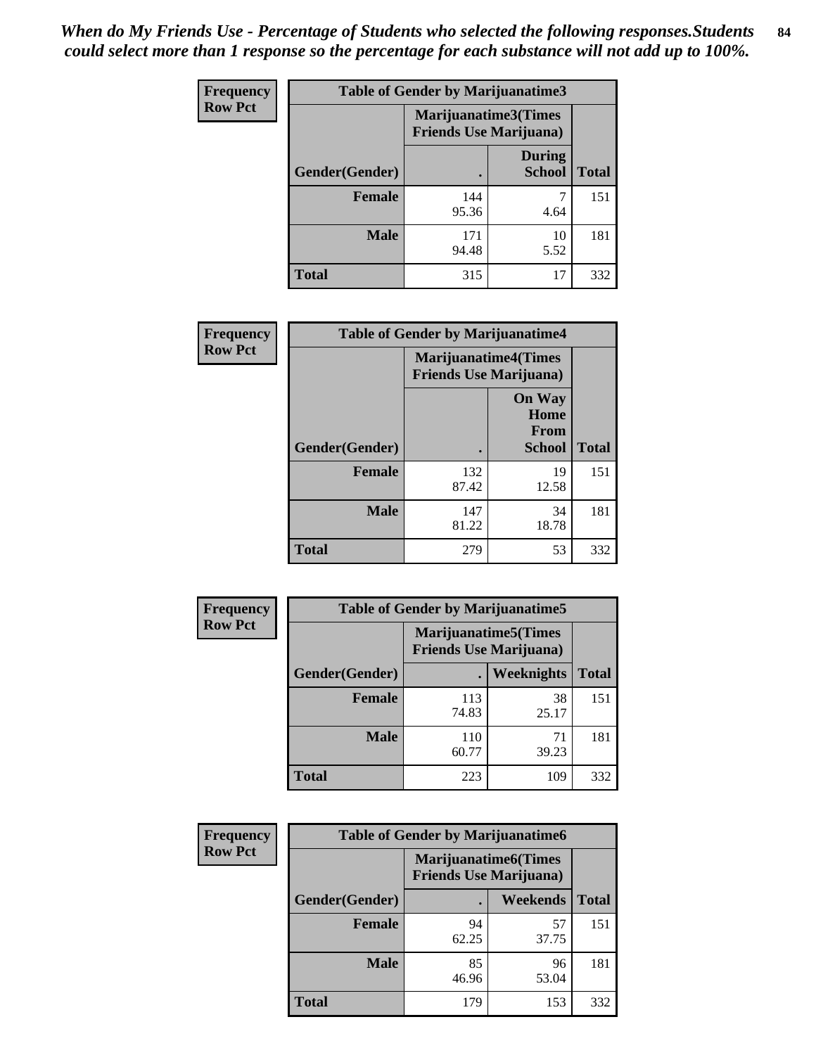*When do My Friends Use - Percentage of Students who selected the following responses.Students could select more than 1 response so the percentage for each substance will not add up to 100%.*

**Frequency**
**Row Pct**

| Table of Gender by Marijuanatime3 | | | |
|---|---|---|---|
| | Marijuanatime3(Times Friends Use Marijuana) | | |
| Gender(Gender) | . | During School | Total |
| **Female** | 144<br>95.36 | 7<br>4.64 | 151 |
| **Male** | 171<br>94.48 | 10<br>5.52 | 181 |
| **Total** | 315 | 17 | 332 |

**Frequency**
**Row Pct**

| Table of Gender by Marijuanatime4 | | | |
|---|---|---|---|
| | Marijuanatime4(Times Friends Use Marijuana) | | |
| Gender(Gender) | . | On Way Home From School | Total |
| **Female** | 132<br>87.42 | 19<br>12.58 | 151 |
| **Male** | 147<br>81.22 | 34<br>18.78 | 181 |
| **Total** | 279 | 53 | 332 |

**Frequency**
**Row Pct**

| Table of Gender by Marijuanatime5 | | | |
|---|---|---|---|
| | Marijuanatime5(Times Friends Use Marijuana) | | |
| Gender(Gender) | . | Weeknights | Total |
| **Female** | 113<br>74.83 | 38<br>25.17 | 151 |
| **Male** | 110<br>60.77 | 71<br>39.23 | 181 |
| **Total** | 223 | 109 | 332 |

**Frequency**
**Row Pct**

| Table of Gender by Marijuanatime6 | | | |
|---|---|---|---|
| | Marijuanatime6(Times Friends Use Marijuana) | | |
| Gender(Gender) | . | Weekends | Total |
| **Female** | 94<br>62.25 | 57<br>37.75 | 151 |
| **Male** | 85<br>46.96 | 96<br>53.04 | 181 |
| **Total** | 179 | 153 | 332 |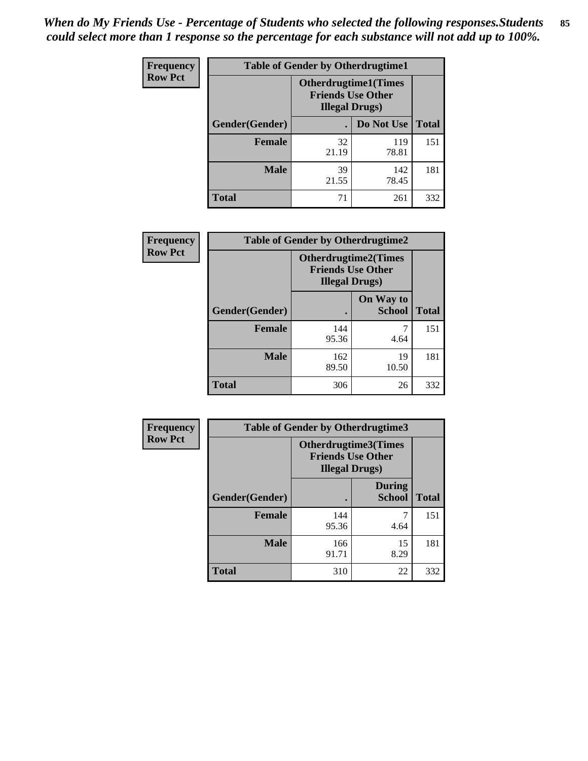*When do My Friends Use - Percentage of Students who selected the following responses.Students could select more than 1 response so the percentage for each substance will not add up to 100%.*

**Frequency**
**Row Pct**

| Table of Gender by Otherdrugtime1 | | | |
|---|---|---|---|
| | Otherdrugtime1(Times Friends Use Other Illegal Drugs) | | |
| Gender(Gender) | . | Do Not Use | Total |
| **Female** | 32<br>21.19 | 119<br>78.81 | 151 |
| **Male** | 39<br>21.55 | 142<br>78.45 | 181 |
| **Total** | 71 | 261 | 332 |

**Frequency**
**Row Pct**

| Table of Gender by Otherdrugtime2 | | | |
|---|---|---|---|
| | Otherdrugtime2(Times Friends Use Other Illegal Drugs) | | |
| Gender(Gender) | . | On Way to School | Total |
| **Female** | 144<br>95.36 | 7<br>4.64 | 151 |
| **Male** | 162<br>89.50 | 19<br>10.50 | 181 |
| **Total** | 306 | 26 | 332 |

**Frequency**
**Row Pct**

| Table of Gender by Otherdrugtime3 | | | |
|---|---|---|---|
| | Otherdrugtime3(Times Friends Use Other Illegal Drugs) | | |
| Gender(Gender) | . | During School | Total |
| **Female** | 144<br>95.36 | 7<br>4.64 | 151 |
| **Male** | 166<br>91.71 | 15<br>8.29 | 181 |
| **Total** | 310 | 22 | 332 |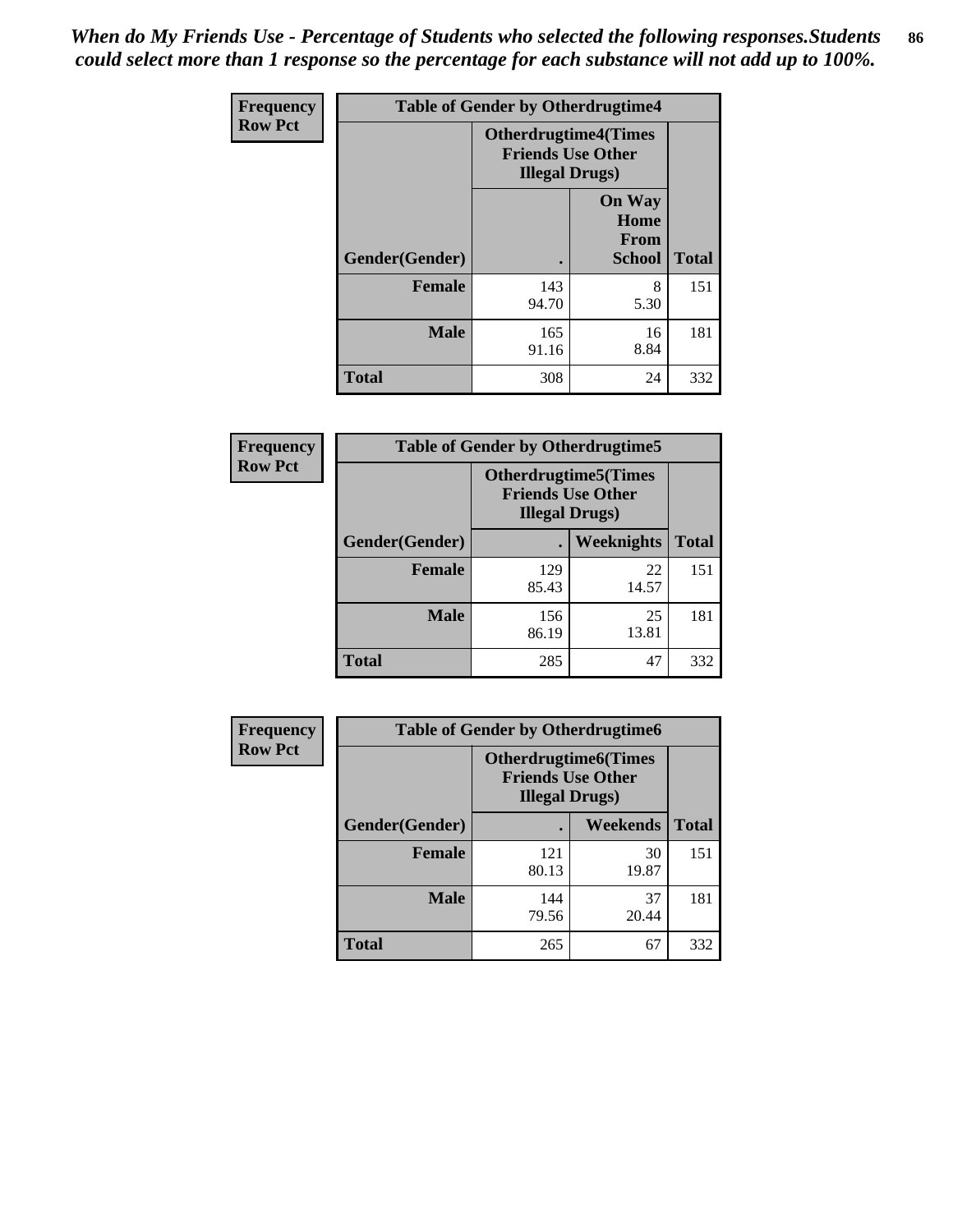*When do My Friends Use - Percentage of Students who selected the following responses.Students could select more than 1 response so the percentage for each substance will not add up to 100%.*

**Frequency**
**Row Pct**

| Table of Gender by Otherdrugtime4 | | | |
|---|---|---|---|
| | Otherdrugtime4(Times Friends Use Other Illegal Drugs) | | |
| Gender(Gender) | . | On Way Home From School | Total |
| **Female** | 143<br>94.70 | 8<br>5.30 | 151 |
| **Male** | 165<br>91.16 | 16<br>8.84 | 181 |
| **Total** | 308 | 24 | 332 |

**Frequency**
**Row Pct**

| Table of Gender by Otherdrugtime5 | | | |
|---|---|---|---|
| | Otherdrugtime5(Times Friends Use Other Illegal Drugs) | | |
| Gender(Gender) | . | Weeknights | Total |
| **Female** | 129<br>85.43 | 22<br>14.57 | 151 |
| **Male** | 156<br>86.19 | 25<br>13.81 | 181 |
| **Total** | 285 | 47 | 332 |

**Frequency**
**Row Pct**

| Table of Gender by Otherdrugtime6 | | | |
|---|---|---|---|
| | Otherdrugtime6(Times Friends Use Other Illegal Drugs) | | |
| Gender(Gender) | . | Weekends | Total |
| **Female** | 121<br>80.13 | 30<br>19.87 | 151 |
| **Male** | 144<br>79.56 | 37<br>20.44 | 181 |
| **Total** | 265 | 67 | 332 |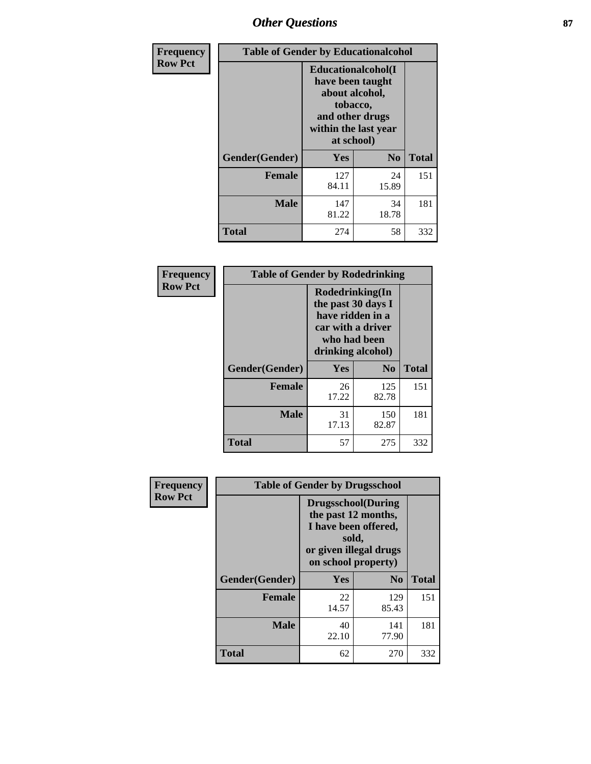| Frequency<br>Row Pct | Table of Gender by Educationalcohol | | |
|---|---|---|---|
| | Educationalcohol(I have been taught about alcohol, tobacco, and other drugs within the last year at school) | | |
| Gender(Gender) | Yes | No | Total |
| Female | 127<br>84.11 | 24<br>15.89 | 151 |
| Male | 147<br>81.22 | 34<br>18.78 | 181 |
| Total | 274 | 58 | 332 |

| Frequency<br>Row Pct | Table of Gender by Rodedrinking | | |
|---|---|---|---|
| | Rodedrinking(In the past 30 days I have ridden in a car with a driver who had been drinking alcohol) | | |
| Gender(Gender) | Yes | No | Total |
| Female | 26<br>17.22 | 125<br>82.78 | 151 |
| Male | 31<br>17.13 | 150<br>82.87 | 181 |
| Total | 57 | 275 | 332 |

| Frequency<br>Row Pct | Table of Gender by Drugsschool | | |
|---|---|---|---|
| | Drugsschool(During the past 12 months, I have been offered, sold, or given illegal drugs on school property) | | |
| Gender(Gender) | Yes | No | Total |
| Female | 22<br>14.57 | 129<br>85.43 | 151 |
| Male | 40<br>22.10 | 141<br>77.90 | 181 |
| Total | 62 | 270 | 332 |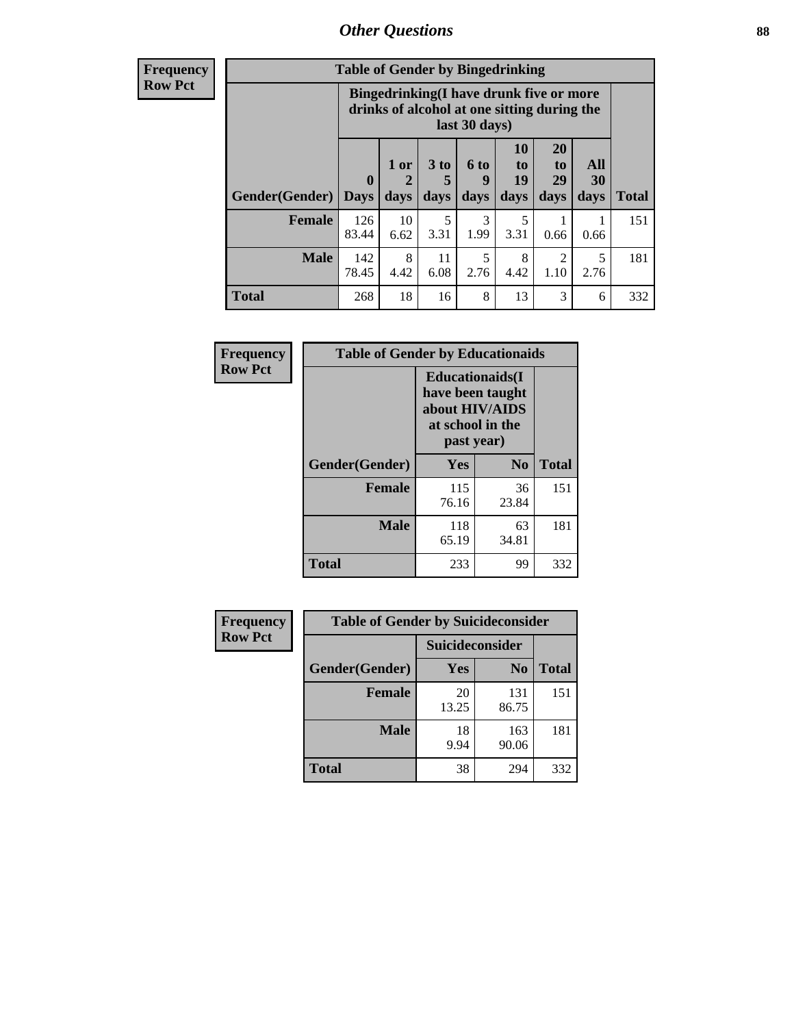| Frequency<br>Row Pct | Table of Gender by Bingedrinking | | | | | | | |
|---|---|---|---|---|---|---|---|---|
| | Bingedrinking(I have drunk five or more drinks of alcohol at one sitting during the last 30 days) | | | | | | | |
| Gender(Gender) | 0 Days | 1 or 2 days | 3 to 5 days | 6 to 9 days | 10 to 19 days | 20 to 29 days | All 30 days | Total |
| Female | 126<br>83.44 | 10<br>6.62 | 5<br>3.31 | 3<br>1.99 | 5<br>3.31 | 1<br>0.66 | 1<br>0.66 | 151 |
| Male | 142<br>78.45 | 8<br>4.42 | 11<br>6.08 | 5<br>2.76 | 8<br>4.42 | 2<br>1.10 | 5<br>2.76 | 181 |
| Total | 268 | 18 | 16 | 8 | 13 | 3 | 6 | 332 |

| Frequency<br>Row Pct | Table of Gender by Educationaids | | |
|---|---|---|---|
| | Educationaids(I have been taught about HIV/AIDS at school in the past year) | | |
| Gender(Gender) | Yes | No | Total |
| Female | 115<br>76.16 | 36<br>23.84 | 151 |
| Male | 118<br>65.19 | 63<br>34.81 | 181 |
| Total | 233 | 99 | 332 |

| Frequency<br>Row Pct | Table of Gender by Suicideconsider | | |
|---|---|---|---|
| | Suicideconsider | | |
| Gender(Gender) | Yes | No | Total |
| Female | 20<br>13.25 | 131<br>86.75 | 151 |
| Male | 18<br>9.94 | 163<br>90.06 | 181 |
| Total | 38 | 294 | 332 |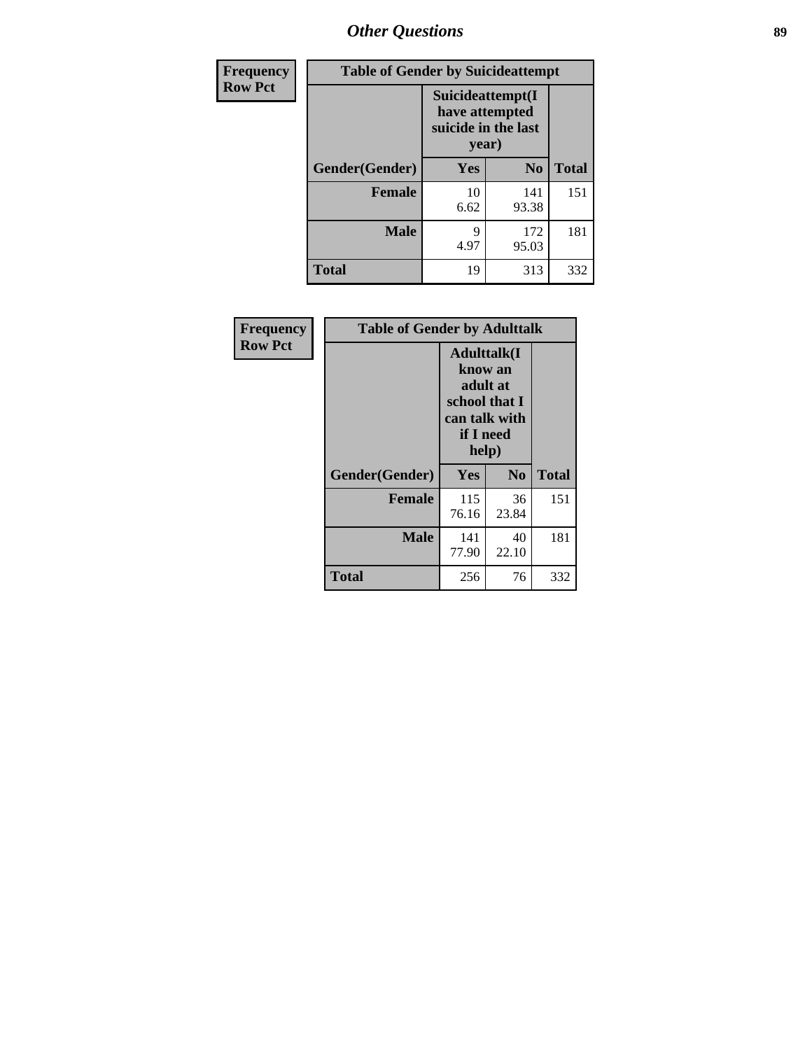## Other Questions

| Frequency<br>Row Pct | Table of Gender by Suicideattempt | | |
|---|---|---|---|
| | Suicideattempt(I have attempted suicide in the last year) | | |
| Gender(Gender) | Yes | No | Total |
| Female | 10<br>6.62 | 141<br>93.38 | 151 |
| Male | 9<br>4.97 | 172<br>95.03 | 181 |
| Total | 19 | 313 | 332 |

| Frequency<br>Row Pct | Table of Gender by Adulttalk | | |
|---|---|---|---|
| | Adulttalk(I know an adult at school that I can talk with if I need help) | | |
| Gender(Gender) | Yes | No | Total |
| Female | 115<br>76.16 | 36<br>23.84 | 151 |
| Male | 141<br>77.90 | 40<br>22.10 | 181 |
| Total | 256 | 76 | 332 |